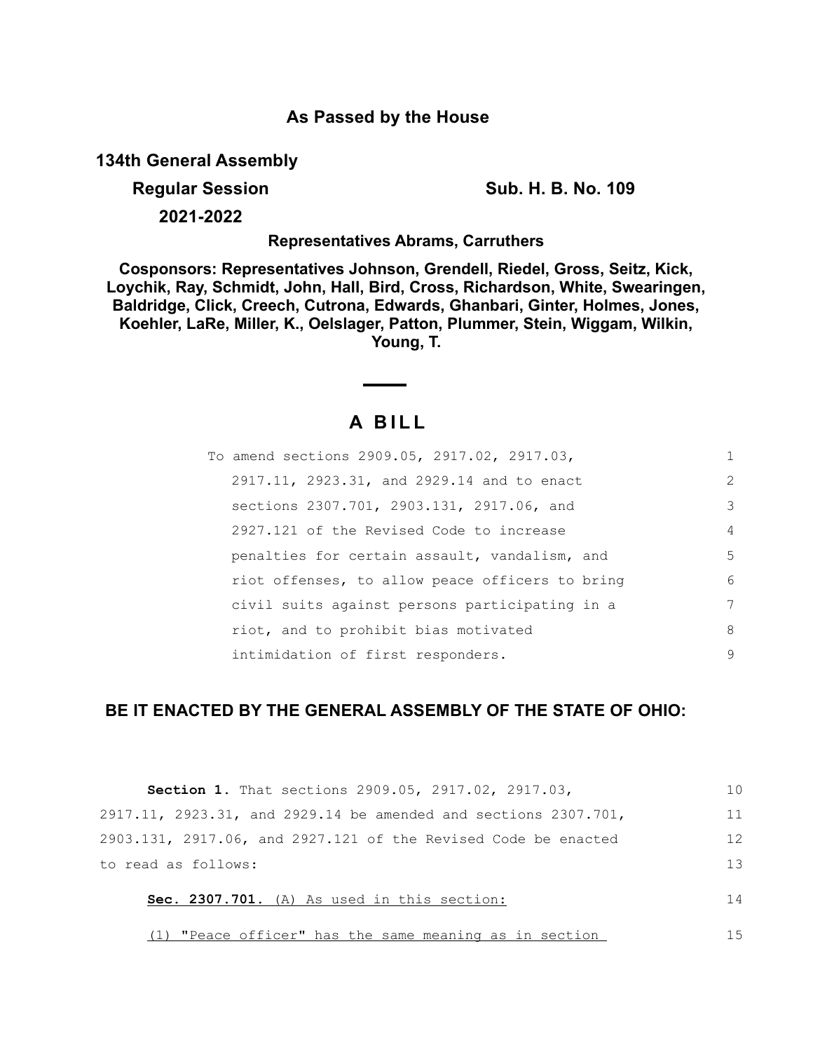**As Passed by the House**

**134th General Assembly**

**Regular Session** **Sub. H. B. No. 109**

**2021-2022**

**Representatives Abrams, Carruthers**

**Cosponsors: Representatives Johnson, Grendell, Riedel, Gross, Seitz, Kick, Loychik, Ray, Schmidt, John, Hall, Bird, Cross, Richardson, White, Swearingen, Baldridge, Click, Creech, Cutrona, Edwards, Ghanbari, Ginter, Holmes, Jones, Koehler, LaRe, Miller, K., Oelslager, Patton, Plummer, Stein, Wiggam, Wilkin, Young, T.**

# A BILL

To amend sections 2909.05, 2917.02, 2917.03, 2917.11, 2923.31, and 2929.14 and to enact sections 2307.701, 2903.131, 2917.06, and 2927.121 of the Revised Code to increase penalties for certain assault, vandalism, and riot offenses, to allow peace officers to bring civil suits against persons participating in a riot, and to prohibit bias motivated intimidation of first responders.

**BE IT ENACTED BY THE GENERAL ASSEMBLY OF THE STATE OF OHIO:**

**Section 1.** That sections 2909.05, 2917.02, 2917.03, 2917.11, 2923.31, and 2929.14 be amended and sections 2307.701, 2903.131, 2917.06, and 2927.121 of the Revised Code be enacted to read as follows:

**Sec. 2307.701.** (A) As used in this section:

(1) "Peace officer" has the same meaning as in section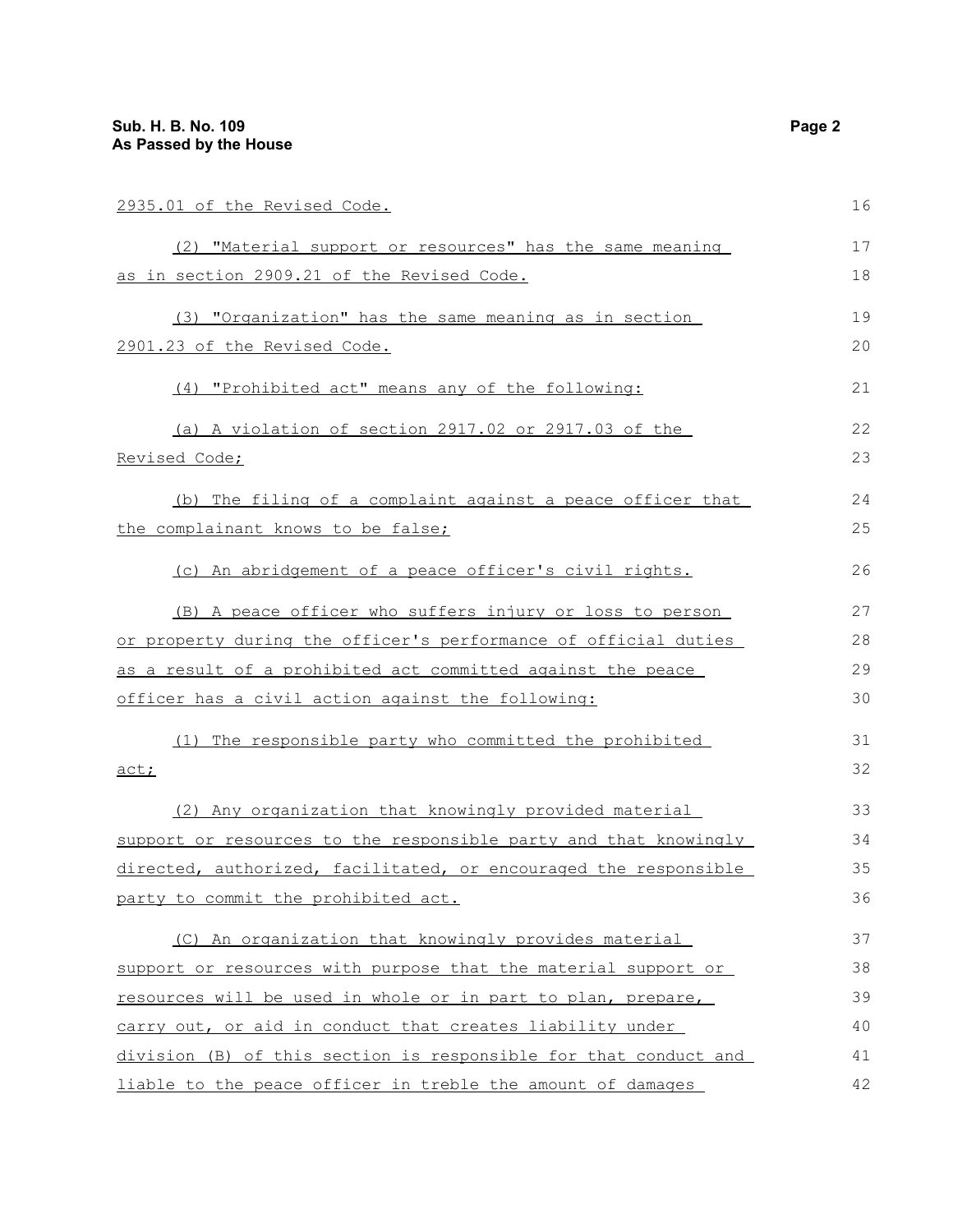2935.01 of the Revised Code.

(2) "Material support or resources" has the same meaning as in section 2909.21 of the Revised Code.

(3) "Organization" has the same meaning as in section 2901.23 of the Revised Code.

(4) "Prohibited act" means any of the following:

(a) A violation of section 2917.02 or 2917.03 of the Revised Code;

(b) The filing of a complaint against a peace officer that the complainant knows to be false;

(c) An abridgement of a peace officer's civil rights.

(B) A peace officer who suffers injury or loss to person or property during the officer's performance of official duties as a result of a prohibited act committed against the peace officer has a civil action against the following:

(1) The responsible party who committed the prohibited act;

(2) Any organization that knowingly provided material support or resources to the responsible party and that knowingly directed, authorized, facilitated, or encouraged the responsible party to commit the prohibited act.

(C) An organization that knowingly provides material support or resources with purpose that the material support or resources will be used in whole or in part to plan, prepare, carry out, or aid in conduct that creates liability under division (B) of this section is responsible for that conduct and liable to the peace officer in treble the amount of damages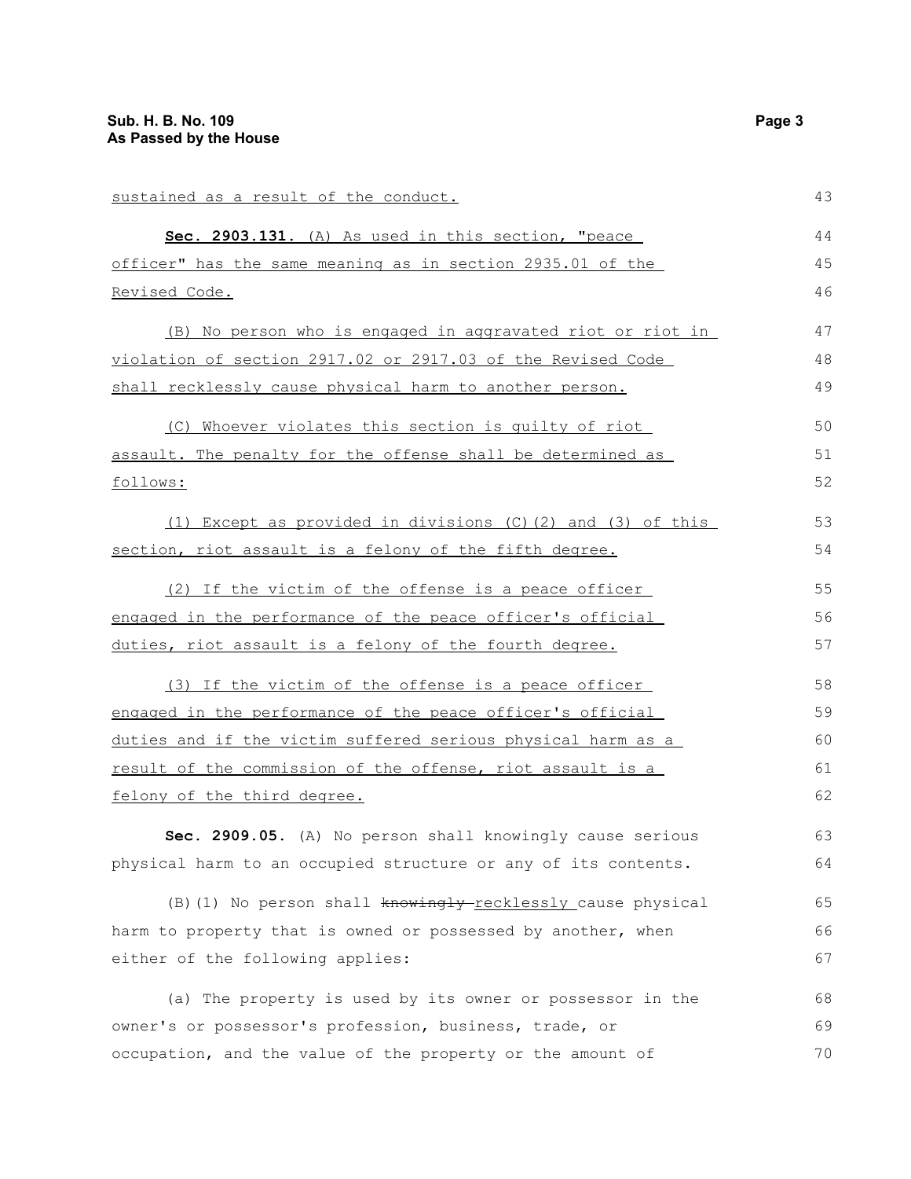sustained as a result of the conduct.

**Sec. 2903.131.** (A) As used in this section, "peace officer" has the same meaning as in section 2935.01 of the Revised Code.

(B) No person who is engaged in aggravated riot or riot in violation of section 2917.02 or 2917.03 of the Revised Code shall recklessly cause physical harm to another person.

(C) Whoever violates this section is guilty of riot assault. The penalty for the offense shall be determined as follows:

(1) Except as provided in divisions (C)(2) and (3) of this section, riot assault is a felony of the fifth degree.

(2) If the victim of the offense is a peace officer engaged in the performance of the peace officer's official duties, riot assault is a felony of the fourth degree.

(3) If the victim of the offense is a peace officer engaged in the performance of the peace officer's official duties and if the victim suffered serious physical harm as a result of the commission of the offense, riot assault is a felony of the third degree.

**Sec. 2909.05.** (A) No person shall knowingly cause serious physical harm to an occupied structure or any of its contents.

(B)(1) No person shall ~~knowingly~~ recklessly cause physical harm to property that is owned or possessed by another, when either of the following applies:

(a) The property is used by its owner or possessor in the owner's or possessor's profession, business, trade, or occupation, and the value of the property or the amount of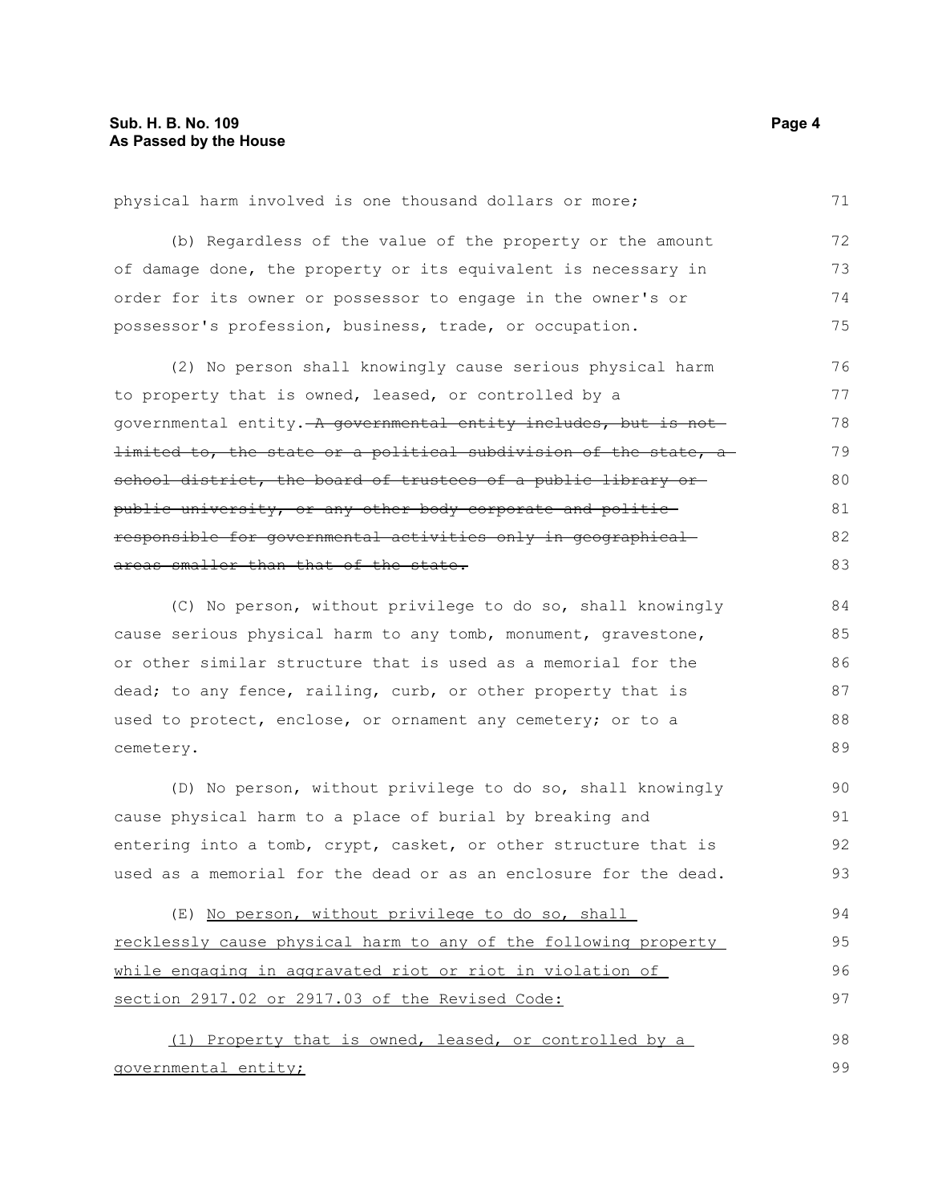physical harm involved is one thousand dollars or more;

(b) Regardless of the value of the property or the amount of damage done, the property or its equivalent is necessary in order for its owner or possessor to engage in the owner's or possessor's profession, business, trade, or occupation.

(2) No person shall knowingly cause serious physical harm to property that is owned, leased, or controlled by a governmental entity. ~~A governmental entity includes, but is not limited to, the state or a political subdivision of the state, a school district, the board of trustees of a public library or public university, or any other body corporate and politic responsible for governmental activities only in geographical areas smaller than that of the state.~~

(C) No person, without privilege to do so, shall knowingly cause serious physical harm to any tomb, monument, gravestone, or other similar structure that is used as a memorial for the dead; to any fence, railing, curb, or other property that is used to protect, enclose, or ornament any cemetery; or to a cemetery.

(D) No person, without privilege to do so, shall knowingly cause physical harm to a place of burial by breaking and entering into a tomb, crypt, casket, or other structure that is used as a memorial for the dead or as an enclosure for the dead.

(E) <u>No person, without privilege to do so, shall recklessly cause physical harm to any of the following property while engaging in aggravated riot or riot in violation of section 2917.02 or 2917.03 of the Revised Code:</u>

<u>(1) Property that is owned, leased, or controlled by a governmental entity;</u>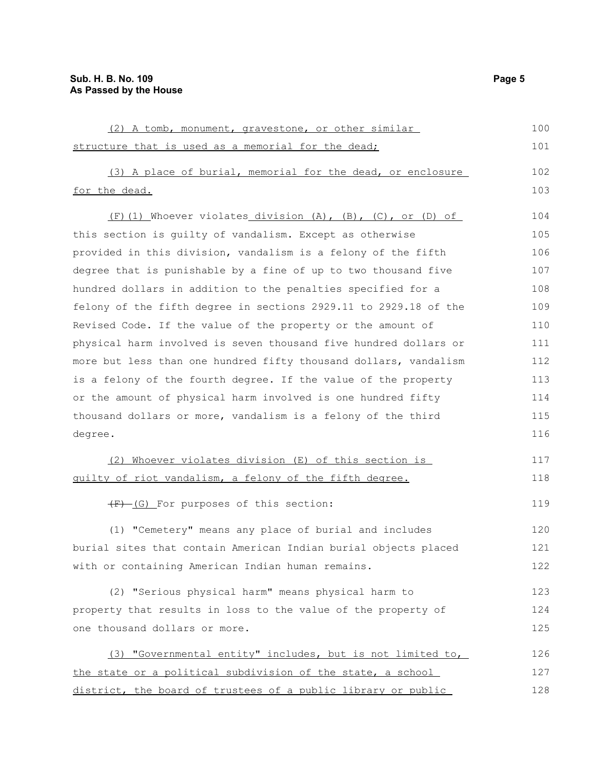(2) A tomb, monument, gravestone, or other similar structure that is used as a memorial for the dead;

(3) A place of burial, memorial for the dead, or enclosure for the dead.

(F)(1) Whoever violates division (A), (B), (C), or (D) of this section is guilty of vandalism. Except as otherwise provided in this division, vandalism is a felony of the fifth degree that is punishable by a fine of up to two thousand five hundred dollars in addition to the penalties specified for a felony of the fifth degree in sections 2929.11 to 2929.18 of the Revised Code. If the value of the property or the amount of physical harm involved is seven thousand five hundred dollars or more but less than one hundred fifty thousand dollars, vandalism is a felony of the fourth degree. If the value of the property or the amount of physical harm involved is one hundred fifty thousand dollars or more, vandalism is a felony of the third degree.

(2) Whoever violates division (E) of this section is guilty of riot vandalism, a felony of the fifth degree.

~~(F)~~ (G) For purposes of this section:

(1) "Cemetery" means any place of burial and includes burial sites that contain American Indian burial objects placed with or containing American Indian human remains.

(2) "Serious physical harm" means physical harm to property that results in loss to the value of the property of one thousand dollars or more.

(3) "Governmental entity" includes, but is not limited to, the state or a political subdivision of the state, a school district, the board of trustees of a public library or public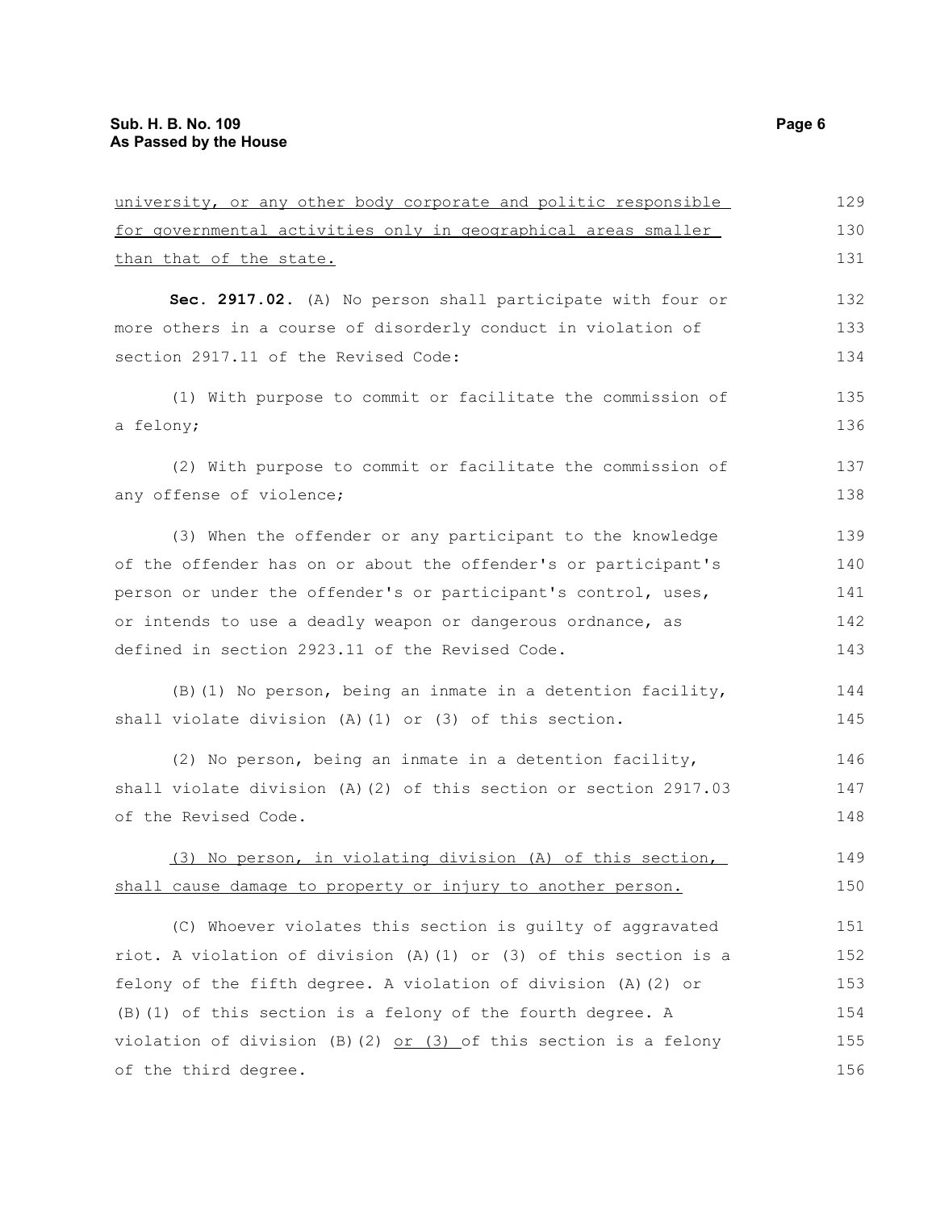university, or any other body corporate and politic responsible for governmental activities only in geographical areas smaller than that of the state.

**Sec. 2917.02.** (A) No person shall participate with four or more others in a course of disorderly conduct in violation of section 2917.11 of the Revised Code:

(1) With purpose to commit or facilitate the commission of a felony;

(2) With purpose to commit or facilitate the commission of any offense of violence;

(3) When the offender or any participant to the knowledge of the offender has on or about the offender's or participant's person or under the offender's or participant's control, uses, or intends to use a deadly weapon or dangerous ordnance, as defined in section 2923.11 of the Revised Code.

(B)(1) No person, being an inmate in a detention facility, shall violate division (A)(1) or (3) of this section.

(2) No person, being an inmate in a detention facility, shall violate division (A)(2) of this section or section 2917.03 of the Revised Code.

(3) No person, in violating division (A) of this section, shall cause damage to property or injury to another person.

(C) Whoever violates this section is guilty of aggravated riot. A violation of division (A)(1) or (3) of this section is a felony of the fifth degree. A violation of division (A)(2) or (B)(1) of this section is a felony of the fourth degree. A violation of division (B)(2) or (3) of this section is a felony of the third degree.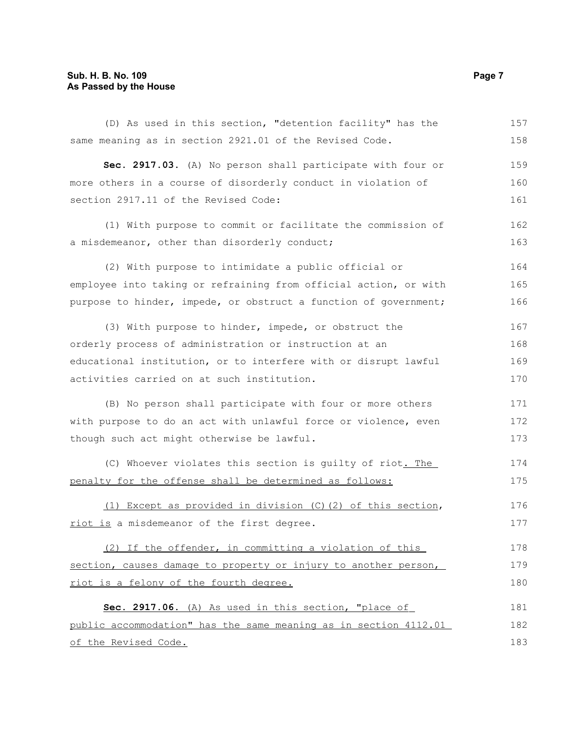(D) As used in this section, "detention facility" has the same meaning as in section 2921.01 of the Revised Code.

**Sec. 2917.03.** (A) No person shall participate with four or more others in a course of disorderly conduct in violation of section 2917.11 of the Revised Code:

(1) With purpose to commit or facilitate the commission of a misdemeanor, other than disorderly conduct;

(2) With purpose to intimidate a public official or employee into taking or refraining from official action, or with purpose to hinder, impede, or obstruct a function of government;

(3) With purpose to hinder, impede, or obstruct the orderly process of administration or instruction at an educational institution, or to interfere with or disrupt lawful activities carried on at such institution.

(B) No person shall participate with four or more others with purpose to do an act with unlawful force or violence, even though such act might otherwise be lawful.

(C) Whoever violates this section is guilty of riot. The penalty for the offense shall be determined as follows:

(1) Except as provided in division (C)(2) of this section, riot is a misdemeanor of the first degree.

(2) If the offender, in committing a violation of this section, causes damage to property or injury to another person, riot is a felony of the fourth degree.

**Sec. 2917.06.** (A) As used in this section, "place of public accommodation" has the same meaning as in section 4112.01 of the Revised Code.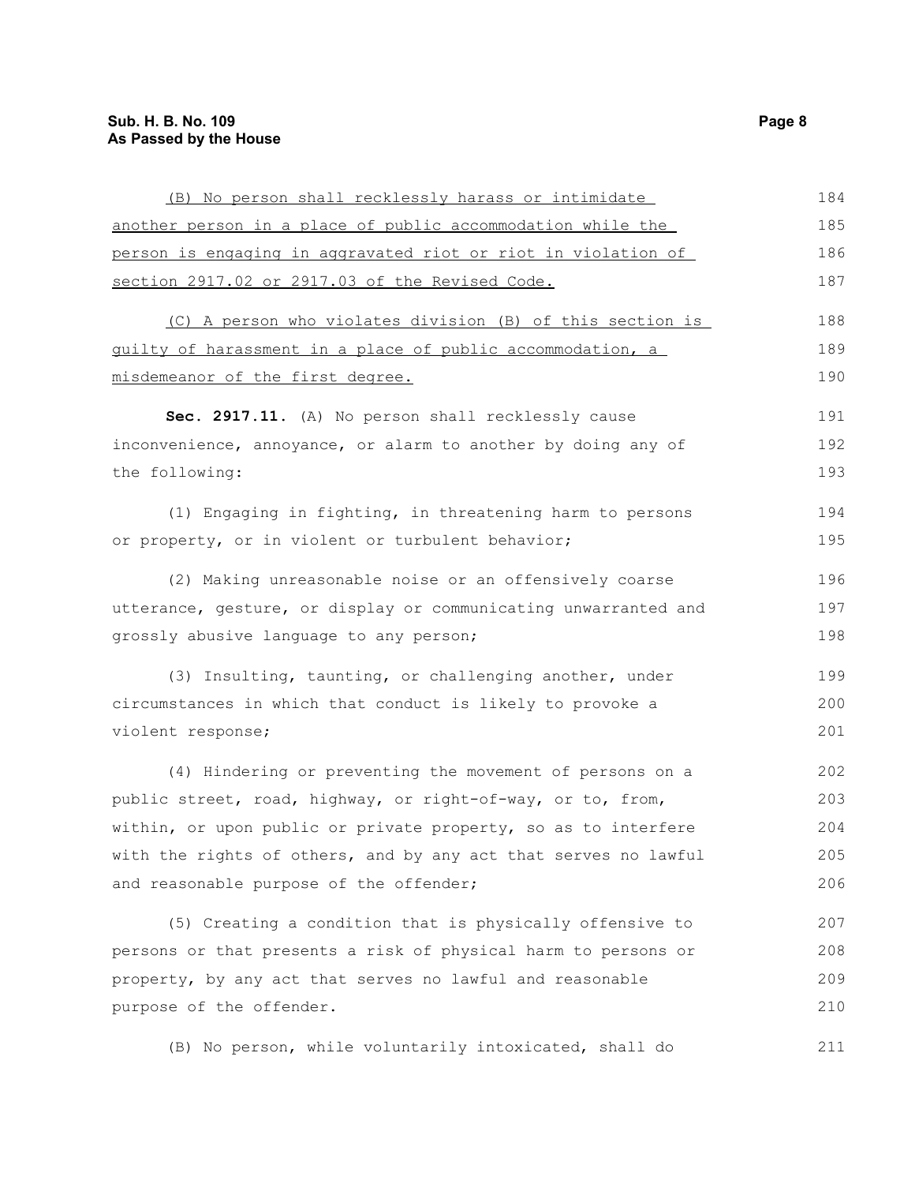(B) No person shall recklessly harass or intimidate another person in a place of public accommodation while the person is engaging in aggravated riot or riot in violation of section 2917.02 or 2917.03 of the Revised Code.

(C) A person who violates division (B) of this section is guilty of harassment in a place of public accommodation, a misdemeanor of the first degree.

**Sec. 2917.11.** (A) No person shall recklessly cause inconvenience, annoyance, or alarm to another by doing any of the following:

(1) Engaging in fighting, in threatening harm to persons or property, or in violent or turbulent behavior;

(2) Making unreasonable noise or an offensively coarse utterance, gesture, or display or communicating unwarranted and grossly abusive language to any person;

(3) Insulting, taunting, or challenging another, under circumstances in which that conduct is likely to provoke a violent response;

(4) Hindering or preventing the movement of persons on a public street, road, highway, or right-of-way, or to, from, within, or upon public or private property, so as to interfere with the rights of others, and by any act that serves no lawful and reasonable purpose of the offender;

(5) Creating a condition that is physically offensive to persons or that presents a risk of physical harm to persons or property, by any act that serves no lawful and reasonable purpose of the offender.

(B) No person, while voluntarily intoxicated, shall do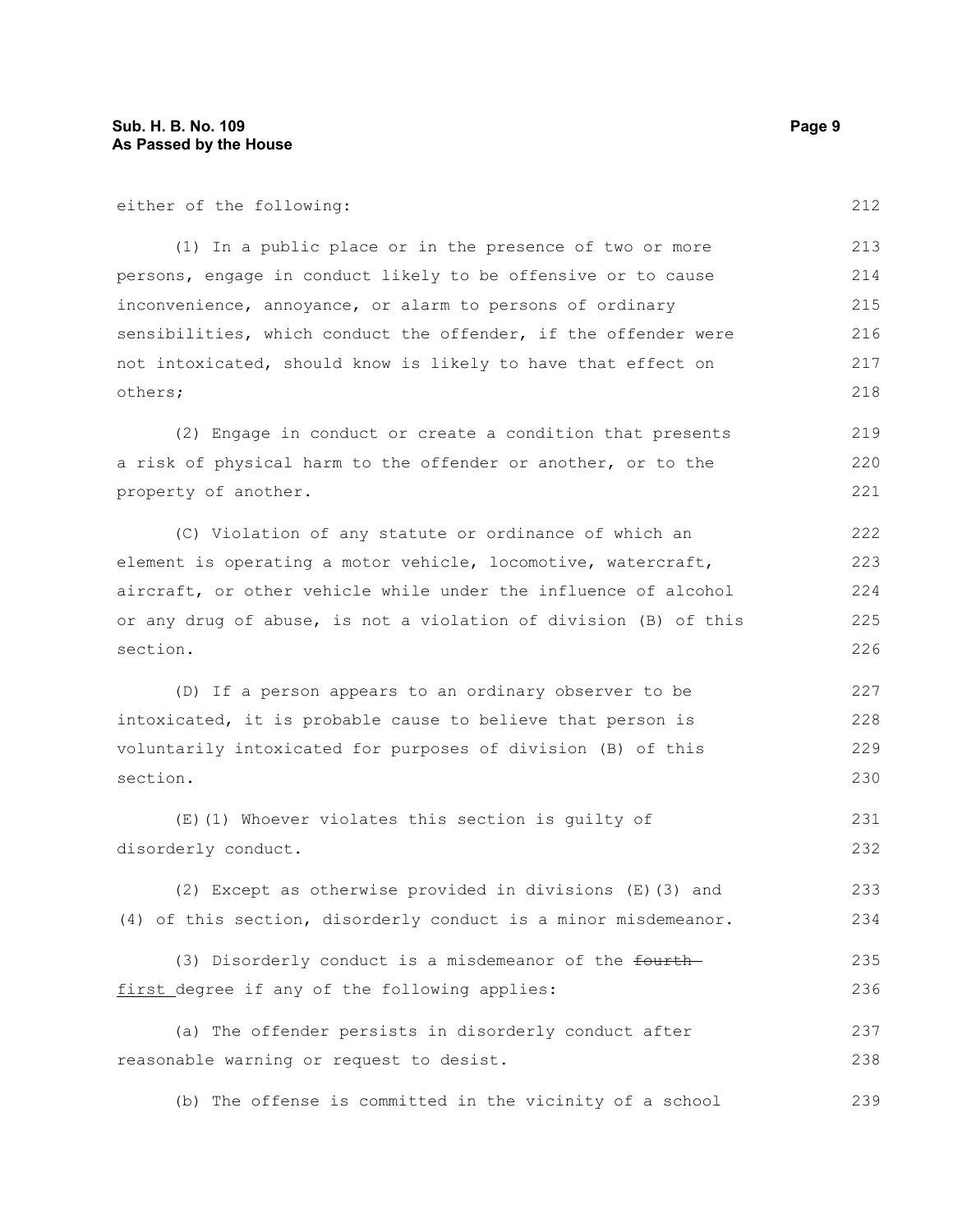either of the following:

(1) In a public place or in the presence of two or more persons, engage in conduct likely to be offensive or to cause inconvenience, annoyance, or alarm to persons of ordinary sensibilities, which conduct the offender, if the offender were not intoxicated, should know is likely to have that effect on others;

(2) Engage in conduct or create a condition that presents a risk of physical harm to the offender or another, or to the property of another.

(C) Violation of any statute or ordinance of which an element is operating a motor vehicle, locomotive, watercraft, aircraft, or other vehicle while under the influence of alcohol or any drug of abuse, is not a violation of division (B) of this section.

(D) If a person appears to an ordinary observer to be intoxicated, it is probable cause to believe that person is voluntarily intoxicated for purposes of division (B) of this section.

(E)(1) Whoever violates this section is guilty of disorderly conduct.

(2) Except as otherwise provided in divisions (E)(3) and (4) of this section, disorderly conduct is a minor misdemeanor.

(3) Disorderly conduct is a misdemeanor of the ~~fourth~~ first degree if any of the following applies:

(a) The offender persists in disorderly conduct after reasonable warning or request to desist.

(b) The offense is committed in the vicinity of a school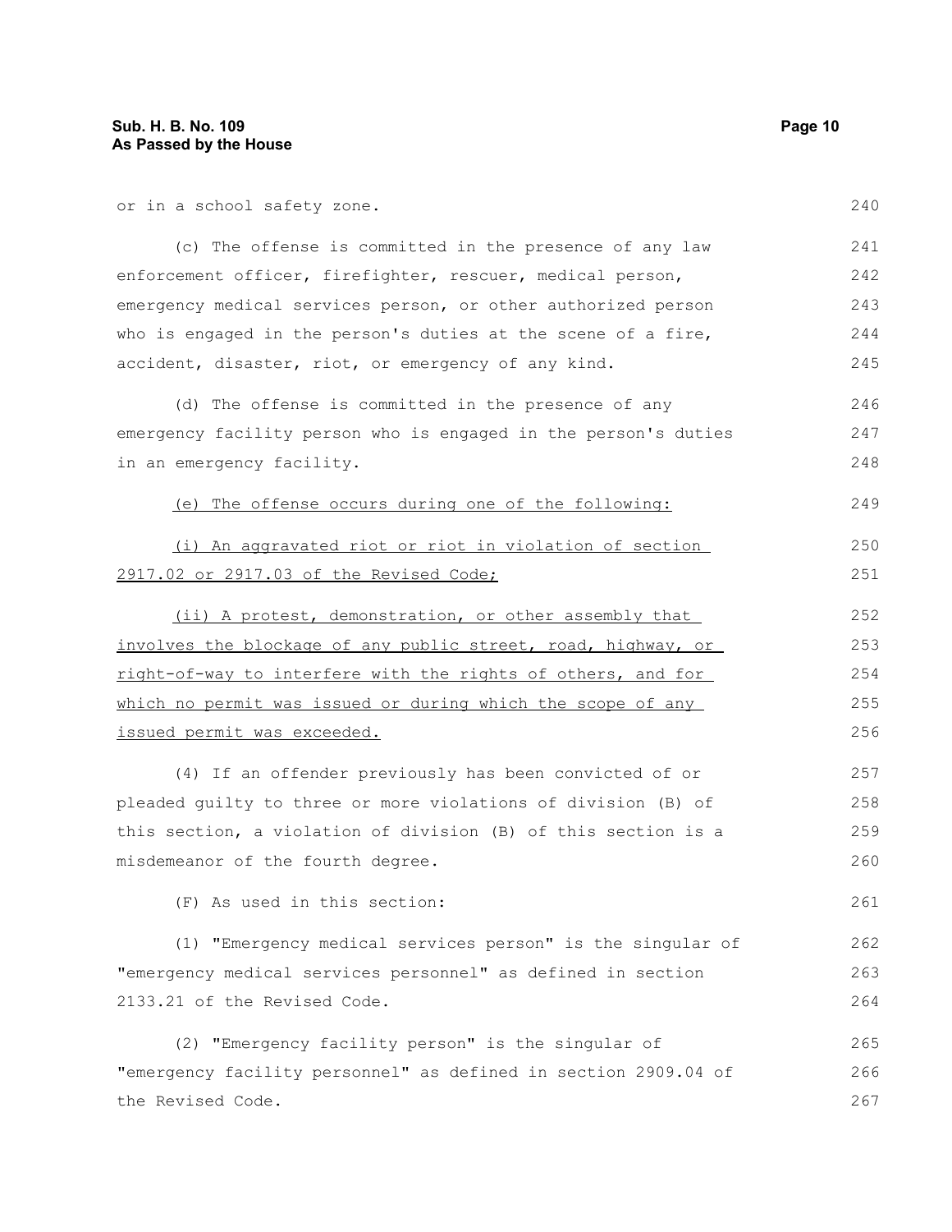or in a school safety zone.

(c) The offense is committed in the presence of any law enforcement officer, firefighter, rescuer, medical person, emergency medical services person, or other authorized person who is engaged in the person's duties at the scene of a fire, accident, disaster, riot, or emergency of any kind.

(d) The offense is committed in the presence of any emergency facility person who is engaged in the person's duties in an emergency facility.

<u>(e) The offense occurs during one of the following:</u>

<u>(i) An aggravated riot or riot in violation of section 2917.02 or 2917.03 of the Revised Code;</u>

<u>(ii) A protest, demonstration, or other assembly that involves the blockage of any public street, road, highway, or right-of-way to interfere with the rights of others, and for which no permit was issued or during which the scope of any issued permit was exceeded.</u>

(4) If an offender previously has been convicted of or pleaded guilty to three or more violations of division (B) of this section, a violation of division (B) of this section is a misdemeanor of the fourth degree.

(F) As used in this section:

(1) "Emergency medical services person" is the singular of "emergency medical services personnel" as defined in section 2133.21 of the Revised Code.

(2) "Emergency facility person" is the singular of "emergency facility personnel" as defined in section 2909.04 of the Revised Code.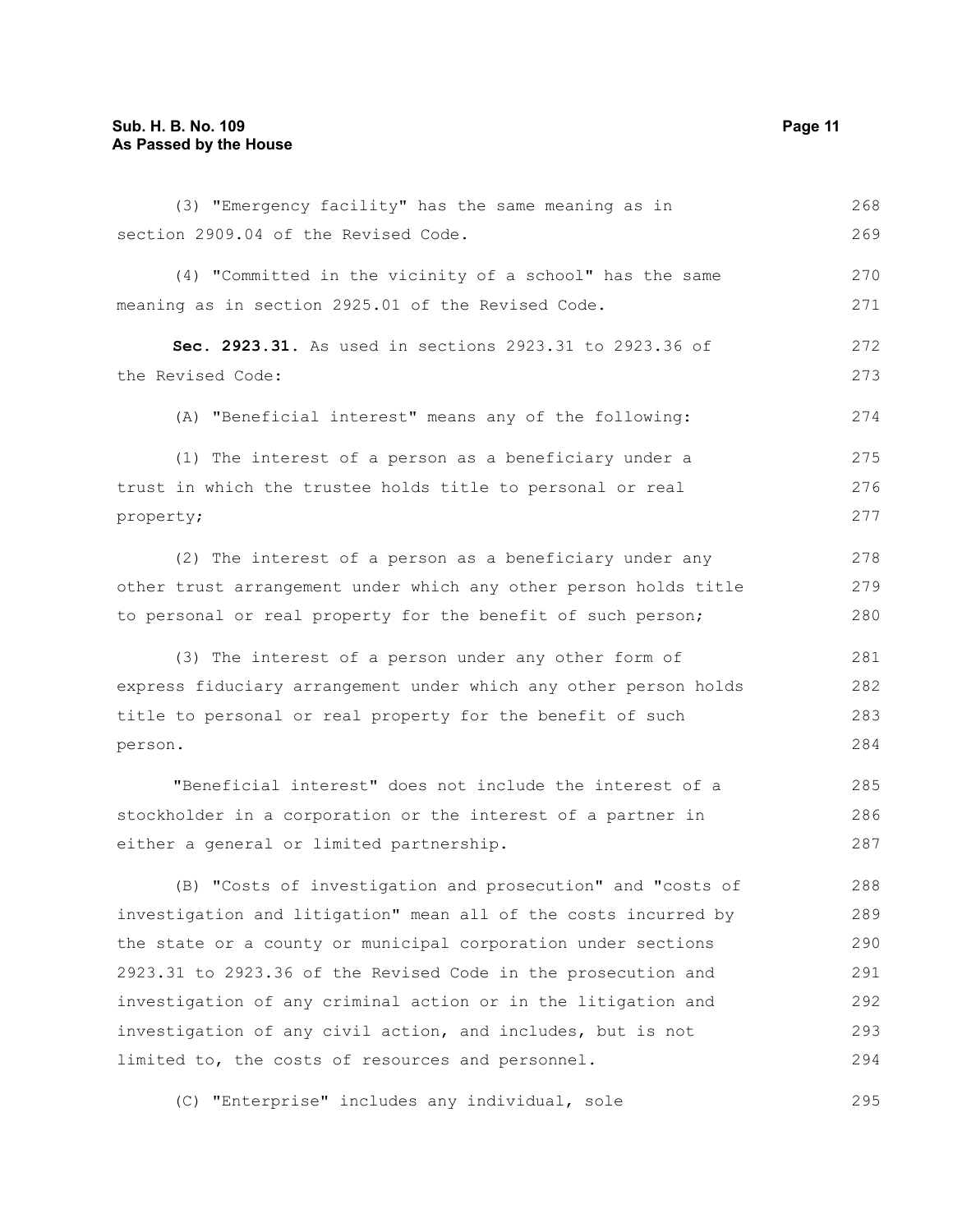(3) "Emergency facility" has the same meaning as in section 2909.04 of the Revised Code.

(4) "Committed in the vicinity of a school" has the same meaning as in section 2925.01 of the Revised Code.

**Sec. 2923.31.** As used in sections 2923.31 to 2923.36 of the Revised Code:

(A) "Beneficial interest" means any of the following:

(1) The interest of a person as a beneficiary under a trust in which the trustee holds title to personal or real property;

(2) The interest of a person as a beneficiary under any other trust arrangement under which any other person holds title to personal or real property for the benefit of such person;

(3) The interest of a person under any other form of express fiduciary arrangement under which any other person holds title to personal or real property for the benefit of such person.

"Beneficial interest" does not include the interest of a stockholder in a corporation or the interest of a partner in either a general or limited partnership.

(B) "Costs of investigation and prosecution" and "costs of investigation and litigation" mean all of the costs incurred by the state or a county or municipal corporation under sections 2923.31 to 2923.36 of the Revised Code in the prosecution and investigation of any criminal action or in the litigation and investigation of any civil action, and includes, but is not limited to, the costs of resources and personnel.

(C) "Enterprise" includes any individual, sole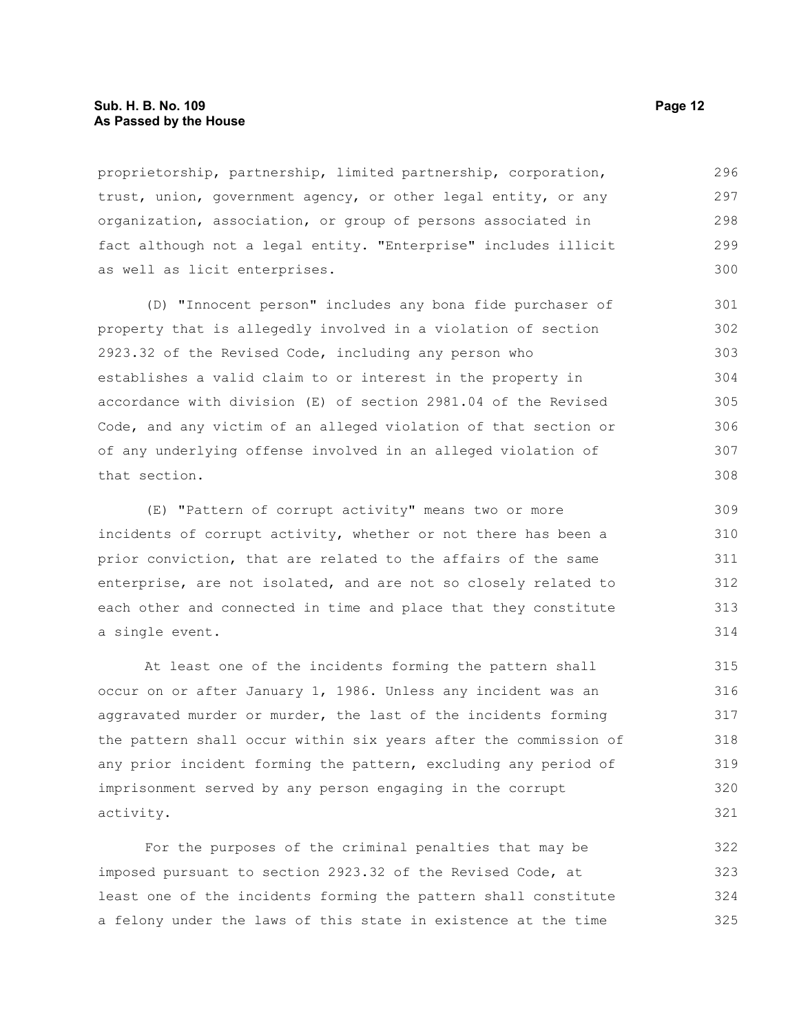proprietorship, partnership, limited partnership, corporation, trust, union, government agency, or other legal entity, or any organization, association, or group of persons associated in fact although not a legal entity. "Enterprise" includes illicit as well as licit enterprises.

(D) "Innocent person" includes any bona fide purchaser of property that is allegedly involved in a violation of section 2923.32 of the Revised Code, including any person who establishes a valid claim to or interest in the property in accordance with division (E) of section 2981.04 of the Revised Code, and any victim of an alleged violation of that section or of any underlying offense involved in an alleged violation of that section.

(E) "Pattern of corrupt activity" means two or more incidents of corrupt activity, whether or not there has been a prior conviction, that are related to the affairs of the same enterprise, are not isolated, and are not so closely related to each other and connected in time and place that they constitute a single event.

At least one of the incidents forming the pattern shall occur on or after January 1, 1986. Unless any incident was an aggravated murder or murder, the last of the incidents forming the pattern shall occur within six years after the commission of any prior incident forming the pattern, excluding any period of imprisonment served by any person engaging in the corrupt activity.

For the purposes of the criminal penalties that may be imposed pursuant to section 2923.32 of the Revised Code, at least one of the incidents forming the pattern shall constitute a felony under the laws of this state in existence at the time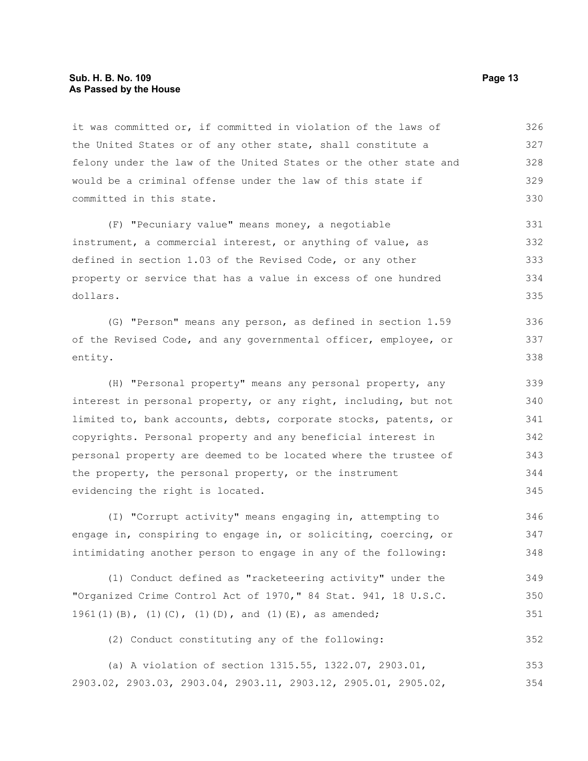it was committed or, if committed in violation of the laws of the United States or of any other state, shall constitute a felony under the law of the United States or the other state and would be a criminal offense under the law of this state if committed in this state.

(F) "Pecuniary value" means money, a negotiable instrument, a commercial interest, or anything of value, as defined in section 1.03 of the Revised Code, or any other property or service that has a value in excess of one hundred dollars.

(G) "Person" means any person, as defined in section 1.59 of the Revised Code, and any governmental officer, employee, or entity.

(H) "Personal property" means any personal property, any interest in personal property, or any right, including, but not limited to, bank accounts, debts, corporate stocks, patents, or copyrights. Personal property and any beneficial interest in personal property are deemed to be located where the trustee of the property, the personal property, or the instrument evidencing the right is located.

(I) "Corrupt activity" means engaging in, attempting to engage in, conspiring to engage in, or soliciting, coercing, or intimidating another person to engage in any of the following:

(1) Conduct defined as "racketeering activity" under the "Organized Crime Control Act of 1970," 84 Stat. 941, 18 U.S.C. 1961(1)(B), (1)(C), (1)(D), and (1)(E), as amended;

(2) Conduct constituting any of the following:

(a) A violation of section 1315.55, 1322.07, 2903.01, 2903.02, 2903.03, 2903.04, 2903.11, 2903.12, 2905.01, 2905.02,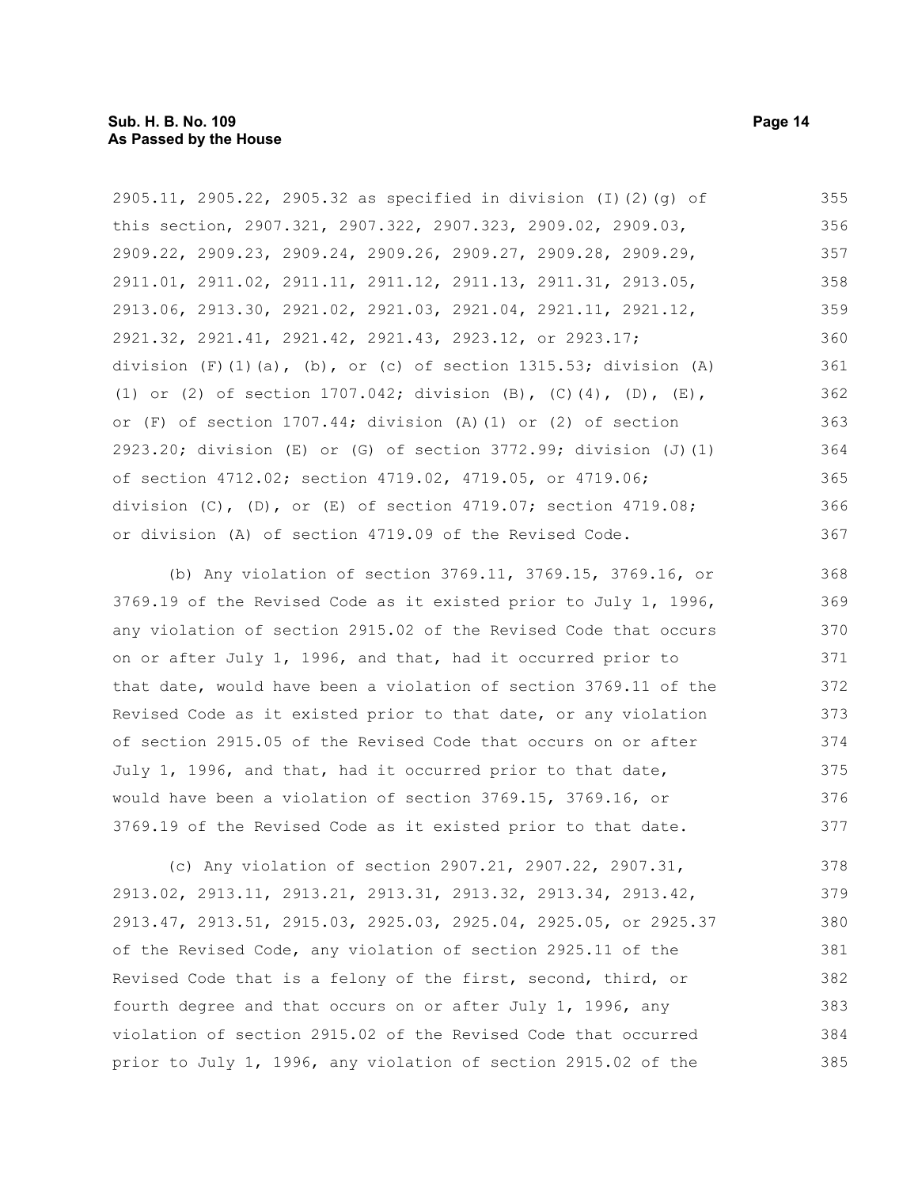2905.11, 2905.22, 2905.32 as specified in division (I)(2)(g) of this section, 2907.321, 2907.322, 2907.323, 2909.02, 2909.03, 2909.22, 2909.23, 2909.24, 2909.26, 2909.27, 2909.28, 2909.29, 2911.01, 2911.02, 2911.11, 2911.12, 2911.13, 2911.31, 2913.05, 2913.06, 2913.30, 2921.02, 2921.03, 2921.04, 2921.11, 2921.12, 2921.32, 2921.41, 2921.42, 2921.43, 2923.12, or 2923.17; division (F)(1)(a), (b), or (c) of section 1315.53; division (A)(1) or (2) of section 1707.042; division (B), (C)(4), (D), (E), or (F) of section 1707.44; division (A)(1) or (2) of section 2923.20; division (E) or (G) of section 3772.99; division (J)(1) of section 4712.02; section 4719.02, 4719.05, or 4719.06; division (C), (D), or (E) of section 4719.07; section 4719.08; or division (A) of section 4719.09 of the Revised Code.

(b) Any violation of section 3769.11, 3769.15, 3769.16, or 3769.19 of the Revised Code as it existed prior to July 1, 1996, any violation of section 2915.02 of the Revised Code that occurs on or after July 1, 1996, and that, had it occurred prior to that date, would have been a violation of section 3769.11 of the Revised Code as it existed prior to that date, or any violation of section 2915.05 of the Revised Code that occurs on or after July 1, 1996, and that, had it occurred prior to that date, would have been a violation of section 3769.15, 3769.16, or 3769.19 of the Revised Code as it existed prior to that date.

(c) Any violation of section 2907.21, 2907.22, 2907.31, 2913.02, 2913.11, 2913.21, 2913.31, 2913.32, 2913.34, 2913.42, 2913.47, 2913.51, 2915.03, 2925.03, 2925.04, 2925.05, or 2925.37 of the Revised Code, any violation of section 2925.11 of the Revised Code that is a felony of the first, second, third, or fourth degree and that occurs on or after July 1, 1996, any violation of section 2915.02 of the Revised Code that occurred prior to July 1, 1996, any violation of section 2915.02 of the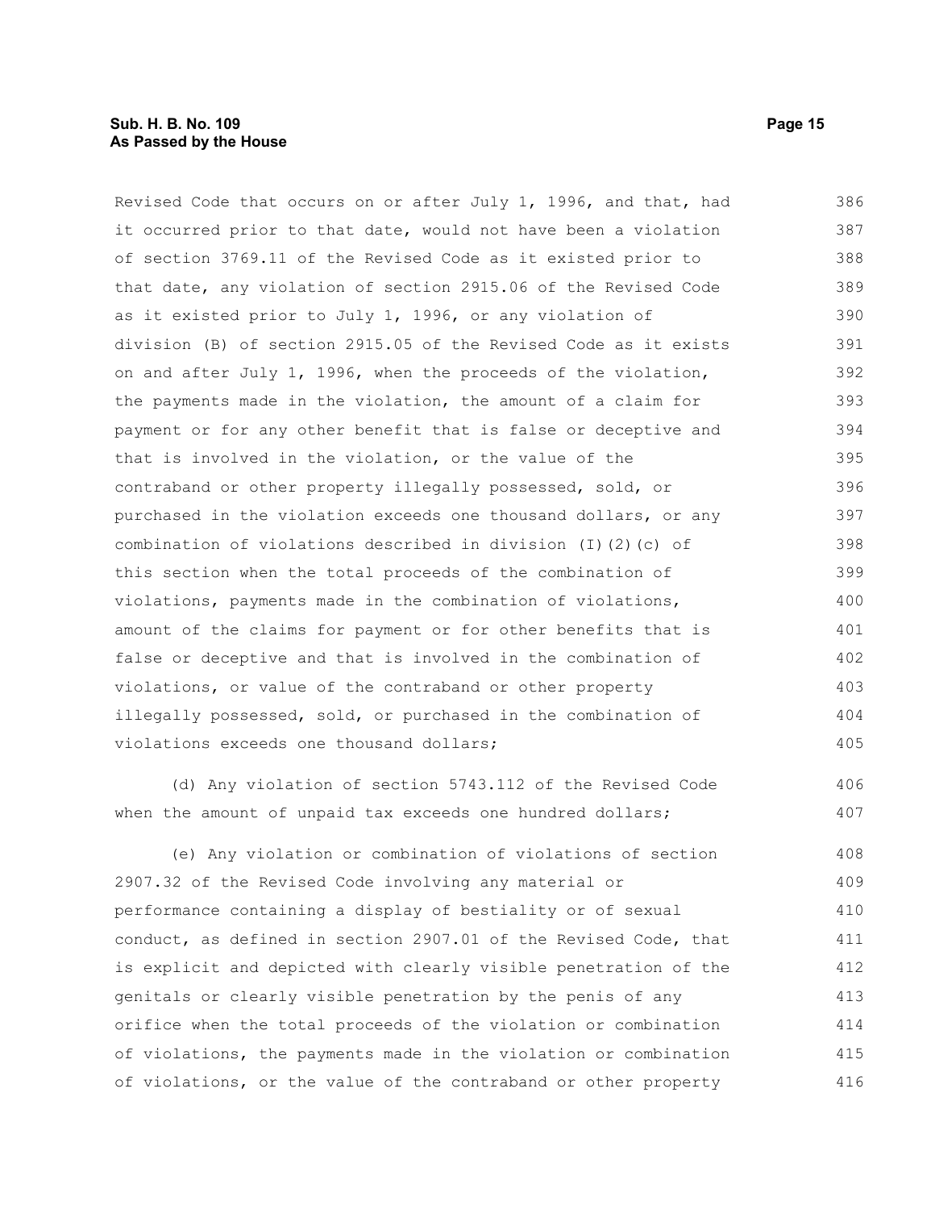Revised Code that occurs on or after July 1, 1996, and that, had it occurred prior to that date, would not have been a violation of section 3769.11 of the Revised Code as it existed prior to that date, any violation of section 2915.06 of the Revised Code as it existed prior to July 1, 1996, or any violation of division (B) of section 2915.05 of the Revised Code as it exists on and after July 1, 1996, when the proceeds of the violation, the payments made in the violation, the amount of a claim for payment or for any other benefit that is false or deceptive and that is involved in the violation, or the value of the contraband or other property illegally possessed, sold, or purchased in the violation exceeds one thousand dollars, or any combination of violations described in division (I)(2)(c) of this section when the total proceeds of the combination of violations, payments made in the combination of violations, amount of the claims for payment or for other benefits that is false or deceptive and that is involved in the combination of violations, or value of the contraband or other property illegally possessed, sold, or purchased in the combination of violations exceeds one thousand dollars;

(d) Any violation of section 5743.112 of the Revised Code when the amount of unpaid tax exceeds one hundred dollars;

(e) Any violation or combination of violations of section 2907.32 of the Revised Code involving any material or performance containing a display of bestiality or of sexual conduct, as defined in section 2907.01 of the Revised Code, that is explicit and depicted with clearly visible penetration of the genitals or clearly visible penetration by the penis of any orifice when the total proceeds of the violation or combination of violations, the payments made in the violation or combination of violations, or the value of the contraband or other property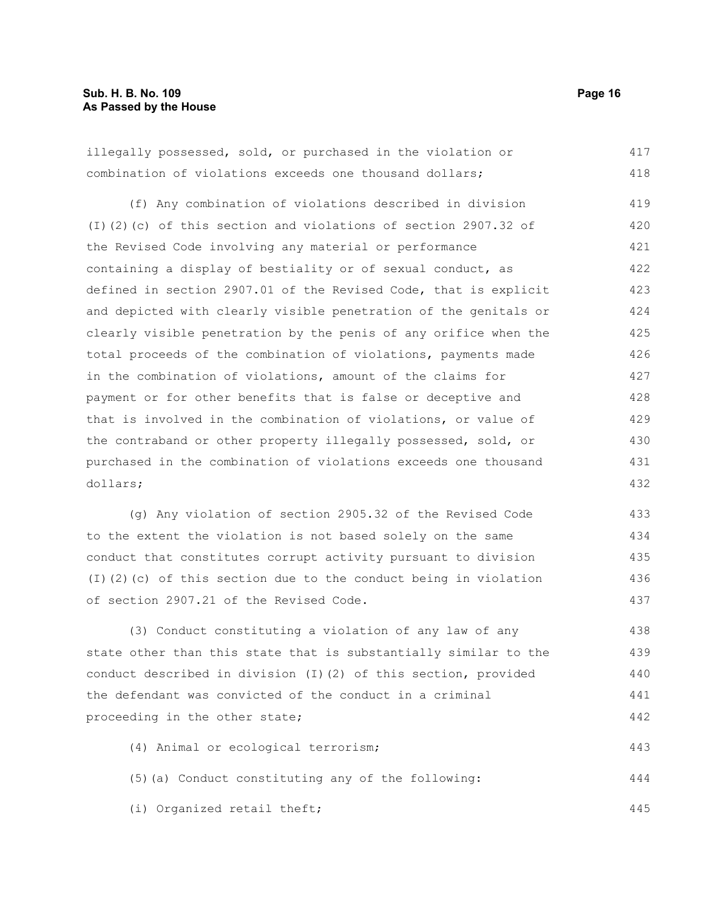illegally possessed, sold, or purchased in the violation or combination of violations exceeds one thousand dollars;

(f) Any combination of violations described in division (I)(2)(c) of this section and violations of section 2907.32 of the Revised Code involving any material or performance containing a display of bestiality or of sexual conduct, as defined in section 2907.01 of the Revised Code, that is explicit and depicted with clearly visible penetration of the genitals or clearly visible penetration by the penis of any orifice when the total proceeds of the combination of violations, payments made in the combination of violations, amount of the claims for payment or for other benefits that is false or deceptive and that is involved in the combination of violations, or value of the contraband or other property illegally possessed, sold, or purchased in the combination of violations exceeds one thousand dollars;

(g) Any violation of section 2905.32 of the Revised Code to the extent the violation is not based solely on the same conduct that constitutes corrupt activity pursuant to division (I)(2)(c) of this section due to the conduct being in violation of section 2907.21 of the Revised Code.

(3) Conduct constituting a violation of any law of any state other than this state that is substantially similar to the conduct described in division (I)(2) of this section, provided the defendant was convicted of the conduct in a criminal proceeding in the other state;

(4) Animal or ecological terrorism;

(5)(a) Conduct constituting any of the following:

(i) Organized retail theft;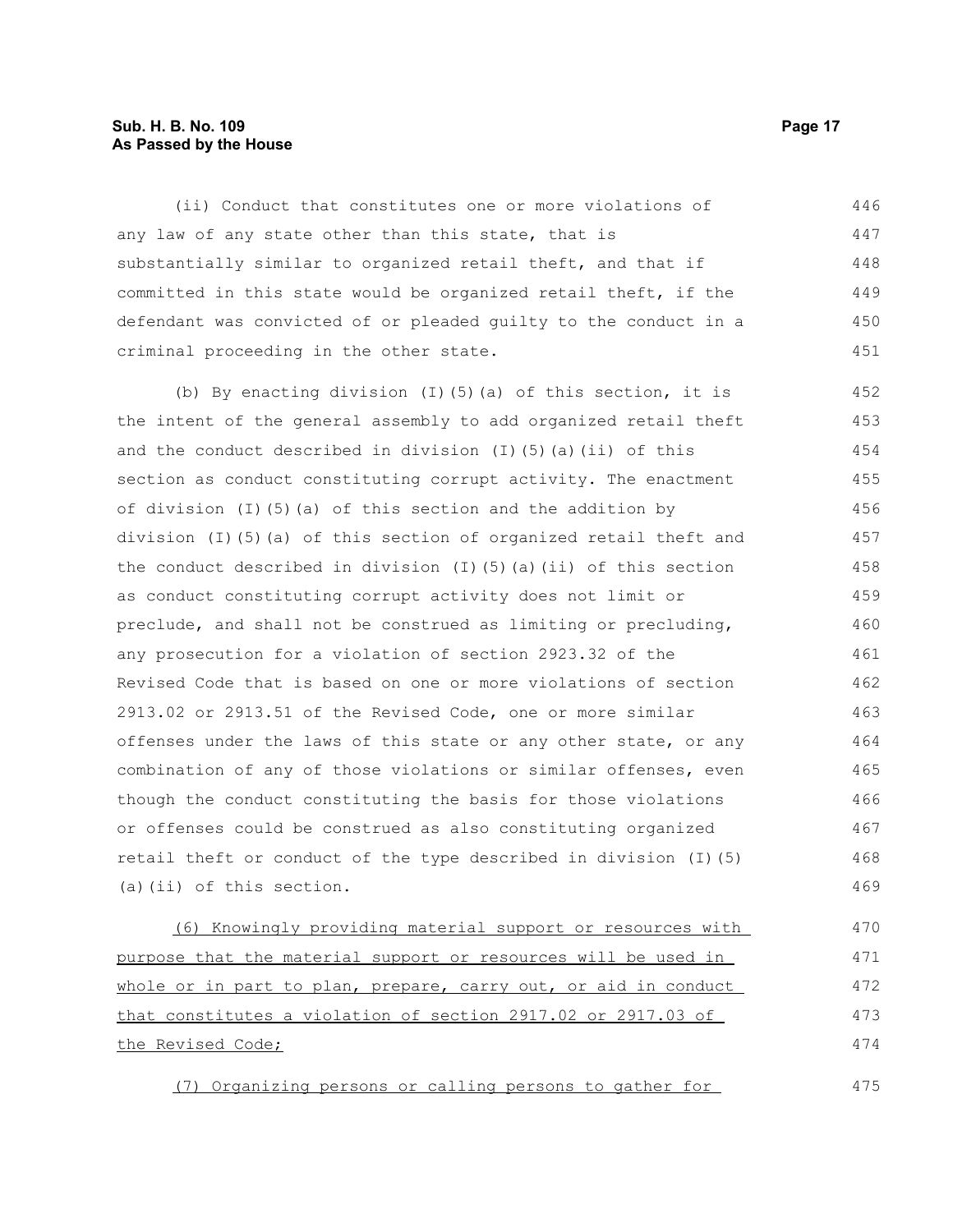(ii) Conduct that constitutes one or more violations of any law of any state other than this state, that is substantially similar to organized retail theft, and that if committed in this state would be organized retail theft, if the defendant was convicted of or pleaded guilty to the conduct in a criminal proceeding in the other state.

(b) By enacting division (I)(5)(a) of this section, it is the intent of the general assembly to add organized retail theft and the conduct described in division (I)(5)(a)(ii) of this section as conduct constituting corrupt activity. The enactment of division (I)(5)(a) of this section and the addition by division (I)(5)(a) of this section of organized retail theft and the conduct described in division (I)(5)(a)(ii) of this section as conduct constituting corrupt activity does not limit or preclude, and shall not be construed as limiting or precluding, any prosecution for a violation of section 2923.32 of the Revised Code that is based on one or more violations of section 2913.02 or 2913.51 of the Revised Code, one or more similar offenses under the laws of this state or any other state, or any combination of any of those violations or similar offenses, even though the conduct constituting the basis for those violations or offenses could be construed as also constituting organized retail theft or conduct of the type described in division (I)(5)(a)(ii) of this section.

<u>(6) Knowingly providing material support or resources with purpose that the material support or resources will be used in whole or in part to plan, prepare, carry out, or aid in conduct that constitutes a violation of section 2917.02 or 2917.03 of the Revised Code;</u>

<u>(7) Organizing persons or calling persons to gather for</u>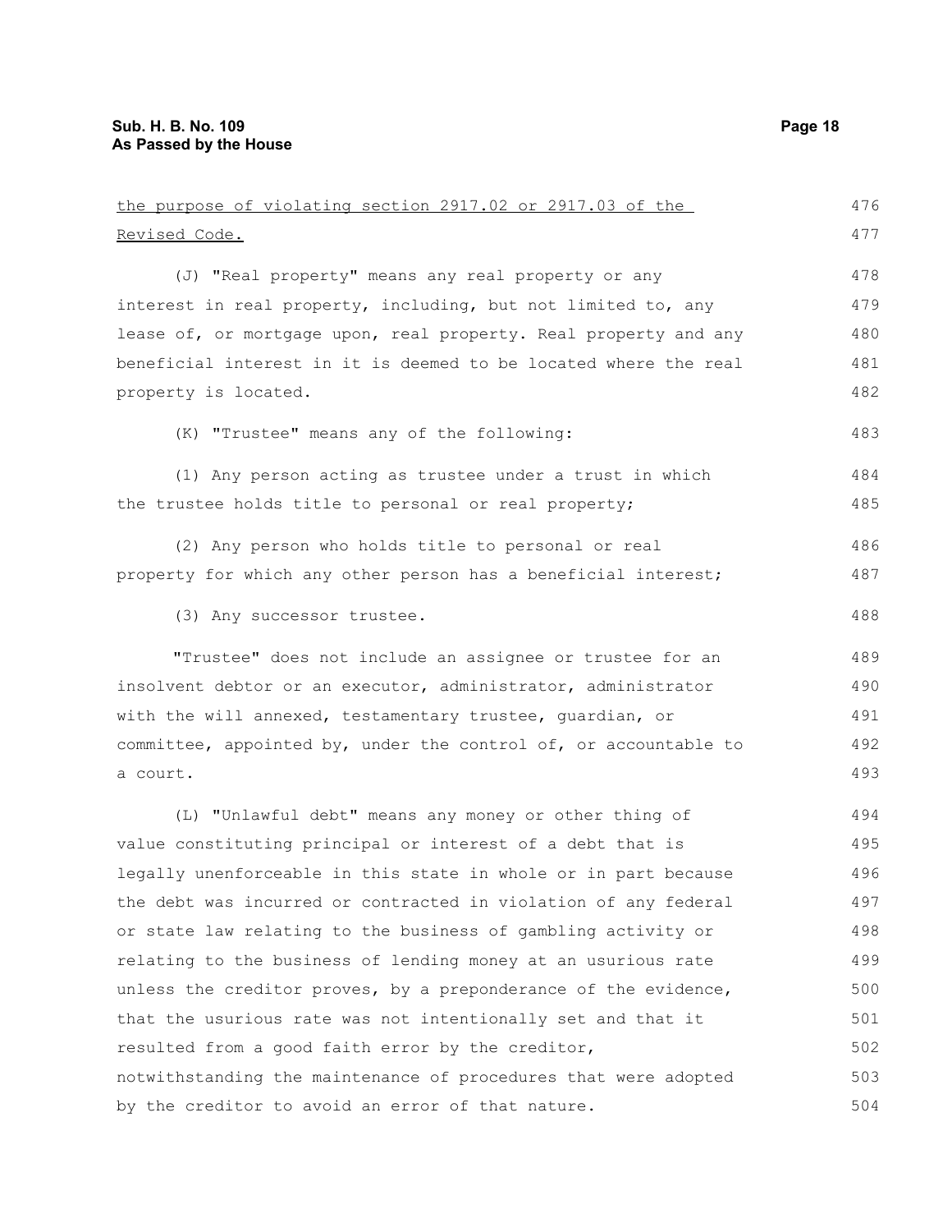the purpose of violating section 2917.02 or 2917.03 of the Revised Code.

(J) "Real property" means any real property or any interest in real property, including, but not limited to, any lease of, or mortgage upon, real property. Real property and any beneficial interest in it is deemed to be located where the real property is located.

(K) "Trustee" means any of the following:

(1) Any person acting as trustee under a trust in which the trustee holds title to personal or real property;

(2) Any person who holds title to personal or real property for which any other person has a beneficial interest;

(3) Any successor trustee.

"Trustee" does not include an assignee or trustee for an insolvent debtor or an executor, administrator, administrator with the will annexed, testamentary trustee, guardian, or committee, appointed by, under the control of, or accountable to a court.

(L) "Unlawful debt" means any money or other thing of value constituting principal or interest of a debt that is legally unenforceable in this state in whole or in part because the debt was incurred or contracted in violation of any federal or state law relating to the business of gambling activity or relating to the business of lending money at an usurious rate unless the creditor proves, by a preponderance of the evidence, that the usurious rate was not intentionally set and that it resulted from a good faith error by the creditor, notwithstanding the maintenance of procedures that were adopted by the creditor to avoid an error of that nature.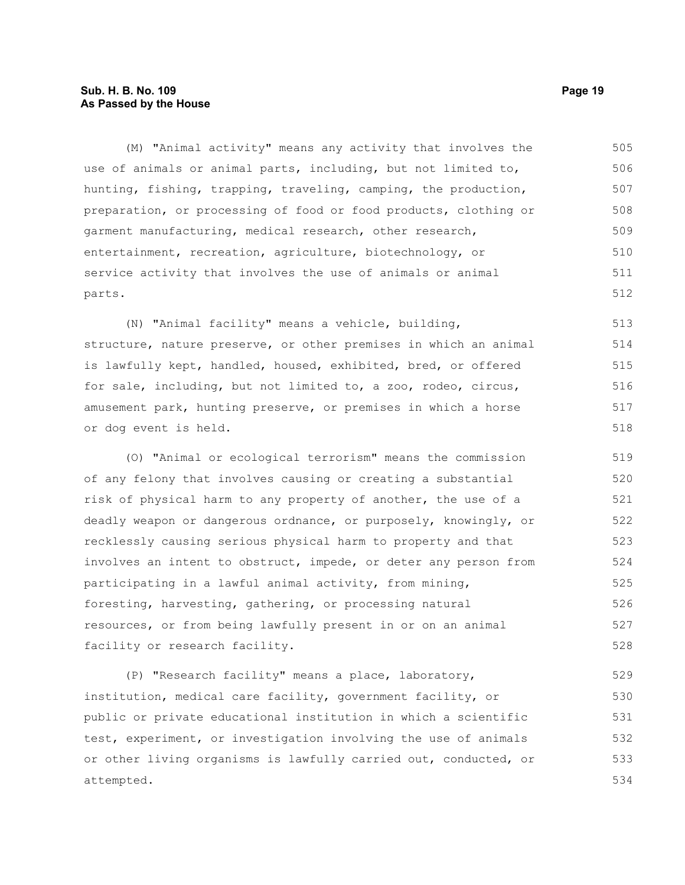(M) "Animal activity" means any activity that involves the use of animals or animal parts, including, but not limited to, hunting, fishing, trapping, traveling, camping, the production, preparation, or processing of food or food products, clothing or garment manufacturing, medical research, other research, entertainment, recreation, agriculture, biotechnology, or service activity that involves the use of animals or animal parts.

(N) "Animal facility" means a vehicle, building, structure, nature preserve, or other premises in which an animal is lawfully kept, handled, housed, exhibited, bred, or offered for sale, including, but not limited to, a zoo, rodeo, circus, amusement park, hunting preserve, or premises in which a horse or dog event is held.

(O) "Animal or ecological terrorism" means the commission of any felony that involves causing or creating a substantial risk of physical harm to any property of another, the use of a deadly weapon or dangerous ordnance, or purposely, knowingly, or recklessly causing serious physical harm to property and that involves an intent to obstruct, impede, or deter any person from participating in a lawful animal activity, from mining, foresting, harvesting, gathering, or processing natural resources, or from being lawfully present in or on an animal facility or research facility.

(P) "Research facility" means a place, laboratory, institution, medical care facility, government facility, or public or private educational institution in which a scientific test, experiment, or investigation involving the use of animals or other living organisms is lawfully carried out, conducted, or attempted.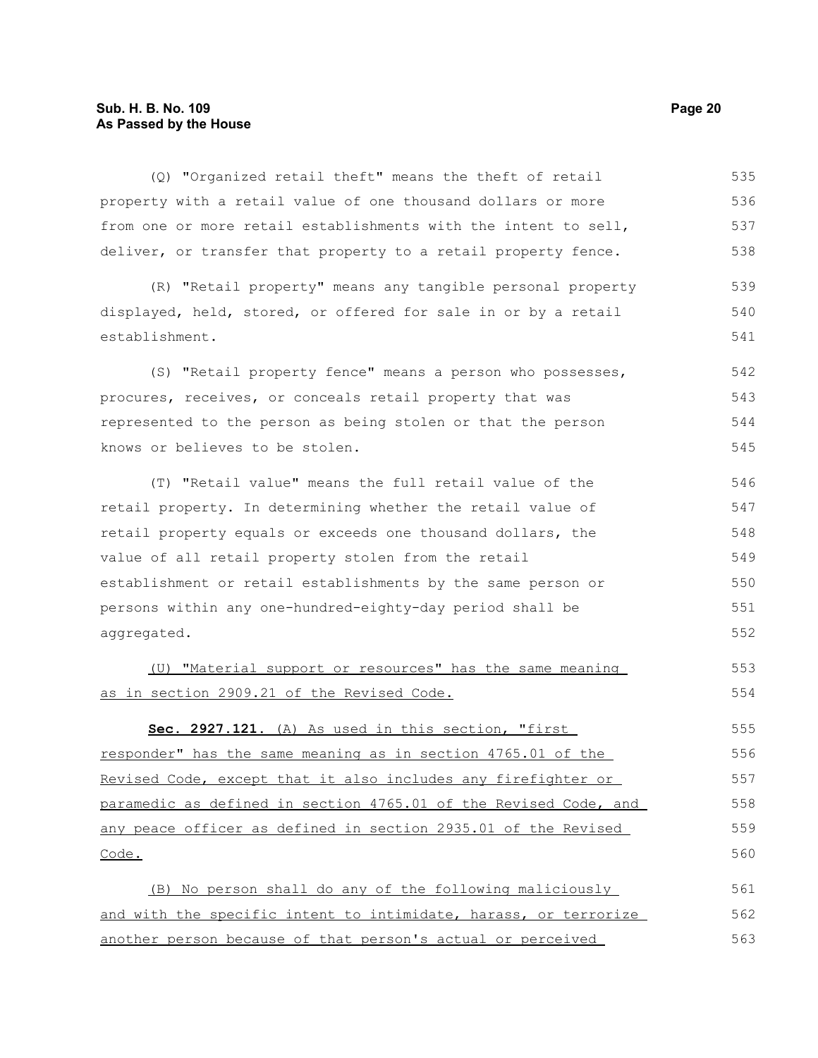(Q) "Organized retail theft" means the theft of retail property with a retail value of one thousand dollars or more from one or more retail establishments with the intent to sell, deliver, or transfer that property to a retail property fence.

(R) "Retail property" means any tangible personal property displayed, held, stored, or offered for sale in or by a retail establishment.

(S) "Retail property fence" means a person who possesses, procures, receives, or conceals retail property that was represented to the person as being stolen or that the person knows or believes to be stolen.

(T) "Retail value" means the full retail value of the retail property. In determining whether the retail value of retail property equals or exceeds one thousand dollars, the value of all retail property stolen from the retail establishment or retail establishments by the same person or persons within any one-hundred-eighty-day period shall be aggregated.

<u>(U) "Material support or resources" has the same meaning as in section 2909.21 of the Revised Code.</u>

**Sec. 2927.121.** <u>(A) As used in this section, "first responder" has the same meaning as in section 4765.01 of the Revised Code, except that it also includes any firefighter or paramedic as defined in section 4765.01 of the Revised Code, and any peace officer as defined in section 2935.01 of the Revised Code.</u>

<u>(B) No person shall do any of the following maliciously and with the specific intent to intimidate, harass, or terrorize another person because of that person's actual or perceived</u>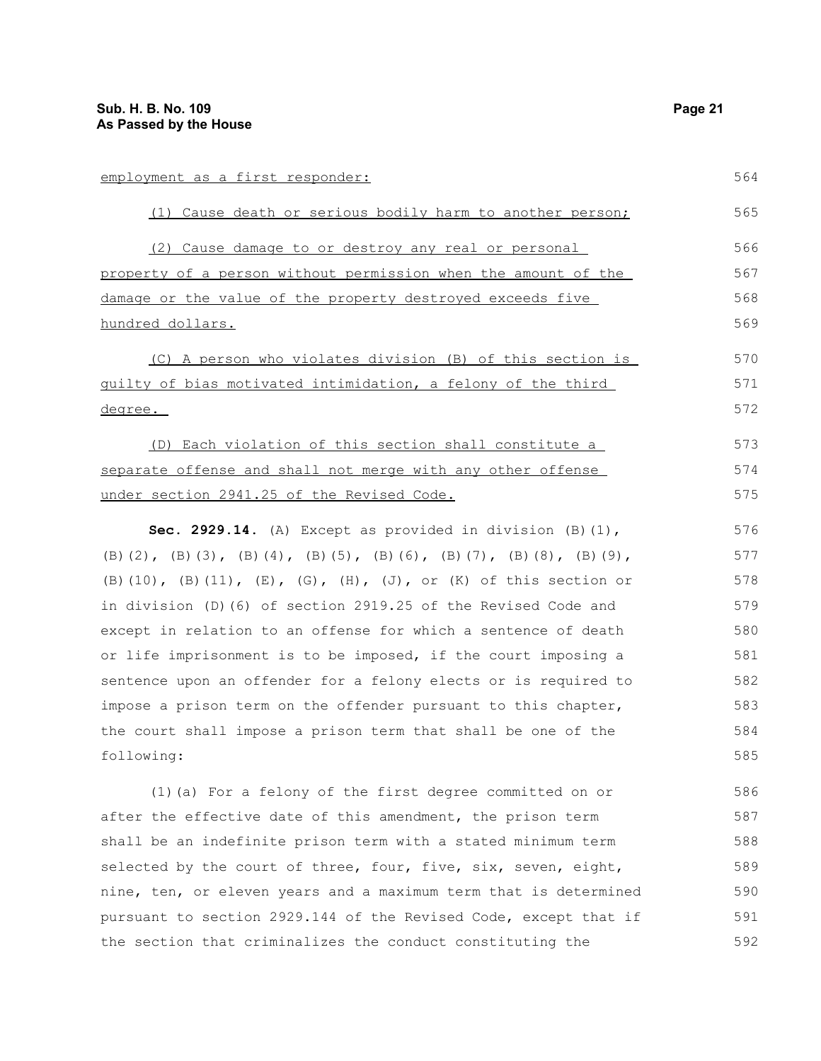employment as a first responder:

(1) Cause death or serious bodily harm to another person;

(2) Cause damage to or destroy any real or personal property of a person without permission when the amount of the damage or the value of the property destroyed exceeds five hundred dollars.

(C) A person who violates division (B) of this section is guilty of bias motivated intimidation, a felony of the third degree.

(D) Each violation of this section shall constitute a separate offense and shall not merge with any other offense under section 2941.25 of the Revised Code.

**Sec. 2929.14.** (A) Except as provided in division (B)(1), (B)(2), (B)(3), (B)(4), (B)(5), (B)(6), (B)(7), (B)(8), (B)(9), (B)(10), (B)(11), (E), (G), (H), (J), or (K) of this section or in division (D)(6) of section 2919.25 of the Revised Code and except in relation to an offense for which a sentence of death or life imprisonment is to be imposed, if the court imposing a sentence upon an offender for a felony elects or is required to impose a prison term on the offender pursuant to this chapter, the court shall impose a prison term that shall be one of the following:

(1)(a) For a felony of the first degree committed on or after the effective date of this amendment, the prison term shall be an indefinite prison term with a stated minimum term selected by the court of three, four, five, six, seven, eight, nine, ten, or eleven years and a maximum term that is determined pursuant to section 2929.144 of the Revised Code, except that if the section that criminalizes the conduct constituting the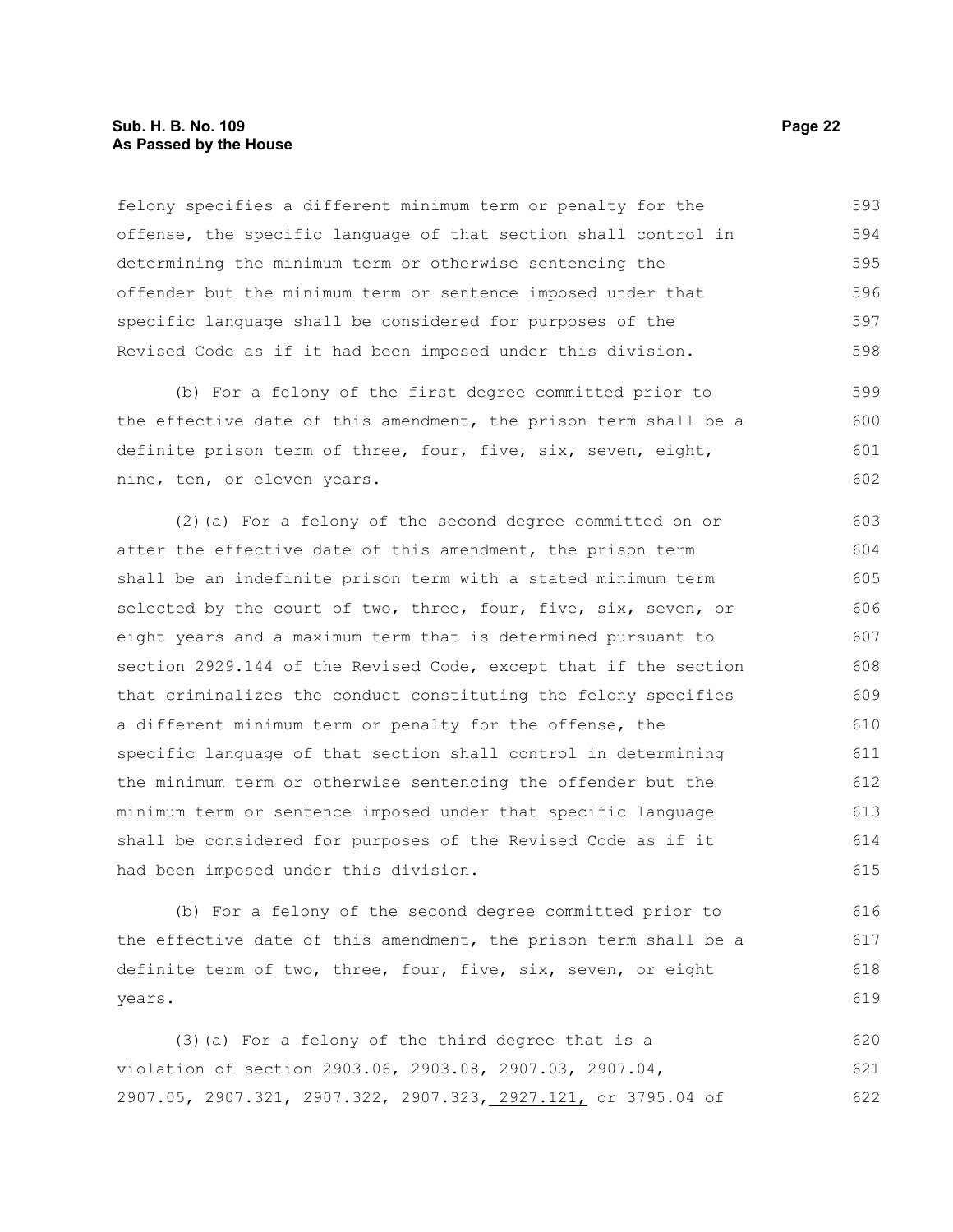felony specifies a different minimum term or penalty for the offense, the specific language of that section shall control in determining the minimum term or otherwise sentencing the offender but the minimum term or sentence imposed under that specific language shall be considered for purposes of the Revised Code as if it had been imposed under this division.

(b) For a felony of the first degree committed prior to the effective date of this amendment, the prison term shall be a definite prison term of three, four, five, six, seven, eight, nine, ten, or eleven years.

(2)(a) For a felony of the second degree committed on or after the effective date of this amendment, the prison term shall be an indefinite prison term with a stated minimum term selected by the court of two, three, four, five, six, seven, or eight years and a maximum term that is determined pursuant to section 2929.144 of the Revised Code, except that if the section that criminalizes the conduct constituting the felony specifies a different minimum term or penalty for the offense, the specific language of that section shall control in determining the minimum term or otherwise sentencing the offender but the minimum term or sentence imposed under that specific language shall be considered for purposes of the Revised Code as if it had been imposed under this division.

(b) For a felony of the second degree committed prior to the effective date of this amendment, the prison term shall be a definite term of two, three, four, five, six, seven, or eight years.

(3)(a) For a felony of the third degree that is a violation of section 2903.06, 2903.08, 2907.03, 2907.04, 2907.05, 2907.321, 2907.322, 2907.323, 2927.121, or 3795.04 of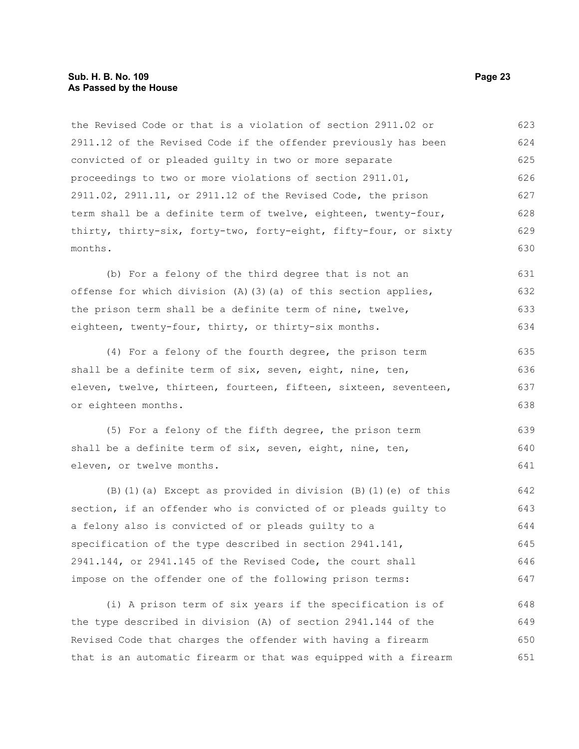the Revised Code or that is a violation of section 2911.02 or 2911.12 of the Revised Code if the offender previously has been convicted of or pleaded guilty in two or more separate proceedings to two or more violations of section 2911.01, 2911.02, 2911.11, or 2911.12 of the Revised Code, the prison term shall be a definite term of twelve, eighteen, twenty-four, thirty, thirty-six, forty-two, forty-eight, fifty-four, or sixty months.

(b) For a felony of the third degree that is not an offense for which division (A)(3)(a) of this section applies, the prison term shall be a definite term of nine, twelve, eighteen, twenty-four, thirty, or thirty-six months.

(4) For a felony of the fourth degree, the prison term shall be a definite term of six, seven, eight, nine, ten, eleven, twelve, thirteen, fourteen, fifteen, sixteen, seventeen, or eighteen months.

(5) For a felony of the fifth degree, the prison term shall be a definite term of six, seven, eight, nine, ten, eleven, or twelve months.

(B)(1)(a) Except as provided in division (B)(1)(e) of this section, if an offender who is convicted of or pleads guilty to a felony also is convicted of or pleads guilty to a specification of the type described in section 2941.141, 2941.144, or 2941.145 of the Revised Code, the court shall impose on the offender one of the following prison terms:

(i) A prison term of six years if the specification is of the type described in division (A) of section 2941.144 of the Revised Code that charges the offender with having a firearm that is an automatic firearm or that was equipped with a firearm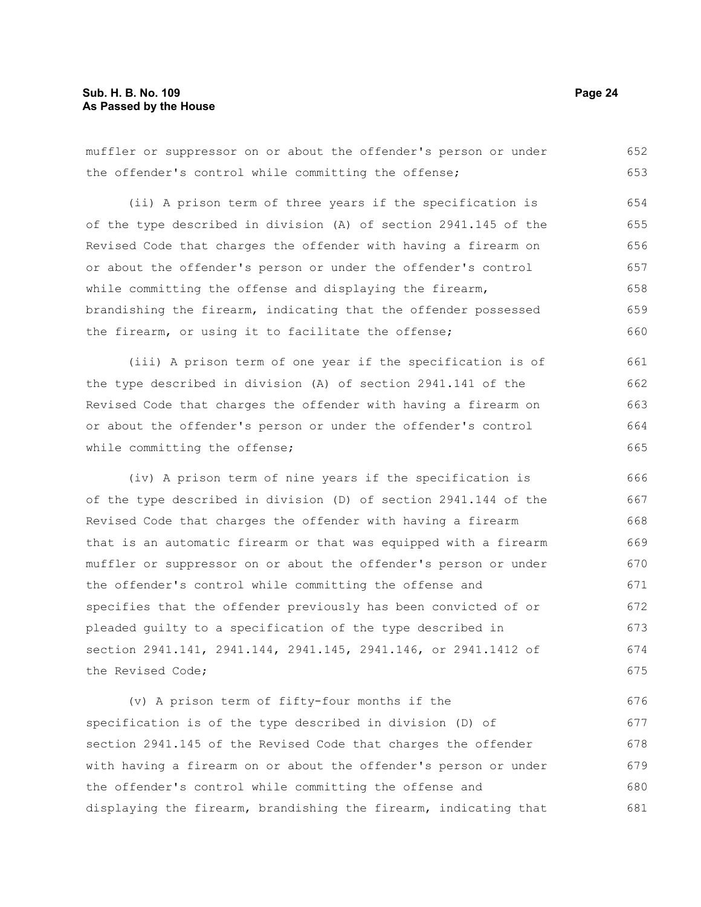muffler or suppressor on or about the offender's person or under the offender's control while committing the offense;

(ii) A prison term of three years if the specification is of the type described in division (A) of section 2941.145 of the Revised Code that charges the offender with having a firearm on or about the offender's person or under the offender's control while committing the offense and displaying the firearm, brandishing the firearm, indicating that the offender possessed the firearm, or using it to facilitate the offense;

(iii) A prison term of one year if the specification is of the type described in division (A) of section 2941.141 of the Revised Code that charges the offender with having a firearm on or about the offender's person or under the offender's control while committing the offense;

(iv) A prison term of nine years if the specification is of the type described in division (D) of section 2941.144 of the Revised Code that charges the offender with having a firearm that is an automatic firearm or that was equipped with a firearm muffler or suppressor on or about the offender's person or under the offender's control while committing the offense and specifies that the offender previously has been convicted of or pleaded guilty to a specification of the type described in section 2941.141, 2941.144, 2941.145, 2941.146, or 2941.1412 of the Revised Code;

(v) A prison term of fifty-four months if the specification is of the type described in division (D) of section 2941.145 of the Revised Code that charges the offender with having a firearm on or about the offender's person or under the offender's control while committing the offense and displaying the firearm, brandishing the firearm, indicating that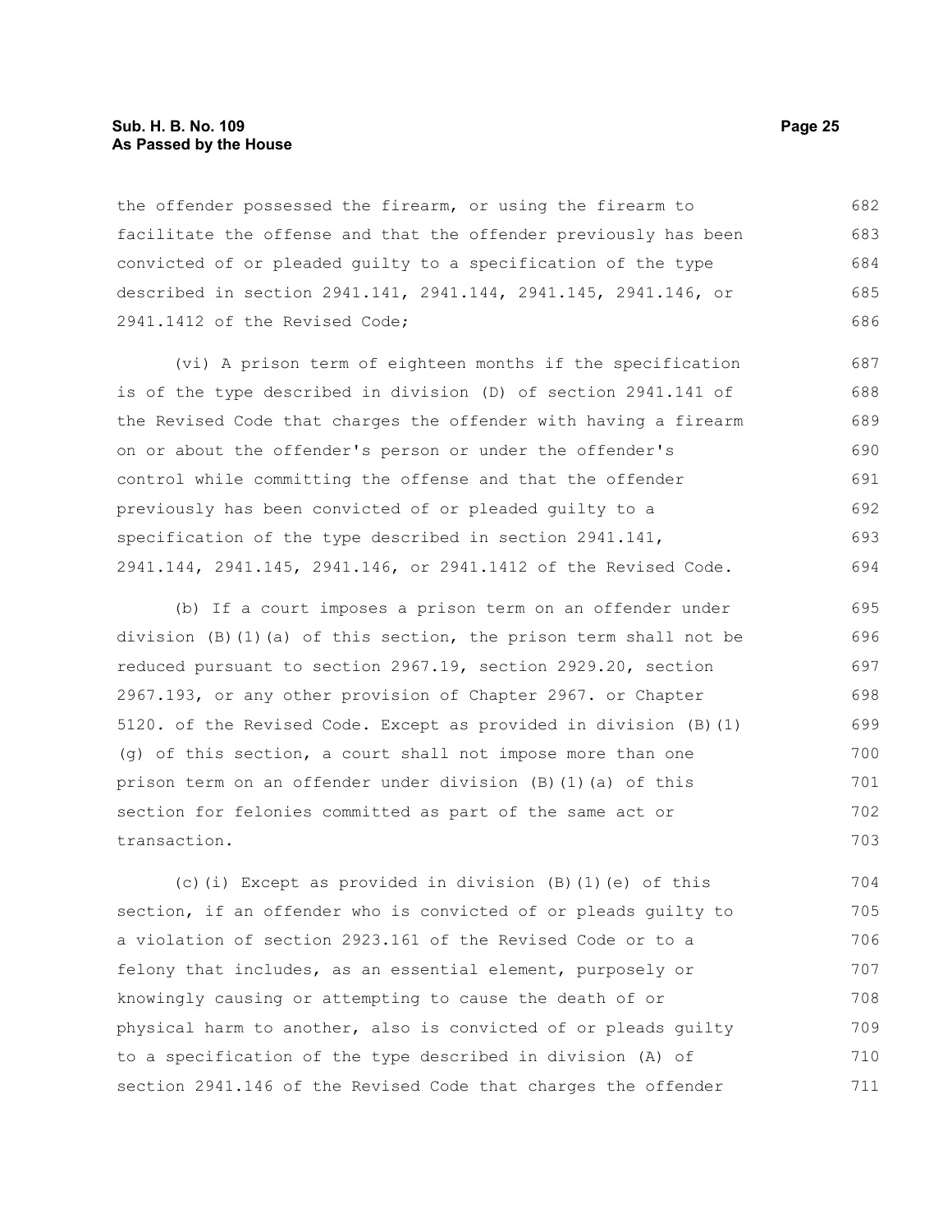the offender possessed the firearm, or using the firearm to facilitate the offense and that the offender previously has been convicted of or pleaded guilty to a specification of the type described in section 2941.141, 2941.144, 2941.145, 2941.146, or 2941.1412 of the Revised Code;

(vi) A prison term of eighteen months if the specification is of the type described in division (D) of section 2941.141 of the Revised Code that charges the offender with having a firearm on or about the offender's person or under the offender's control while committing the offense and that the offender previously has been convicted of or pleaded guilty to a specification of the type described in section 2941.141, 2941.144, 2941.145, 2941.146, or 2941.1412 of the Revised Code.

(b) If a court imposes a prison term on an offender under division (B)(1)(a) of this section, the prison term shall not be reduced pursuant to section 2967.19, section 2929.20, section 2967.193, or any other provision of Chapter 2967. or Chapter 5120. of the Revised Code. Except as provided in division (B)(1)(g) of this section, a court shall not impose more than one prison term on an offender under division (B)(1)(a) of this section for felonies committed as part of the same act or transaction.

(c)(i) Except as provided in division (B)(1)(e) of this section, if an offender who is convicted of or pleads guilty to a violation of section 2923.161 of the Revised Code or to a felony that includes, as an essential element, purposely or knowingly causing or attempting to cause the death of or physical harm to another, also is convicted of or pleads guilty to a specification of the type described in division (A) of section 2941.146 of the Revised Code that charges the offender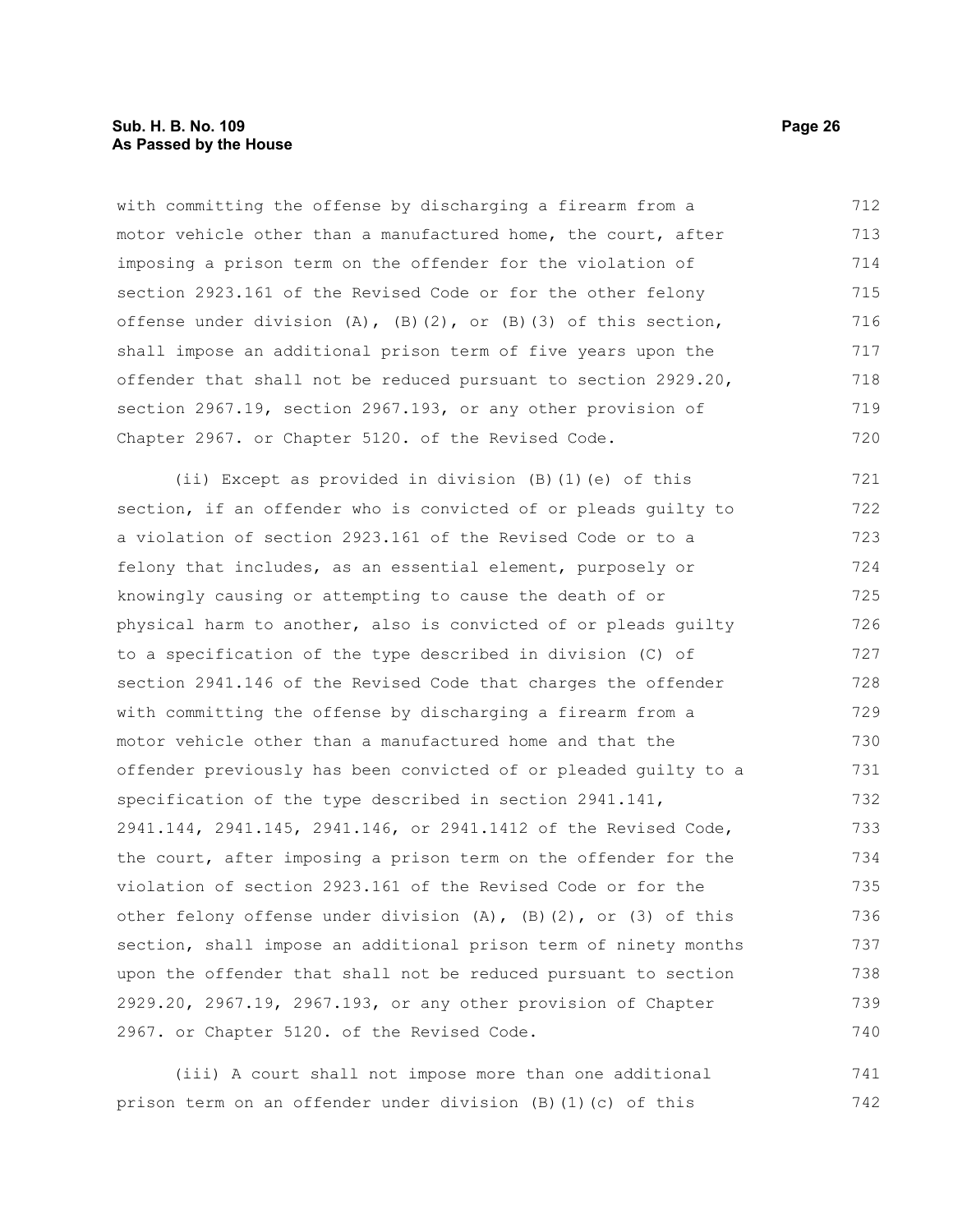with committing the offense by discharging a firearm from a motor vehicle other than a manufactured home, the court, after imposing a prison term on the offender for the violation of section 2923.161 of the Revised Code or for the other felony offense under division (A), (B)(2), or (B)(3) of this section, shall impose an additional prison term of five years upon the offender that shall not be reduced pursuant to section 2929.20, section 2967.19, section 2967.193, or any other provision of Chapter 2967. or Chapter 5120. of the Revised Code.

(ii) Except as provided in division (B)(1)(e) of this section, if an offender who is convicted of or pleads guilty to a violation of section 2923.161 of the Revised Code or to a felony that includes, as an essential element, purposely or knowingly causing or attempting to cause the death of or physical harm to another, also is convicted of or pleads guilty to a specification of the type described in division (C) of section 2941.146 of the Revised Code that charges the offender with committing the offense by discharging a firearm from a motor vehicle other than a manufactured home and that the offender previously has been convicted of or pleaded guilty to a specification of the type described in section 2941.141, 2941.144, 2941.145, 2941.146, or 2941.1412 of the Revised Code, the court, after imposing a prison term on the offender for the violation of section 2923.161 of the Revised Code or for the other felony offense under division (A), (B)(2), or (3) of this section, shall impose an additional prison term of ninety months upon the offender that shall not be reduced pursuant to section 2929.20, 2967.19, 2967.193, or any other provision of Chapter 2967. or Chapter 5120. of the Revised Code.

(iii) A court shall not impose more than one additional prison term on an offender under division (B)(1)(c) of this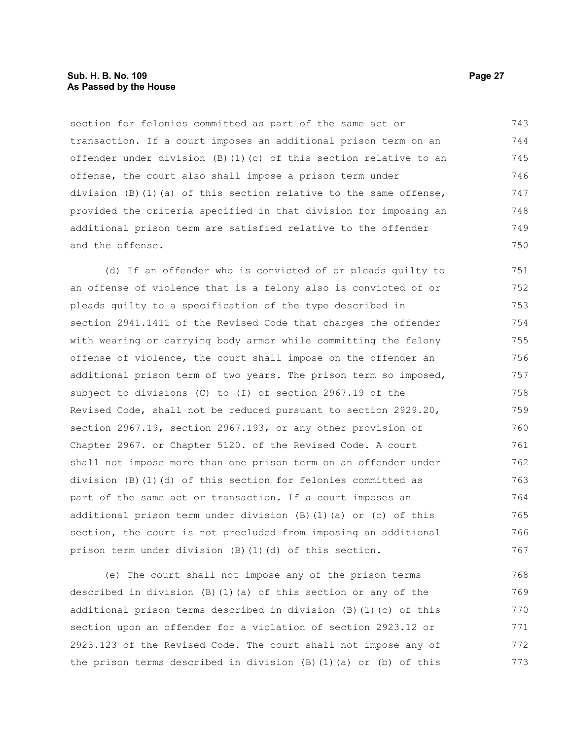section for felonies committed as part of the same act or transaction. If a court imposes an additional prison term on an offender under division (B)(1)(c) of this section relative to an offense, the court also shall impose a prison term under division (B)(1)(a) of this section relative to the same offense, provided the criteria specified in that division for imposing an additional prison term are satisfied relative to the offender and the offense.

(d) If an offender who is convicted of or pleads guilty to an offense of violence that is a felony also is convicted of or pleads guilty to a specification of the type described in section 2941.1411 of the Revised Code that charges the offender with wearing or carrying body armor while committing the felony offense of violence, the court shall impose on the offender an additional prison term of two years. The prison term so imposed, subject to divisions (C) to (I) of section 2967.19 of the Revised Code, shall not be reduced pursuant to section 2929.20, section 2967.19, section 2967.193, or any other provision of Chapter 2967. or Chapter 5120. of the Revised Code. A court shall not impose more than one prison term on an offender under division (B)(1)(d) of this section for felonies committed as part of the same act or transaction. If a court imposes an additional prison term under division (B)(1)(a) or (c) of this section, the court is not precluded from imposing an additional prison term under division (B)(1)(d) of this section.

(e) The court shall not impose any of the prison terms described in division (B)(1)(a) of this section or any of the additional prison terms described in division (B)(1)(c) of this section upon an offender for a violation of section 2923.12 or 2923.123 of the Revised Code. The court shall not impose any of the prison terms described in division (B)(1)(a) or (b) of this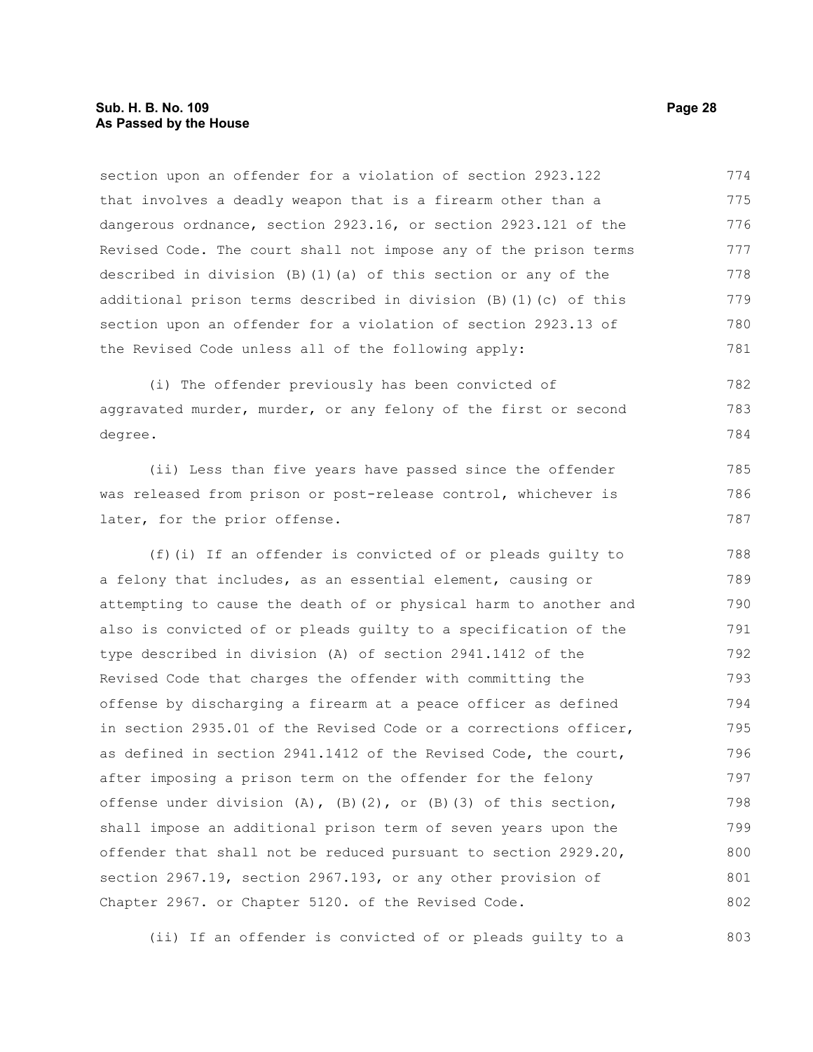section upon an offender for a violation of section 2923.122 that involves a deadly weapon that is a firearm other than a dangerous ordnance, section 2923.16, or section 2923.121 of the Revised Code. The court shall not impose any of the prison terms described in division (B)(1)(a) of this section or any of the additional prison terms described in division (B)(1)(c) of this section upon an offender for a violation of section 2923.13 of the Revised Code unless all of the following apply:

(i) The offender previously has been convicted of aggravated murder, murder, or any felony of the first or second degree.

(ii) Less than five years have passed since the offender was released from prison or post-release control, whichever is later, for the prior offense.

(f)(i) If an offender is convicted of or pleads guilty to a felony that includes, as an essential element, causing or attempting to cause the death of or physical harm to another and also is convicted of or pleads guilty to a specification of the type described in division (A) of section 2941.1412 of the Revised Code that charges the offender with committing the offense by discharging a firearm at a peace officer as defined in section 2935.01 of the Revised Code or a corrections officer, as defined in section 2941.1412 of the Revised Code, the court, after imposing a prison term on the offender for the felony offense under division (A), (B)(2), or (B)(3) of this section, shall impose an additional prison term of seven years upon the offender that shall not be reduced pursuant to section 2929.20, section 2967.19, section 2967.193, or any other provision of Chapter 2967. or Chapter 5120. of the Revised Code.

(ii) If an offender is convicted of or pleads guilty to a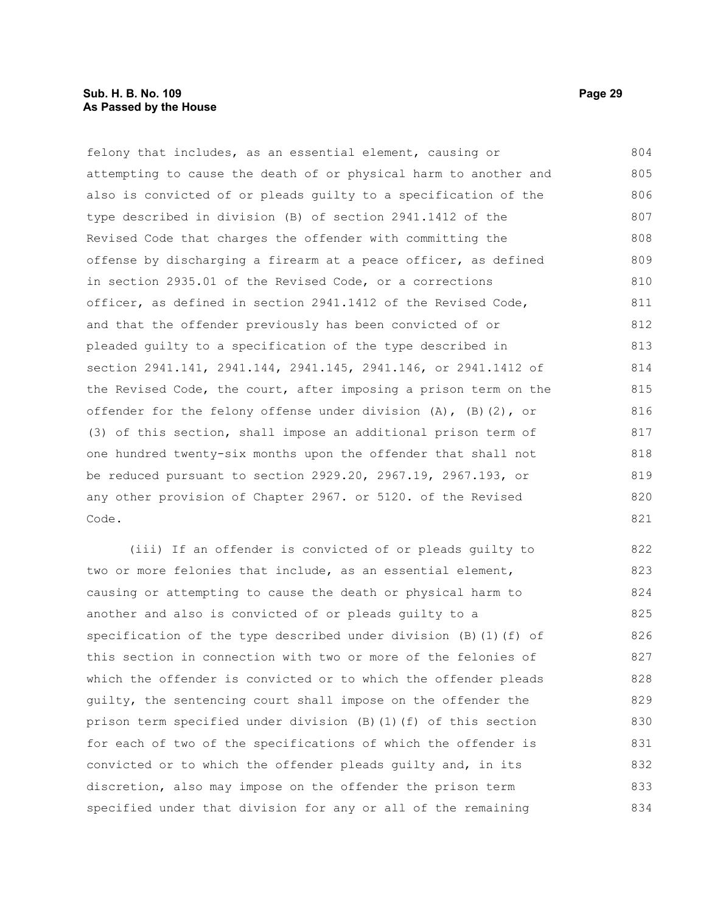felony that includes, as an essential element, causing or attempting to cause the death of or physical harm to another and also is convicted of or pleads guilty to a specification of the type described in division (B) of section 2941.1412 of the Revised Code that charges the offender with committing the offense by discharging a firearm at a peace officer, as defined in section 2935.01 of the Revised Code, or a corrections officer, as defined in section 2941.1412 of the Revised Code, and that the offender previously has been convicted of or pleaded guilty to a specification of the type described in section 2941.141, 2941.144, 2941.145, 2941.146, or 2941.1412 of the Revised Code, the court, after imposing a prison term on the offender for the felony offense under division (A), (B)(2), or (3) of this section, shall impose an additional prison term of one hundred twenty-six months upon the offender that shall not be reduced pursuant to section 2929.20, 2967.19, 2967.193, or any other provision of Chapter 2967. or 5120. of the Revised Code.

(iii) If an offender is convicted of or pleads guilty to two or more felonies that include, as an essential element, causing or attempting to cause the death or physical harm to another and also is convicted of or pleads guilty to a specification of the type described under division (B)(1)(f) of this section in connection with two or more of the felonies of which the offender is convicted or to which the offender pleads guilty, the sentencing court shall impose on the offender the prison term specified under division (B)(1)(f) of this section for each of two of the specifications of which the offender is convicted or to which the offender pleads guilty and, in its discretion, also may impose on the offender the prison term specified under that division for any or all of the remaining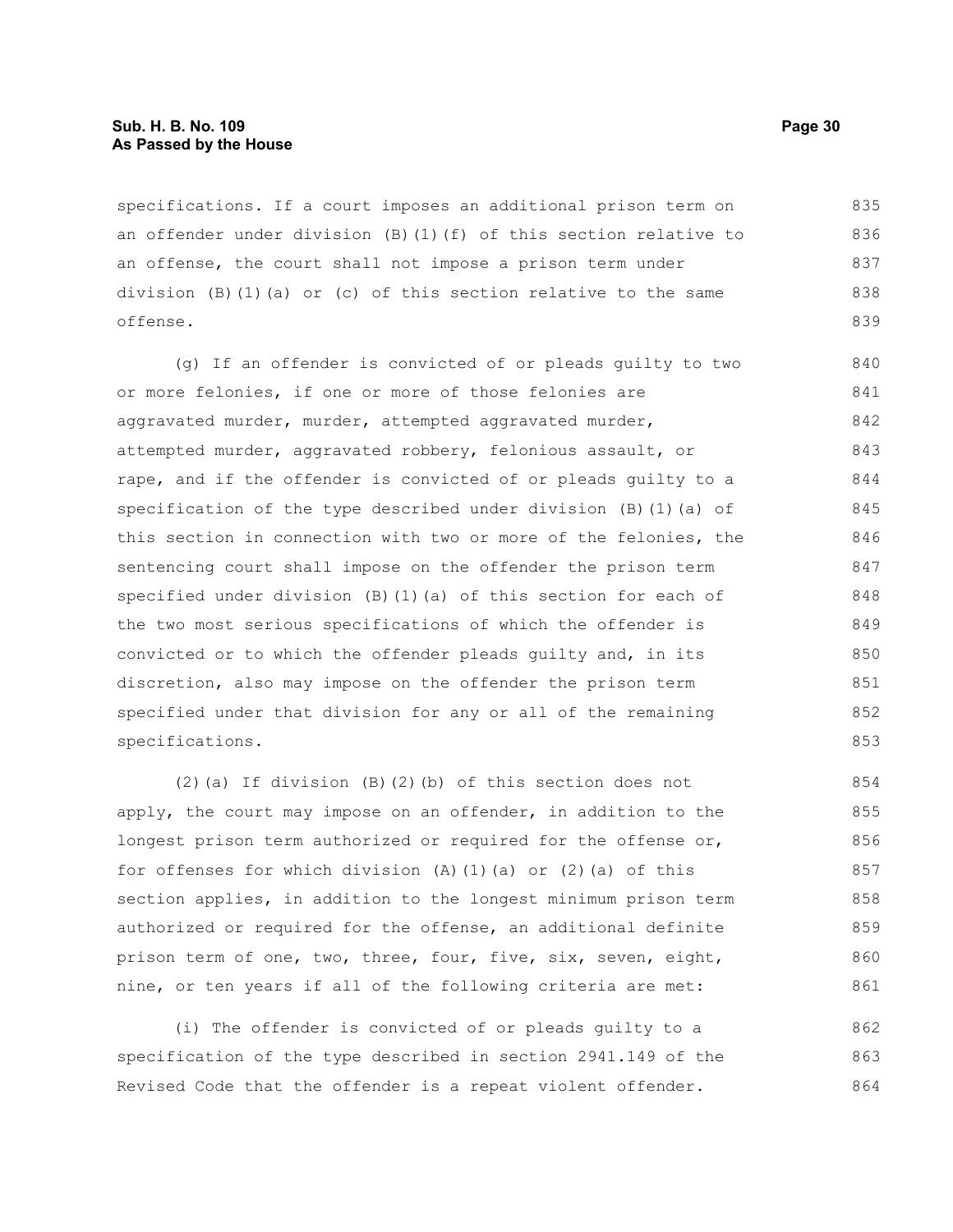specifications. If a court imposes an additional prison term on an offender under division (B)(1)(f) of this section relative to an offense, the court shall not impose a prison term under division (B)(1)(a) or (c) of this section relative to the same offense.

(g) If an offender is convicted of or pleads guilty to two or more felonies, if one or more of those felonies are aggravated murder, murder, attempted aggravated murder, attempted murder, aggravated robbery, felonious assault, or rape, and if the offender is convicted of or pleads guilty to a specification of the type described under division (B)(1)(a) of this section in connection with two or more of the felonies, the sentencing court shall impose on the offender the prison term specified under division (B)(1)(a) of this section for each of the two most serious specifications of which the offender is convicted or to which the offender pleads guilty and, in its discretion, also may impose on the offender the prison term specified under that division for any or all of the remaining specifications.

(2)(a) If division (B)(2)(b) of this section does not apply, the court may impose on an offender, in addition to the longest prison term authorized or required for the offense or, for offenses for which division (A)(1)(a) or (2)(a) of this section applies, in addition to the longest minimum prison term authorized or required for the offense, an additional definite prison term of one, two, three, four, five, six, seven, eight, nine, or ten years if all of the following criteria are met:

(i) The offender is convicted of or pleads guilty to a specification of the type described in section 2941.149 of the Revised Code that the offender is a repeat violent offender.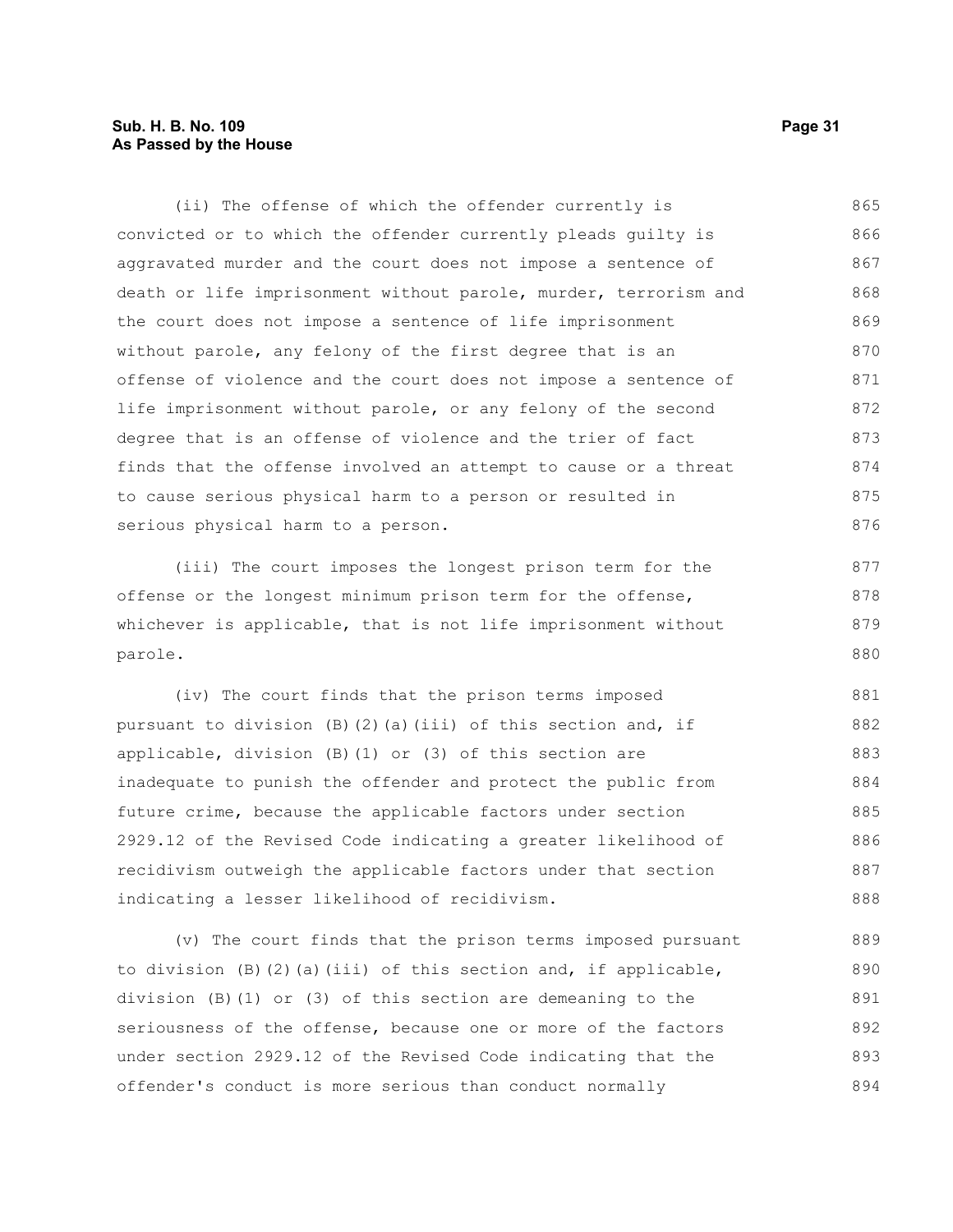(ii) The offense of which the offender currently is convicted or to which the offender currently pleads guilty is aggravated murder and the court does not impose a sentence of death or life imprisonment without parole, murder, terrorism and the court does not impose a sentence of life imprisonment without parole, any felony of the first degree that is an offense of violence and the court does not impose a sentence of life imprisonment without parole, or any felony of the second degree that is an offense of violence and the trier of fact finds that the offense involved an attempt to cause or a threat to cause serious physical harm to a person or resulted in serious physical harm to a person.

(iii) The court imposes the longest prison term for the offense or the longest minimum prison term for the offense, whichever is applicable, that is not life imprisonment without parole.

(iv) The court finds that the prison terms imposed pursuant to division (B)(2)(a)(iii) of this section and, if applicable, division (B)(1) or (3) of this section are inadequate to punish the offender and protect the public from future crime, because the applicable factors under section 2929.12 of the Revised Code indicating a greater likelihood of recidivism outweigh the applicable factors under that section indicating a lesser likelihood of recidivism.

(v) The court finds that the prison terms imposed pursuant to division (B)(2)(a)(iii) of this section and, if applicable, division (B)(1) or (3) of this section are demeaning to the seriousness of the offense, because one or more of the factors under section 2929.12 of the Revised Code indicating that the offender's conduct is more serious than conduct normally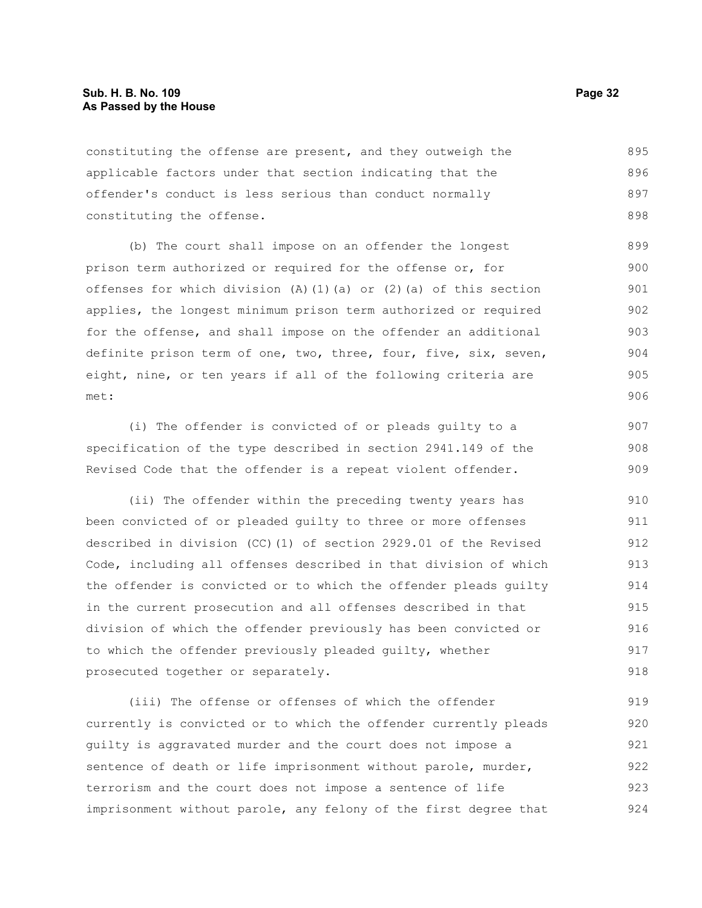constituting the offense are present, and they outweigh the applicable factors under that section indicating that the offender's conduct is less serious than conduct normally constituting the offense.

(b) The court shall impose on an offender the longest prison term authorized or required for the offense or, for offenses for which division (A)(1)(a) or (2)(a) of this section applies, the longest minimum prison term authorized or required for the offense, and shall impose on the offender an additional definite prison term of one, two, three, four, five, six, seven, eight, nine, or ten years if all of the following criteria are met:

(i) The offender is convicted of or pleads guilty to a specification of the type described in section 2941.149 of the Revised Code that the offender is a repeat violent offender.

(ii) The offender within the preceding twenty years has been convicted of or pleaded guilty to three or more offenses described in division (CC)(1) of section 2929.01 of the Revised Code, including all offenses described in that division of which the offender is convicted or to which the offender pleads guilty in the current prosecution and all offenses described in that division of which the offender previously has been convicted or to which the offender previously pleaded guilty, whether prosecuted together or separately.

(iii) The offense or offenses of which the offender currently is convicted or to which the offender currently pleads guilty is aggravated murder and the court does not impose a sentence of death or life imprisonment without parole, murder, terrorism and the court does not impose a sentence of life imprisonment without parole, any felony of the first degree that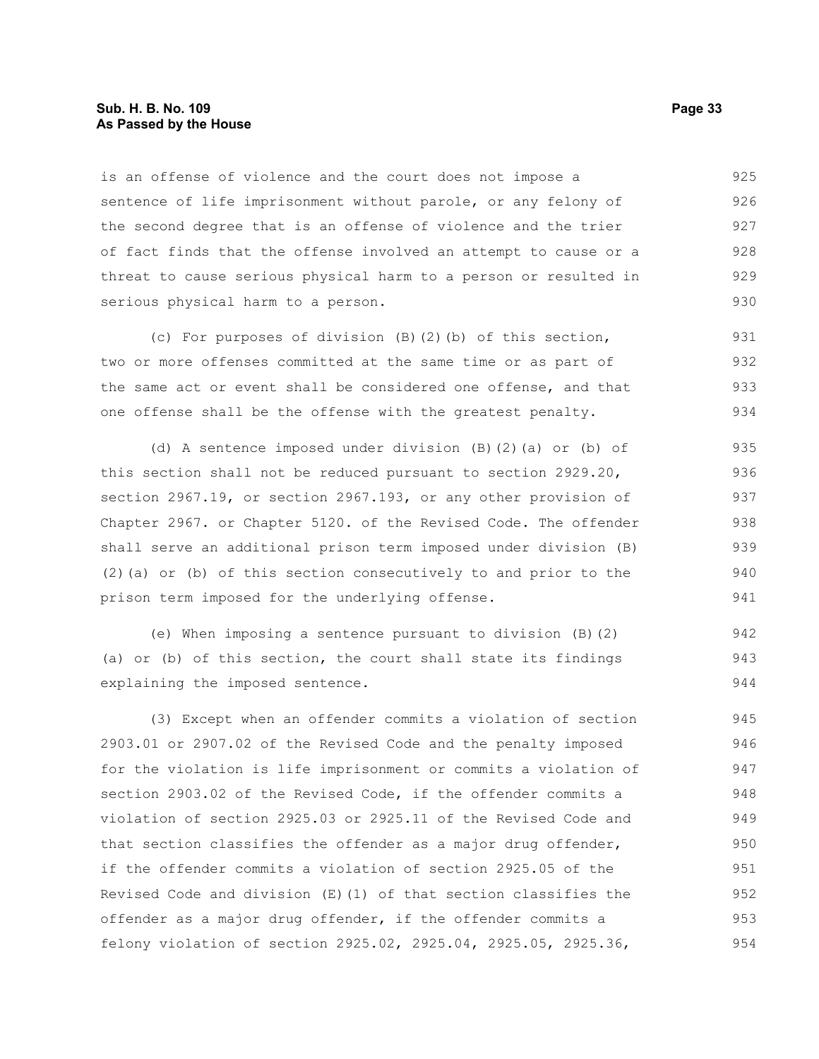is an offense of violence and the court does not impose a sentence of life imprisonment without parole, or any felony of the second degree that is an offense of violence and the trier of fact finds that the offense involved an attempt to cause or a threat to cause serious physical harm to a person or resulted in serious physical harm to a person.

(c) For purposes of division (B)(2)(b) of this section, two or more offenses committed at the same time or as part of the same act or event shall be considered one offense, and that one offense shall be the offense with the greatest penalty.

(d) A sentence imposed under division (B)(2)(a) or (b) of this section shall not be reduced pursuant to section 2929.20, section 2967.19, or section 2967.193, or any other provision of Chapter 2967. or Chapter 5120. of the Revised Code. The offender shall serve an additional prison term imposed under division (B)(2)(a) or (b) of this section consecutively to and prior to the prison term imposed for the underlying offense.

(e) When imposing a sentence pursuant to division (B)(2)(a) or (b) of this section, the court shall state its findings explaining the imposed sentence.

(3) Except when an offender commits a violation of section 2903.01 or 2907.02 of the Revised Code and the penalty imposed for the violation is life imprisonment or commits a violation of section 2903.02 of the Revised Code, if the offender commits a violation of section 2925.03 or 2925.11 of the Revised Code and that section classifies the offender as a major drug offender, if the offender commits a violation of section 2925.05 of the Revised Code and division (E)(1) of that section classifies the offender as a major drug offender, if the offender commits a felony violation of section 2925.02, 2925.04, 2925.05, 2925.36,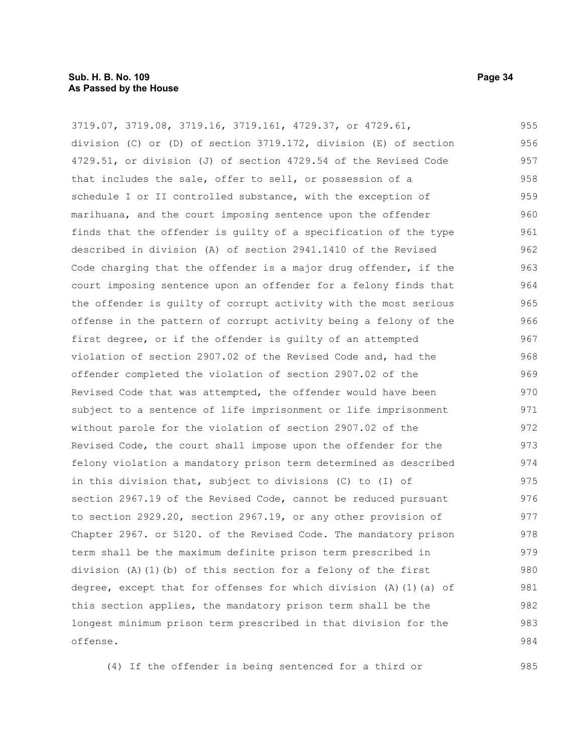3719.07, 3719.08, 3719.16, 3719.161, 4729.37, or 4729.61, division (C) or (D) of section 3719.172, division (E) of section 4729.51, or division (J) of section 4729.54 of the Revised Code that includes the sale, offer to sell, or possession of a schedule I or II controlled substance, with the exception of marihuana, and the court imposing sentence upon the offender finds that the offender is guilty of a specification of the type described in division (A) of section 2941.1410 of the Revised Code charging that the offender is a major drug offender, if the court imposing sentence upon an offender for a felony finds that the offender is guilty of corrupt activity with the most serious offense in the pattern of corrupt activity being a felony of the first degree, or if the offender is guilty of an attempted violation of section 2907.02 of the Revised Code and, had the offender completed the violation of section 2907.02 of the Revised Code that was attempted, the offender would have been subject to a sentence of life imprisonment or life imprisonment without parole for the violation of section 2907.02 of the Revised Code, the court shall impose upon the offender for the felony violation a mandatory prison term determined as described in this division that, subject to divisions (C) to (I) of section 2967.19 of the Revised Code, cannot be reduced pursuant to section 2929.20, section 2967.19, or any other provision of Chapter 2967. or 5120. of the Revised Code. The mandatory prison term shall be the maximum definite prison term prescribed in division (A)(1)(b) of this section for a felony of the first degree, except that for offenses for which division (A)(1)(a) of this section applies, the mandatory prison term shall be the longest minimum prison term prescribed in that division for the offense.

(4) If the offender is being sentenced for a third or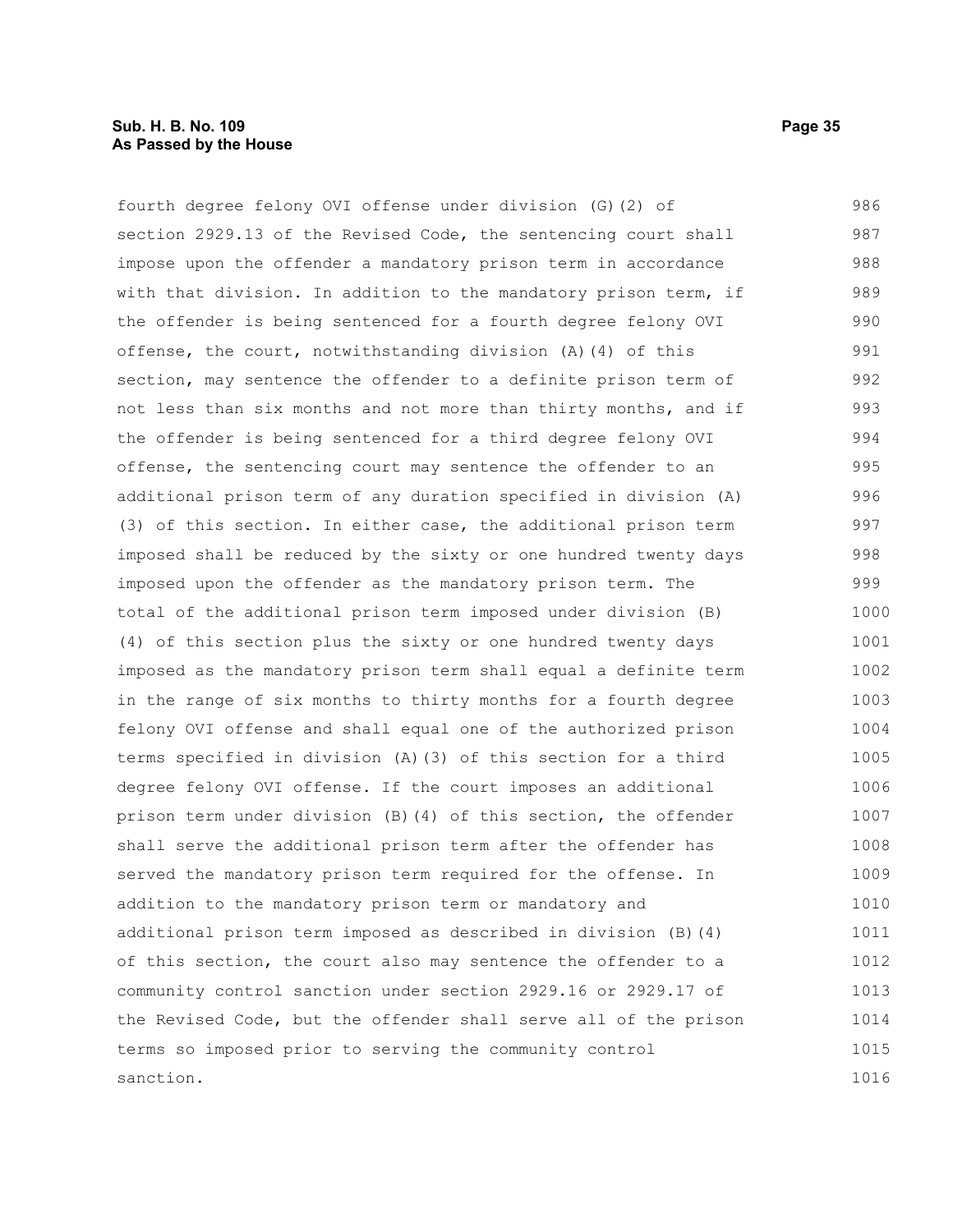fourth degree felony OVI offense under division (G)(2) of section 2929.13 of the Revised Code, the sentencing court shall impose upon the offender a mandatory prison term in accordance with that division. In addition to the mandatory prison term, if the offender is being sentenced for a fourth degree felony OVI offense, the court, notwithstanding division (A)(4) of this section, may sentence the offender to a definite prison term of not less than six months and not more than thirty months, and if the offender is being sentenced for a third degree felony OVI offense, the sentencing court may sentence the offender to an additional prison term of any duration specified in division (A)(3) of this section. In either case, the additional prison term imposed shall be reduced by the sixty or one hundred twenty days imposed upon the offender as the mandatory prison term. The total of the additional prison term imposed under division (B)(4) of this section plus the sixty or one hundred twenty days imposed as the mandatory prison term shall equal a definite term in the range of six months to thirty months for a fourth degree felony OVI offense and shall equal one of the authorized prison terms specified in division (A)(3) of this section for a third degree felony OVI offense. If the court imposes an additional prison term under division (B)(4) of this section, the offender shall serve the additional prison term after the offender has served the mandatory prison term required for the offense. In addition to the mandatory prison term or mandatory and additional prison term imposed as described in division (B)(4) of this section, the court also may sentence the offender to a community control sanction under section 2929.16 or 2929.17 of the Revised Code, but the offender shall serve all of the prison terms so imposed prior to serving the community control sanction.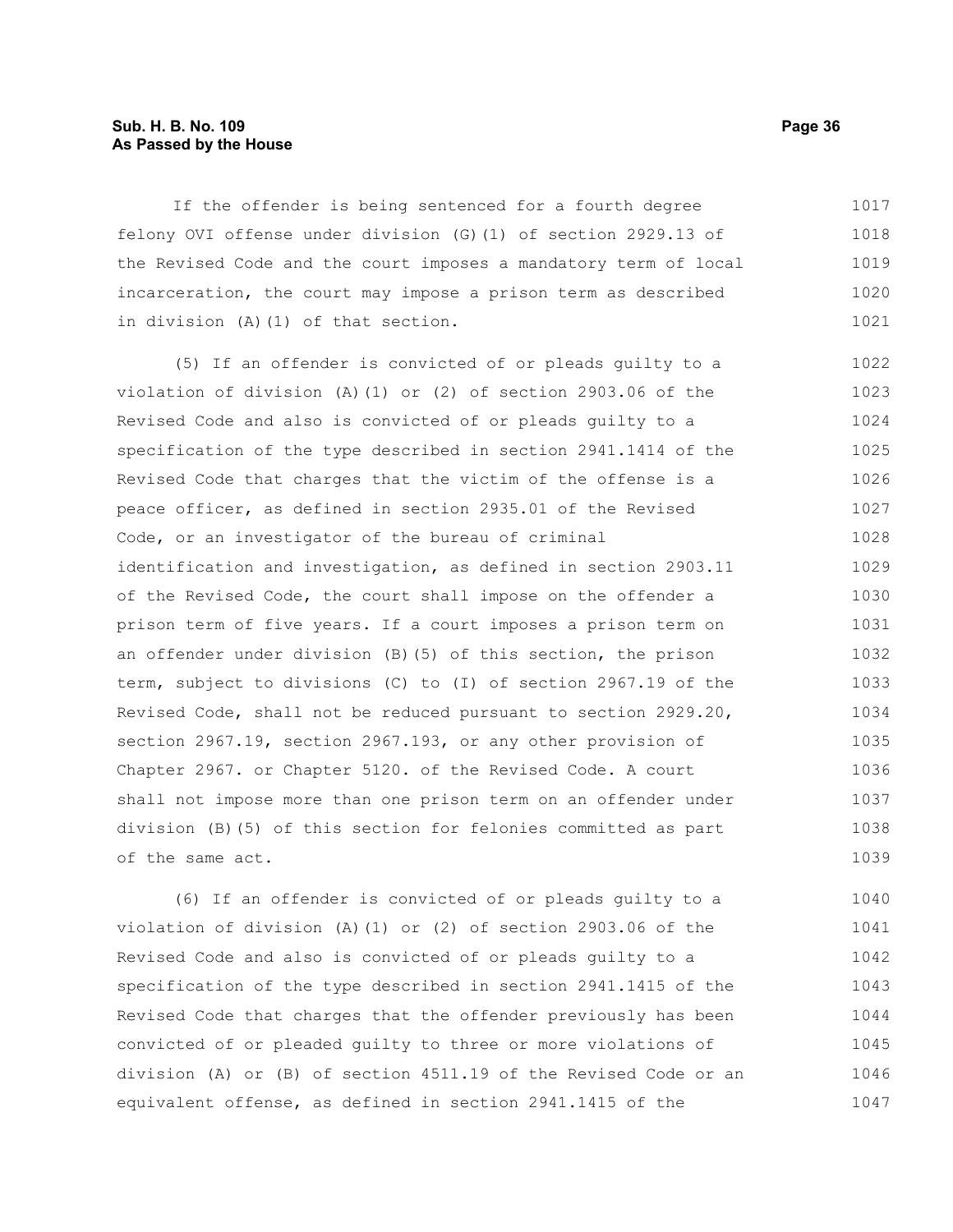If the offender is being sentenced for a fourth degree felony OVI offense under division (G)(1) of section 2929.13 of the Revised Code and the court imposes a mandatory term of local incarceration, the court may impose a prison term as described in division (A)(1) of that section.

(5) If an offender is convicted of or pleads guilty to a violation of division (A)(1) or (2) of section 2903.06 of the Revised Code and also is convicted of or pleads guilty to a specification of the type described in section 2941.1414 of the Revised Code that charges that the victim of the offense is a peace officer, as defined in section 2935.01 of the Revised Code, or an investigator of the bureau of criminal identification and investigation, as defined in section 2903.11 of the Revised Code, the court shall impose on the offender a prison term of five years. If a court imposes a prison term on an offender under division (B)(5) of this section, the prison term, subject to divisions (C) to (I) of section 2967.19 of the Revised Code, shall not be reduced pursuant to section 2929.20, section 2967.19, section 2967.193, or any other provision of Chapter 2967. or Chapter 5120. of the Revised Code. A court shall not impose more than one prison term on an offender under division (B)(5) of this section for felonies committed as part of the same act.

(6) If an offender is convicted of or pleads guilty to a violation of division (A)(1) or (2) of section 2903.06 of the Revised Code and also is convicted of or pleads guilty to a specification of the type described in section 2941.1415 of the Revised Code that charges that the offender previously has been convicted of or pleaded guilty to three or more violations of division (A) or (B) of section 4511.19 of the Revised Code or an equivalent offense, as defined in section 2941.1415 of the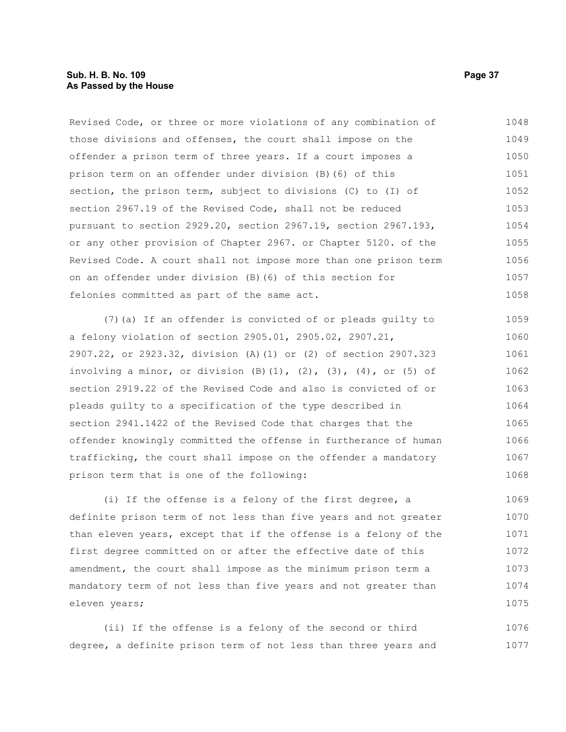Revised Code, or three or more violations of any combination of those divisions and offenses, the court shall impose on the offender a prison term of three years. If a court imposes a prison term on an offender under division (B)(6) of this section, the prison term, subject to divisions (C) to (I) of section 2967.19 of the Revised Code, shall not be reduced pursuant to section 2929.20, section 2967.19, section 2967.193, or any other provision of Chapter 2967. or Chapter 5120. of the Revised Code. A court shall not impose more than one prison term on an offender under division (B)(6) of this section for felonies committed as part of the same act.

(7)(a) If an offender is convicted of or pleads guilty to a felony violation of section 2905.01, 2905.02, 2907.21, 2907.22, or 2923.32, division (A)(1) or (2) of section 2907.323 involving a minor, or division (B)(1), (2), (3), (4), or (5) of section 2919.22 of the Revised Code and also is convicted of or pleads guilty to a specification of the type described in section 2941.1422 of the Revised Code that charges that the offender knowingly committed the offense in furtherance of human trafficking, the court shall impose on the offender a mandatory prison term that is one of the following:

(i) If the offense is a felony of the first degree, a definite prison term of not less than five years and not greater than eleven years, except that if the offense is a felony of the first degree committed on or after the effective date of this amendment, the court shall impose as the minimum prison term a mandatory term of not less than five years and not greater than eleven years;

(ii) If the offense is a felony of the second or third degree, a definite prison term of not less than three years and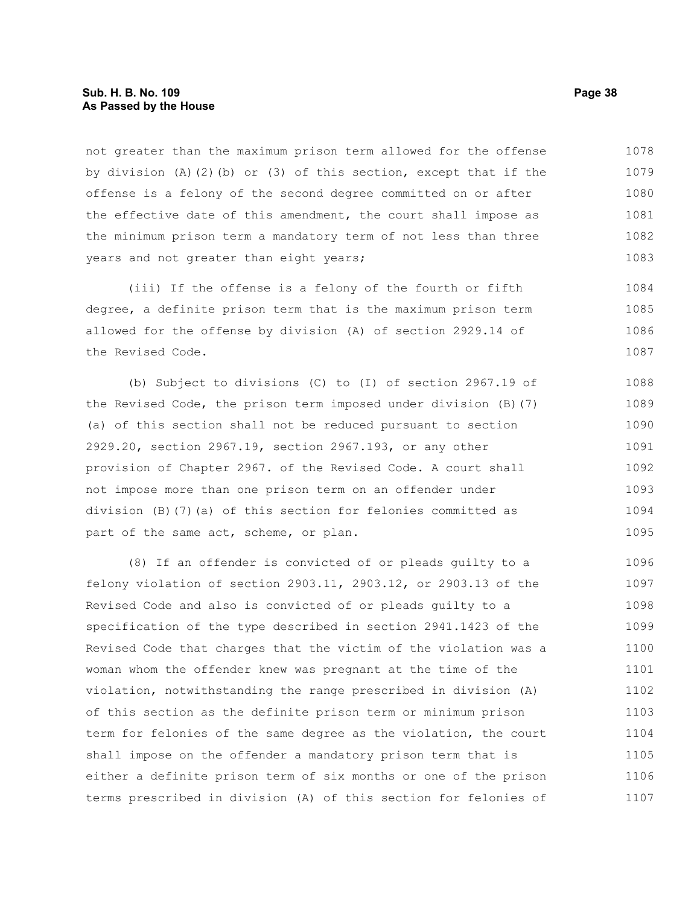not greater than the maximum prison term allowed for the offense by division (A)(2)(b) or (3) of this section, except that if the offense is a felony of the second degree committed on or after the effective date of this amendment, the court shall impose as the minimum prison term a mandatory term of not less than three years and not greater than eight years;

(iii) If the offense is a felony of the fourth or fifth degree, a definite prison term that is the maximum prison term allowed for the offense by division (A) of section 2929.14 of the Revised Code.

(b) Subject to divisions (C) to (I) of section 2967.19 of the Revised Code, the prison term imposed under division (B)(7)(a) of this section shall not be reduced pursuant to section 2929.20, section 2967.19, section 2967.193, or any other provision of Chapter 2967. of the Revised Code. A court shall not impose more than one prison term on an offender under division (B)(7)(a) of this section for felonies committed as part of the same act, scheme, or plan.

(8) If an offender is convicted of or pleads guilty to a felony violation of section 2903.11, 2903.12, or 2903.13 of the Revised Code and also is convicted of or pleads guilty to a specification of the type described in section 2941.1423 of the Revised Code that charges that the victim of the violation was a woman whom the offender knew was pregnant at the time of the violation, notwithstanding the range prescribed in division (A) of this section as the definite prison term or minimum prison term for felonies of the same degree as the violation, the court shall impose on the offender a mandatory prison term that is either a definite prison term of six months or one of the prison terms prescribed in division (A) of this section for felonies of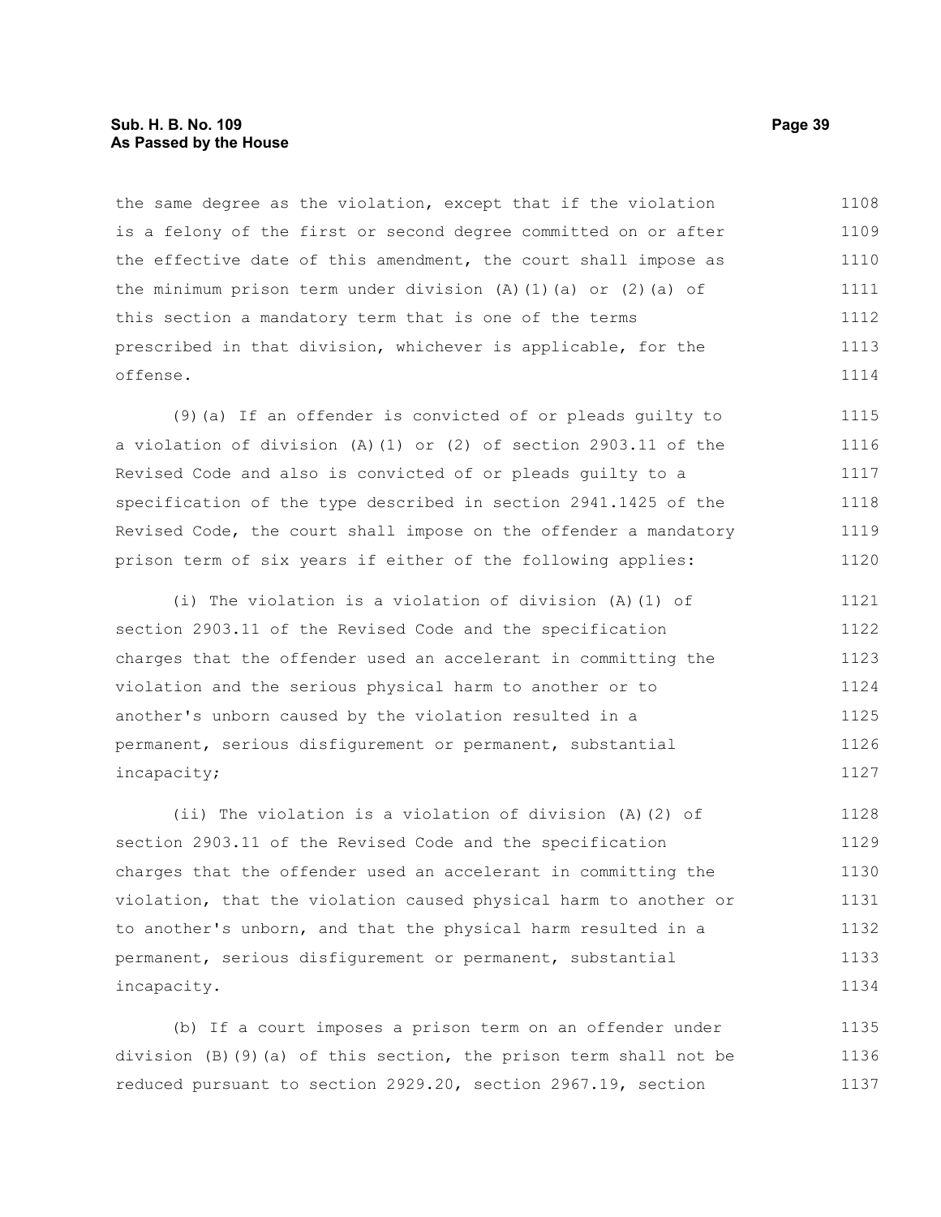the same degree as the violation, except that if the violation is a felony of the first or second degree committed on or after the effective date of this amendment, the court shall impose as the minimum prison term under division (A)(1)(a) or (2)(a) of this section a mandatory term that is one of the terms prescribed in that division, whichever is applicable, for the offense.

(9)(a) If an offender is convicted of or pleads guilty to a violation of division (A)(1) or (2) of section 2903.11 of the Revised Code and also is convicted of or pleads guilty to a specification of the type described in section 2941.1425 of the Revised Code, the court shall impose on the offender a mandatory prison term of six years if either of the following applies:

(i) The violation is a violation of division (A)(1) of section 2903.11 of the Revised Code and the specification charges that the offender used an accelerant in committing the violation and the serious physical harm to another or to another's unborn caused by the violation resulted in a permanent, serious disfigurement or permanent, substantial incapacity;

(ii) The violation is a violation of division (A)(2) of section 2903.11 of the Revised Code and the specification charges that the offender used an accelerant in committing the violation, that the violation caused physical harm to another or to another's unborn, and that the physical harm resulted in a permanent, serious disfigurement or permanent, substantial incapacity.

(b) If a court imposes a prison term on an offender under division (B)(9)(a) of this section, the prison term shall not be reduced pursuant to section 2929.20, section 2967.19, section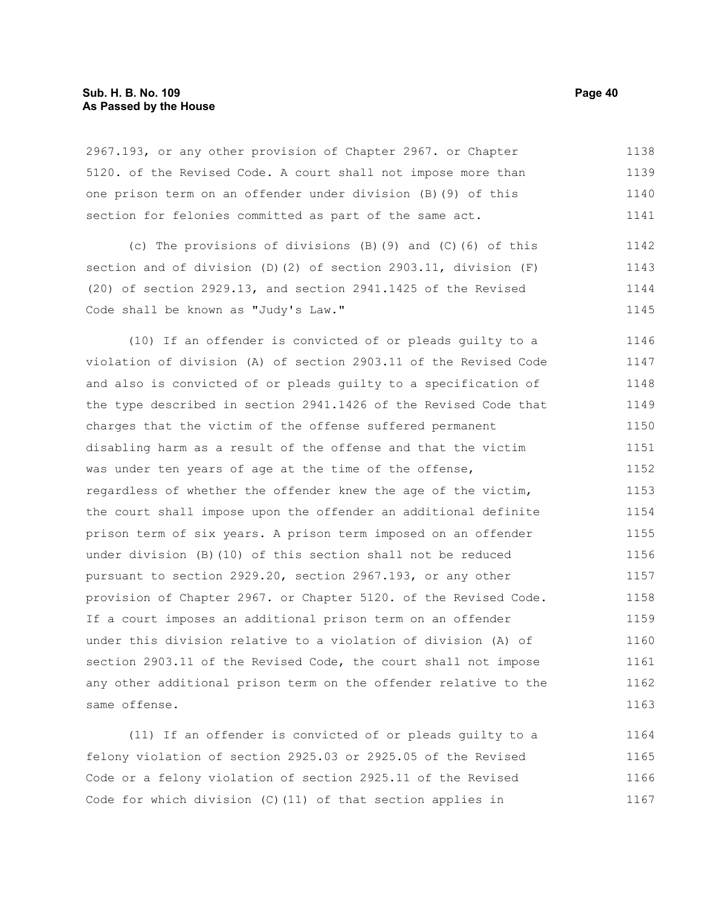2967.193, or any other provision of Chapter 2967. or Chapter 5120. of the Revised Code. A court shall not impose more than one prison term on an offender under division (B)(9) of this section for felonies committed as part of the same act.

(c) The provisions of divisions (B)(9) and (C)(6) of this section and of division (D)(2) of section 2903.11, division (F)(20) of section 2929.13, and section 2941.1425 of the Revised Code shall be known as "Judy's Law."

(10) If an offender is convicted of or pleads guilty to a violation of division (A) of section 2903.11 of the Revised Code and also is convicted of or pleads guilty to a specification of the type described in section 2941.1426 of the Revised Code that charges that the victim of the offense suffered permanent disabling harm as a result of the offense and that the victim was under ten years of age at the time of the offense, regardless of whether the offender knew the age of the victim, the court shall impose upon the offender an additional definite prison term of six years. A prison term imposed on an offender under division (B)(10) of this section shall not be reduced pursuant to section 2929.20, section 2967.193, or any other provision of Chapter 2967. or Chapter 5120. of the Revised Code. If a court imposes an additional prison term on an offender under this division relative to a violation of division (A) of section 2903.11 of the Revised Code, the court shall not impose any other additional prison term on the offender relative to the same offense.

(11) If an offender is convicted of or pleads guilty to a felony violation of section 2925.03 or 2925.05 of the Revised Code or a felony violation of section 2925.11 of the Revised Code for which division (C)(11) of that section applies in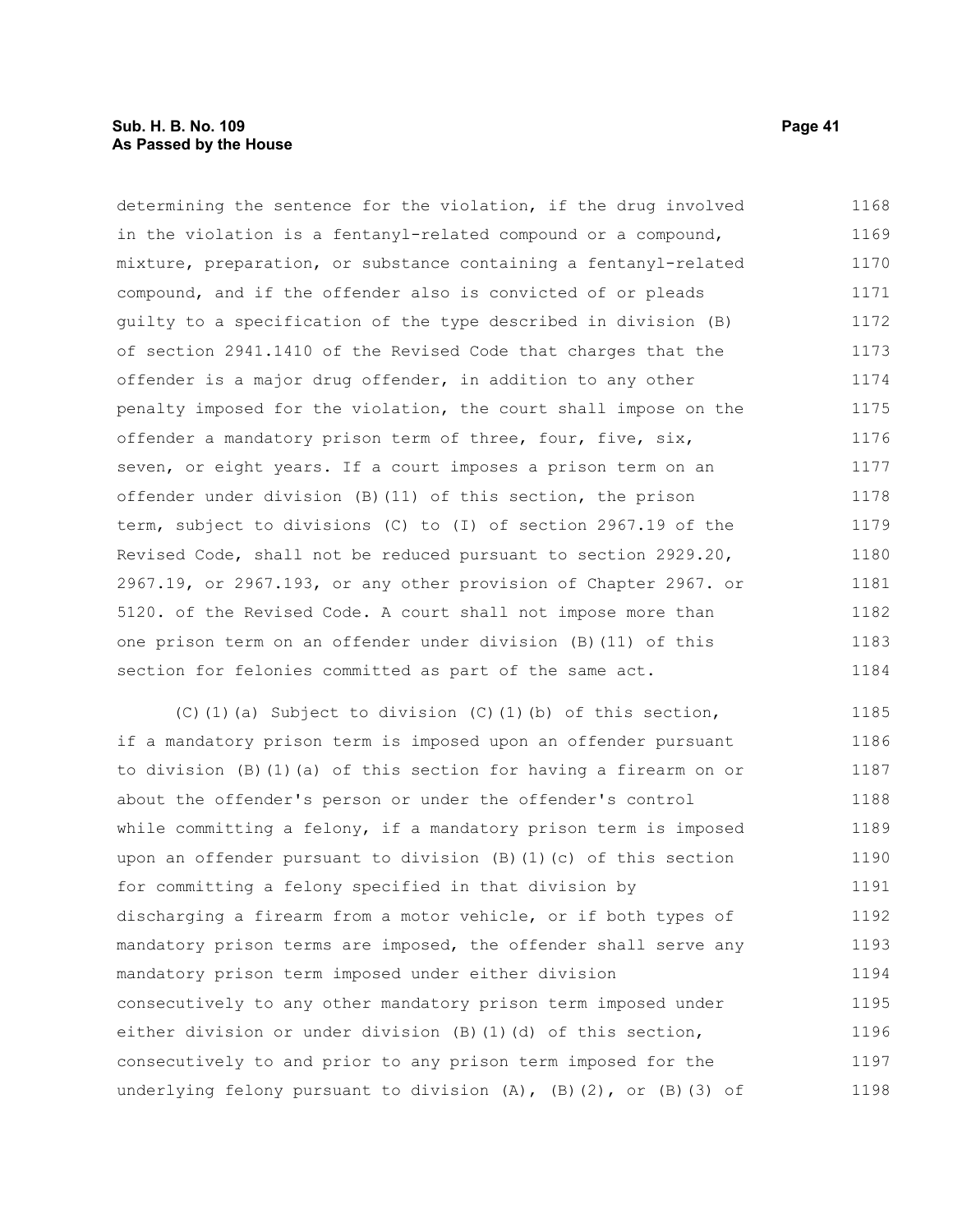determining the sentence for the violation, if the drug involved in the violation is a fentanyl-related compound or a compound, mixture, preparation, or substance containing a fentanyl-related compound, and if the offender also is convicted of or pleads guilty to a specification of the type described in division (B) of section 2941.1410 of the Revised Code that charges that the offender is a major drug offender, in addition to any other penalty imposed for the violation, the court shall impose on the offender a mandatory prison term of three, four, five, six, seven, or eight years. If a court imposes a prison term on an offender under division (B)(11) of this section, the prison term, subject to divisions (C) to (I) of section 2967.19 of the Revised Code, shall not be reduced pursuant to section 2929.20, 2967.19, or 2967.193, or any other provision of Chapter 2967. or 5120. of the Revised Code. A court shall not impose more than one prison term on an offender under division (B)(11) of this section for felonies committed as part of the same act.

(C)(1)(a) Subject to division (C)(1)(b) of this section, if a mandatory prison term is imposed upon an offender pursuant to division (B)(1)(a) of this section for having a firearm on or about the offender's person or under the offender's control while committing a felony, if a mandatory prison term is imposed upon an offender pursuant to division (B)(1)(c) of this section for committing a felony specified in that division by discharging a firearm from a motor vehicle, or if both types of mandatory prison terms are imposed, the offender shall serve any mandatory prison term imposed under either division consecutively to any other mandatory prison term imposed under either division or under division (B)(1)(d) of this section, consecutively to and prior to any prison term imposed for the underlying felony pursuant to division (A), (B)(2), or (B)(3) of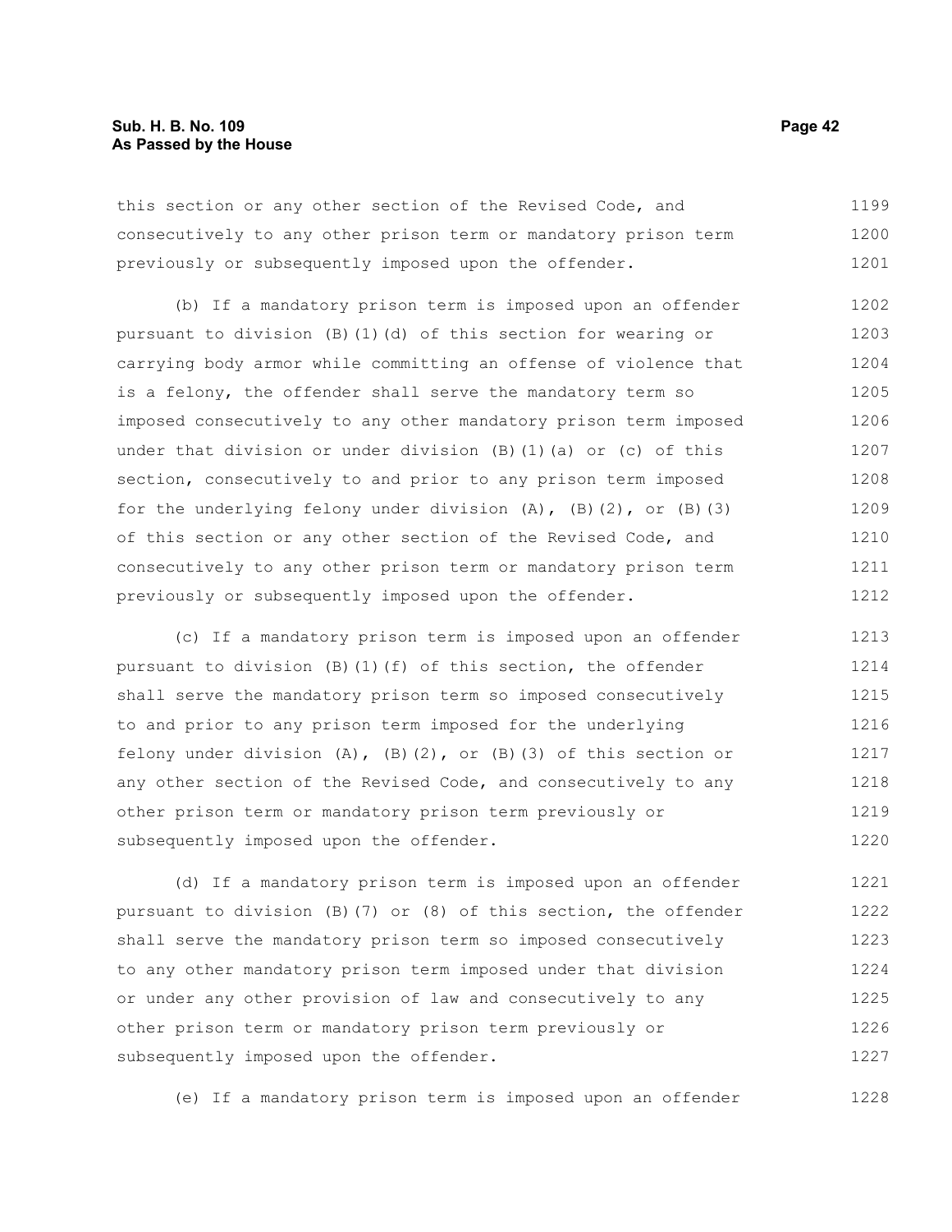this section or any other section of the Revised Code, and consecutively to any other prison term or mandatory prison term previously or subsequently imposed upon the offender.

(b) If a mandatory prison term is imposed upon an offender pursuant to division (B)(1)(d) of this section for wearing or carrying body armor while committing an offense of violence that is a felony, the offender shall serve the mandatory term so imposed consecutively to any other mandatory prison term imposed under that division or under division (B)(1)(a) or (c) of this section, consecutively to and prior to any prison term imposed for the underlying felony under division (A), (B)(2), or (B)(3) of this section or any other section of the Revised Code, and consecutively to any other prison term or mandatory prison term previously or subsequently imposed upon the offender.

(c) If a mandatory prison term is imposed upon an offender pursuant to division (B)(1)(f) of this section, the offender shall serve the mandatory prison term so imposed consecutively to and prior to any prison term imposed for the underlying felony under division (A), (B)(2), or (B)(3) of this section or any other section of the Revised Code, and consecutively to any other prison term or mandatory prison term previously or subsequently imposed upon the offender.

(d) If a mandatory prison term is imposed upon an offender pursuant to division (B)(7) or (8) of this section, the offender shall serve the mandatory prison term so imposed consecutively to any other mandatory prison term imposed under that division or under any other provision of law and consecutively to any other prison term or mandatory prison term previously or subsequently imposed upon the offender.

(e) If a mandatory prison term is imposed upon an offender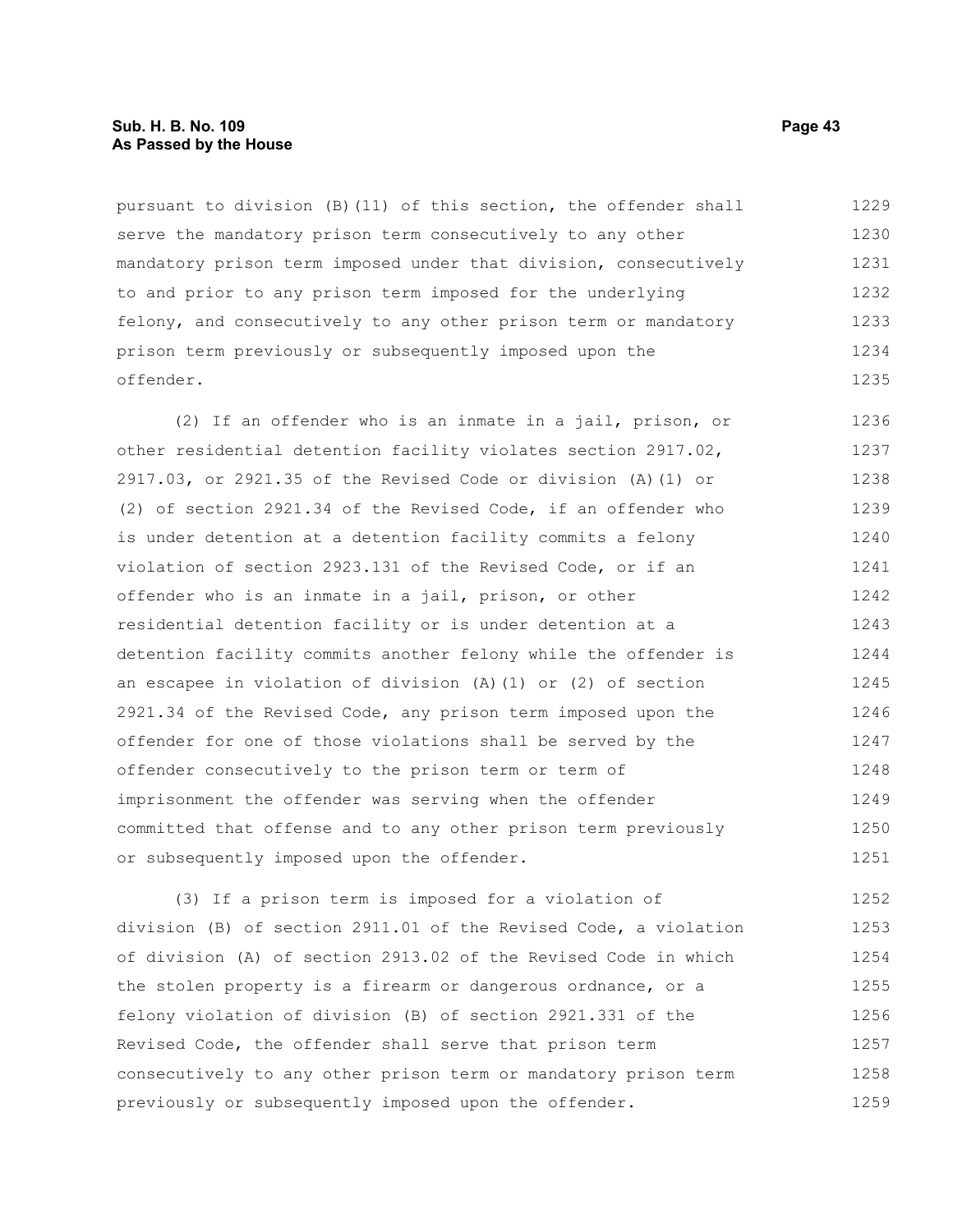pursuant to division (B)(11) of this section, the offender shall serve the mandatory prison term consecutively to any other mandatory prison term imposed under that division, consecutively to and prior to any prison term imposed for the underlying felony, and consecutively to any other prison term or mandatory prison term previously or subsequently imposed upon the offender.

(2) If an offender who is an inmate in a jail, prison, or other residential detention facility violates section 2917.02, 2917.03, or 2921.35 of the Revised Code or division (A)(1) or (2) of section 2921.34 of the Revised Code, if an offender who is under detention at a detention facility commits a felony violation of section 2923.131 of the Revised Code, or if an offender who is an inmate in a jail, prison, or other residential detention facility or is under detention at a detention facility commits another felony while the offender is an escapee in violation of division (A)(1) or (2) of section 2921.34 of the Revised Code, any prison term imposed upon the offender for one of those violations shall be served by the offender consecutively to the prison term or term of imprisonment the offender was serving when the offender committed that offense and to any other prison term previously or subsequently imposed upon the offender.

(3) If a prison term is imposed for a violation of division (B) of section 2911.01 of the Revised Code, a violation of division (A) of section 2913.02 of the Revised Code in which the stolen property is a firearm or dangerous ordnance, or a felony violation of division (B) of section 2921.331 of the Revised Code, the offender shall serve that prison term consecutively to any other prison term or mandatory prison term previously or subsequently imposed upon the offender.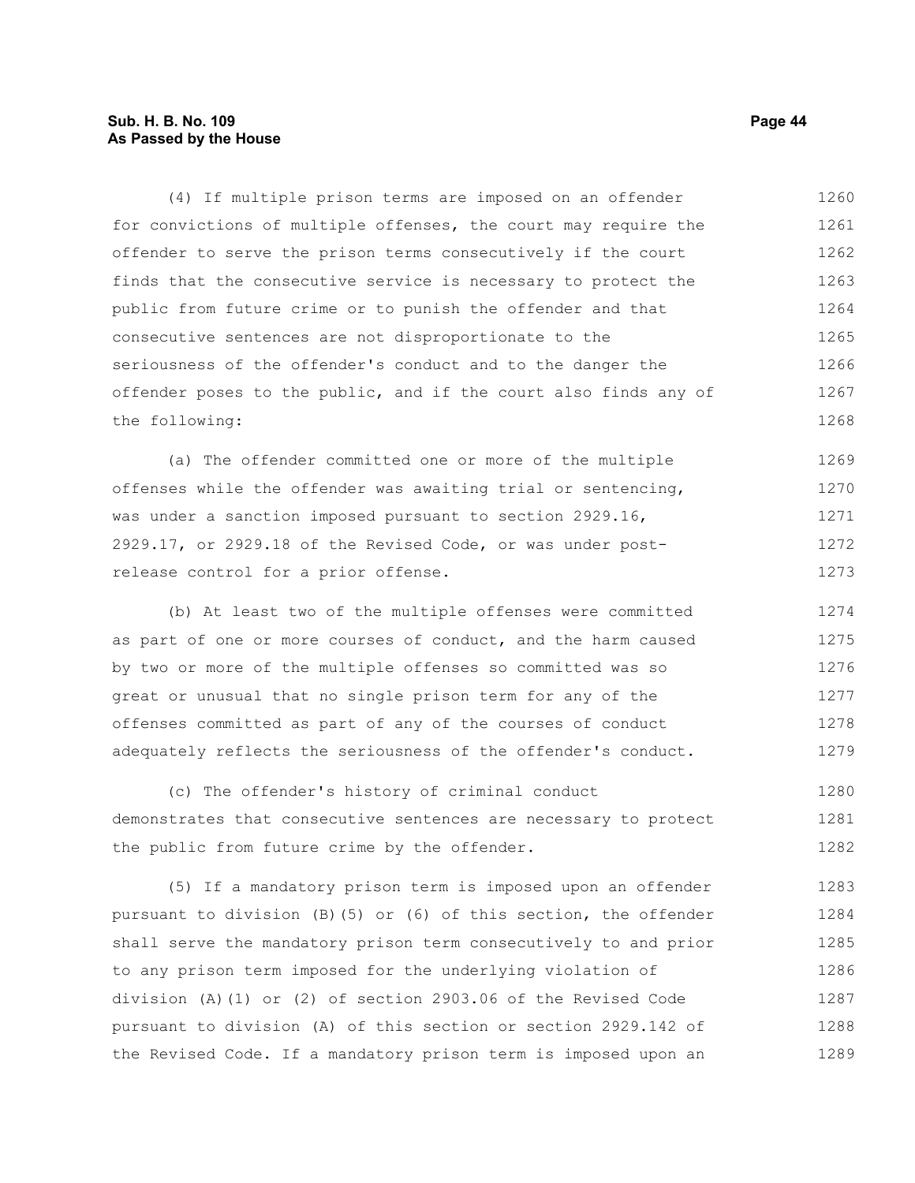(4) If multiple prison terms are imposed on an offender for convictions of multiple offenses, the court may require the offender to serve the prison terms consecutively if the court finds that the consecutive service is necessary to protect the public from future crime or to punish the offender and that consecutive sentences are not disproportionate to the seriousness of the offender's conduct and to the danger the offender poses to the public, and if the court also finds any of the following:

(a) The offender committed one or more of the multiple offenses while the offender was awaiting trial or sentencing, was under a sanction imposed pursuant to section 2929.16, 2929.17, or 2929.18 of the Revised Code, or was under post-release control for a prior offense.

(b) At least two of the multiple offenses were committed as part of one or more courses of conduct, and the harm caused by two or more of the multiple offenses so committed was so great or unusual that no single prison term for any of the offenses committed as part of any of the courses of conduct adequately reflects the seriousness of the offender's conduct.

(c) The offender's history of criminal conduct demonstrates that consecutive sentences are necessary to protect the public from future crime by the offender.

(5) If a mandatory prison term is imposed upon an offender pursuant to division (B)(5) or (6) of this section, the offender shall serve the mandatory prison term consecutively to and prior to any prison term imposed for the underlying violation of division (A)(1) or (2) of section 2903.06 of the Revised Code pursuant to division (A) of this section or section 2929.142 of the Revised Code. If a mandatory prison term is imposed upon an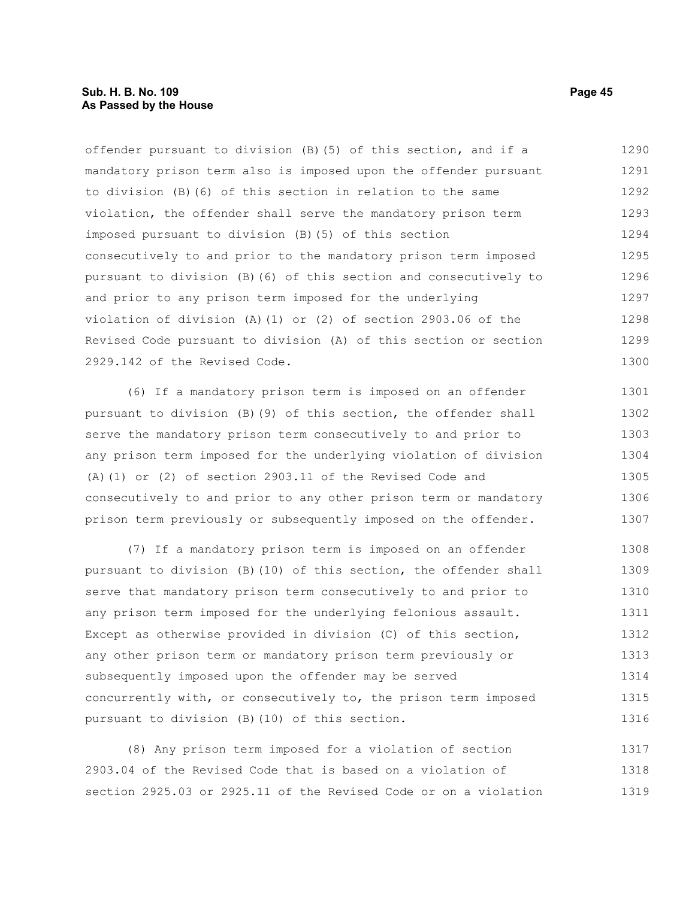offender pursuant to division (B)(5) of this section, and if a mandatory prison term also is imposed upon the offender pursuant to division (B)(6) of this section in relation to the same violation, the offender shall serve the mandatory prison term imposed pursuant to division (B)(5) of this section consecutively to and prior to the mandatory prison term imposed pursuant to division (B)(6) of this section and consecutively to and prior to any prison term imposed for the underlying violation of division (A)(1) or (2) of section 2903.06 of the Revised Code pursuant to division (A) of this section or section 2929.142 of the Revised Code.

(6) If a mandatory prison term is imposed on an offender pursuant to division (B)(9) of this section, the offender shall serve the mandatory prison term consecutively to and prior to any prison term imposed for the underlying violation of division (A)(1) or (2) of section 2903.11 of the Revised Code and consecutively to and prior to any other prison term or mandatory prison term previously or subsequently imposed on the offender.

(7) If a mandatory prison term is imposed on an offender pursuant to division (B)(10) of this section, the offender shall serve that mandatory prison term consecutively to and prior to any prison term imposed for the underlying felonious assault. Except as otherwise provided in division (C) of this section, any other prison term or mandatory prison term previously or subsequently imposed upon the offender may be served concurrently with, or consecutively to, the prison term imposed pursuant to division (B)(10) of this section.

(8) Any prison term imposed for a violation of section 2903.04 of the Revised Code that is based on a violation of section 2925.03 or 2925.11 of the Revised Code or on a violation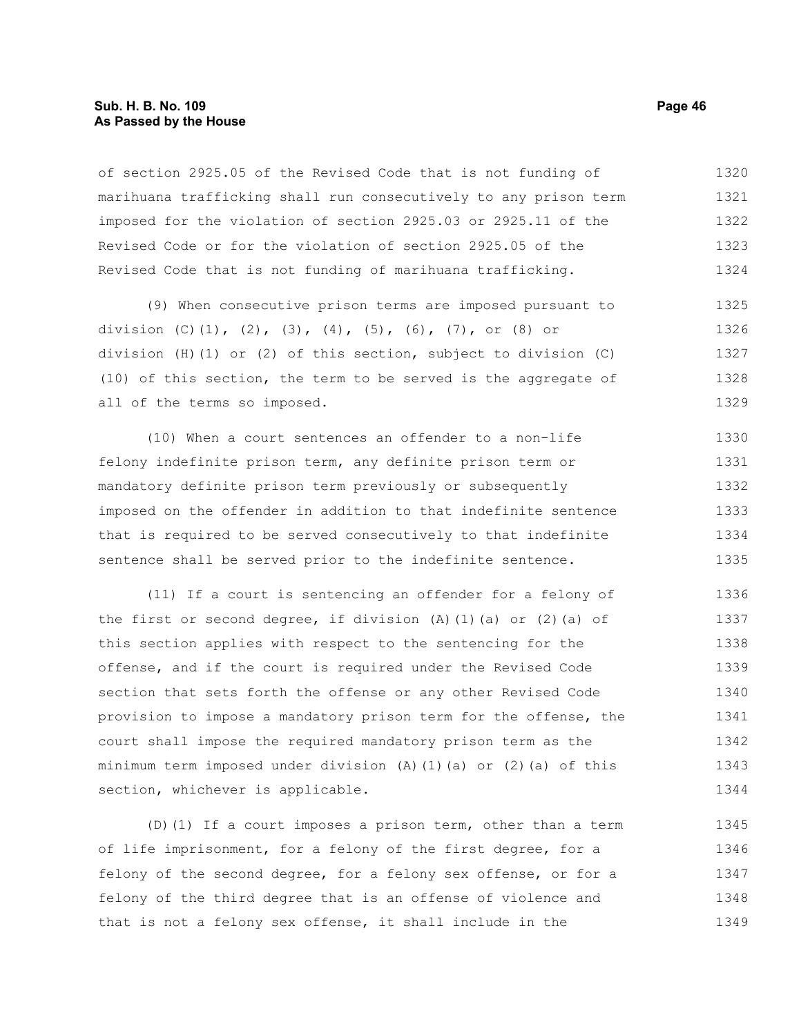of section 2925.05 of the Revised Code that is not funding of marihuana trafficking shall run consecutively to any prison term imposed for the violation of section 2925.03 or 2925.11 of the Revised Code or for the violation of section 2925.05 of the Revised Code that is not funding of marihuana trafficking.

(9) When consecutive prison terms are imposed pursuant to division (C)(1), (2), (3), (4), (5), (6), (7), or (8) or division (H)(1) or (2) of this section, subject to division (C)(10) of this section, the term to be served is the aggregate of all of the terms so imposed.

(10) When a court sentences an offender to a non-life felony indefinite prison term, any definite prison term or mandatory definite prison term previously or subsequently imposed on the offender in addition to that indefinite sentence that is required to be served consecutively to that indefinite sentence shall be served prior to the indefinite sentence.

(11) If a court is sentencing an offender for a felony of the first or second degree, if division (A)(1)(a) or (2)(a) of this section applies with respect to the sentencing for the offense, and if the court is required under the Revised Code section that sets forth the offense or any other Revised Code provision to impose a mandatory prison term for the offense, the court shall impose the required mandatory prison term as the minimum term imposed under division (A)(1)(a) or (2)(a) of this section, whichever is applicable.

(D)(1) If a court imposes a prison term, other than a term of life imprisonment, for a felony of the first degree, for a felony of the second degree, for a felony sex offense, or for a felony of the third degree that is an offense of violence and that is not a felony sex offense, it shall include in the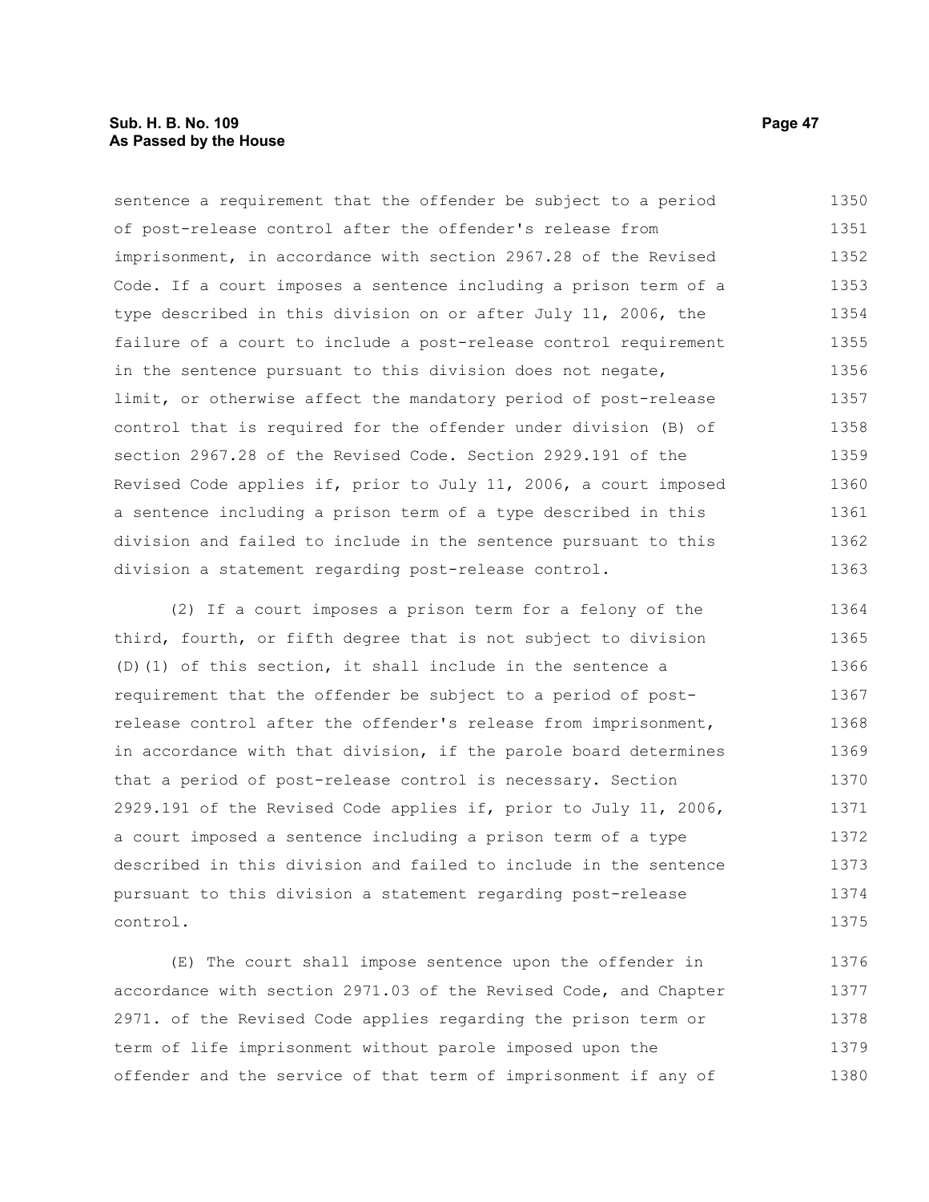sentence a requirement that the offender be subject to a period of post-release control after the offender's release from imprisonment, in accordance with section 2967.28 of the Revised Code. If a court imposes a sentence including a prison term of a type described in this division on or after July 11, 2006, the failure of a court to include a post-release control requirement in the sentence pursuant to this division does not negate, limit, or otherwise affect the mandatory period of post-release control that is required for the offender under division (B) of section 2967.28 of the Revised Code. Section 2929.191 of the Revised Code applies if, prior to July 11, 2006, a court imposed a sentence including a prison term of a type described in this division and failed to include in the sentence pursuant to this division a statement regarding post-release control.

(2) If a court imposes a prison term for a felony of the third, fourth, or fifth degree that is not subject to division (D)(1) of this section, it shall include in the sentence a requirement that the offender be subject to a period of post-release control after the offender's release from imprisonment, in accordance with that division, if the parole board determines that a period of post-release control is necessary. Section 2929.191 of the Revised Code applies if, prior to July 11, 2006, a court imposed a sentence including a prison term of a type described in this division and failed to include in the sentence pursuant to this division a statement regarding post-release control.

(E) The court shall impose sentence upon the offender in accordance with section 2971.03 of the Revised Code, and Chapter 2971. of the Revised Code applies regarding the prison term or term of life imprisonment without parole imposed upon the offender and the service of that term of imprisonment if any of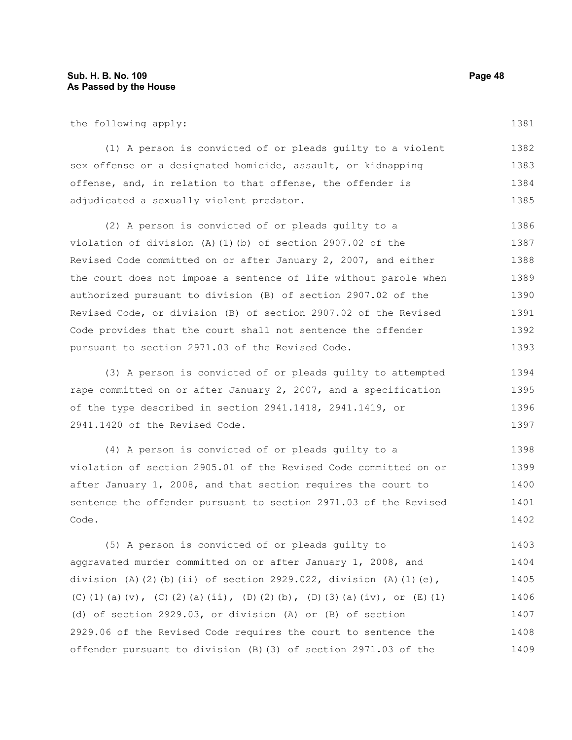the following apply:

(1) A person is convicted of or pleads guilty to a violent sex offense or a designated homicide, assault, or kidnapping offense, and, in relation to that offense, the offender is adjudicated a sexually violent predator.

(2) A person is convicted of or pleads guilty to a violation of division (A)(1)(b) of section 2907.02 of the Revised Code committed on or after January 2, 2007, and either the court does not impose a sentence of life without parole when authorized pursuant to division (B) of section 2907.02 of the Revised Code, or division (B) of section 2907.02 of the Revised Code provides that the court shall not sentence the offender pursuant to section 2971.03 of the Revised Code.

(3) A person is convicted of or pleads guilty to attempted rape committed on or after January 2, 2007, and a specification of the type described in section 2941.1418, 2941.1419, or 2941.1420 of the Revised Code.

(4) A person is convicted of or pleads guilty to a violation of section 2905.01 of the Revised Code committed on or after January 1, 2008, and that section requires the court to sentence the offender pursuant to section 2971.03 of the Revised Code.

(5) A person is convicted of or pleads guilty to aggravated murder committed on or after January 1, 2008, and division (A)(2)(b)(ii) of section 2929.022, division (A)(1)(e), (C)(1)(a)(v), (C)(2)(a)(ii), (D)(2)(b), (D)(3)(a)(iv), or (E)(1)(d) of section 2929.03, or division (A) or (B) of section 2929.06 of the Revised Code requires the court to sentence the offender pursuant to division (B)(3) of section 2971.03 of the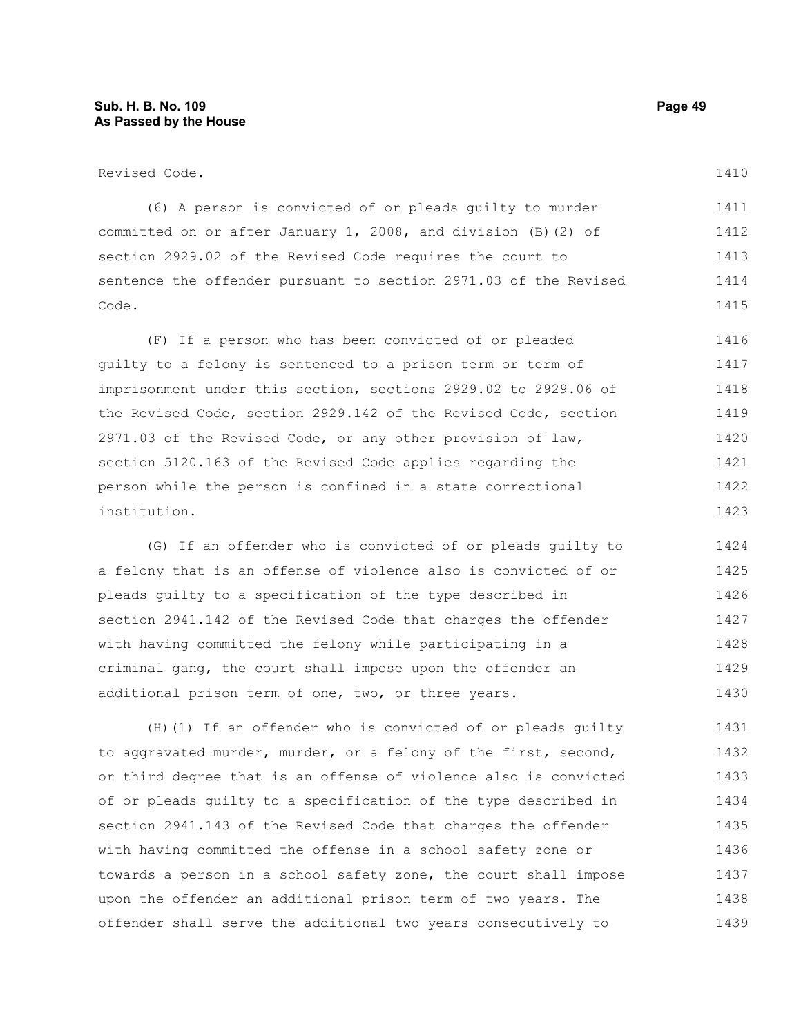Revised Code.

(6) A person is convicted of or pleads guilty to murder committed on or after January 1, 2008, and division (B)(2) of section 2929.02 of the Revised Code requires the court to sentence the offender pursuant to section 2971.03 of the Revised Code.

(F) If a person who has been convicted of or pleaded guilty to a felony is sentenced to a prison term or term of imprisonment under this section, sections 2929.02 to 2929.06 of the Revised Code, section 2929.142 of the Revised Code, section 2971.03 of the Revised Code, or any other provision of law, section 5120.163 of the Revised Code applies regarding the person while the person is confined in a state correctional institution.

(G) If an offender who is convicted of or pleads guilty to a felony that is an offense of violence also is convicted of or pleads guilty to a specification of the type described in section 2941.142 of the Revised Code that charges the offender with having committed the felony while participating in a criminal gang, the court shall impose upon the offender an additional prison term of one, two, or three years.

(H)(1) If an offender who is convicted of or pleads guilty to aggravated murder, murder, or a felony of the first, second, or third degree that is an offense of violence also is convicted of or pleads guilty to a specification of the type described in section 2941.143 of the Revised Code that charges the offender with having committed the offense in a school safety zone or towards a person in a school safety zone, the court shall impose upon the offender an additional prison term of two years. The offender shall serve the additional two years consecutively to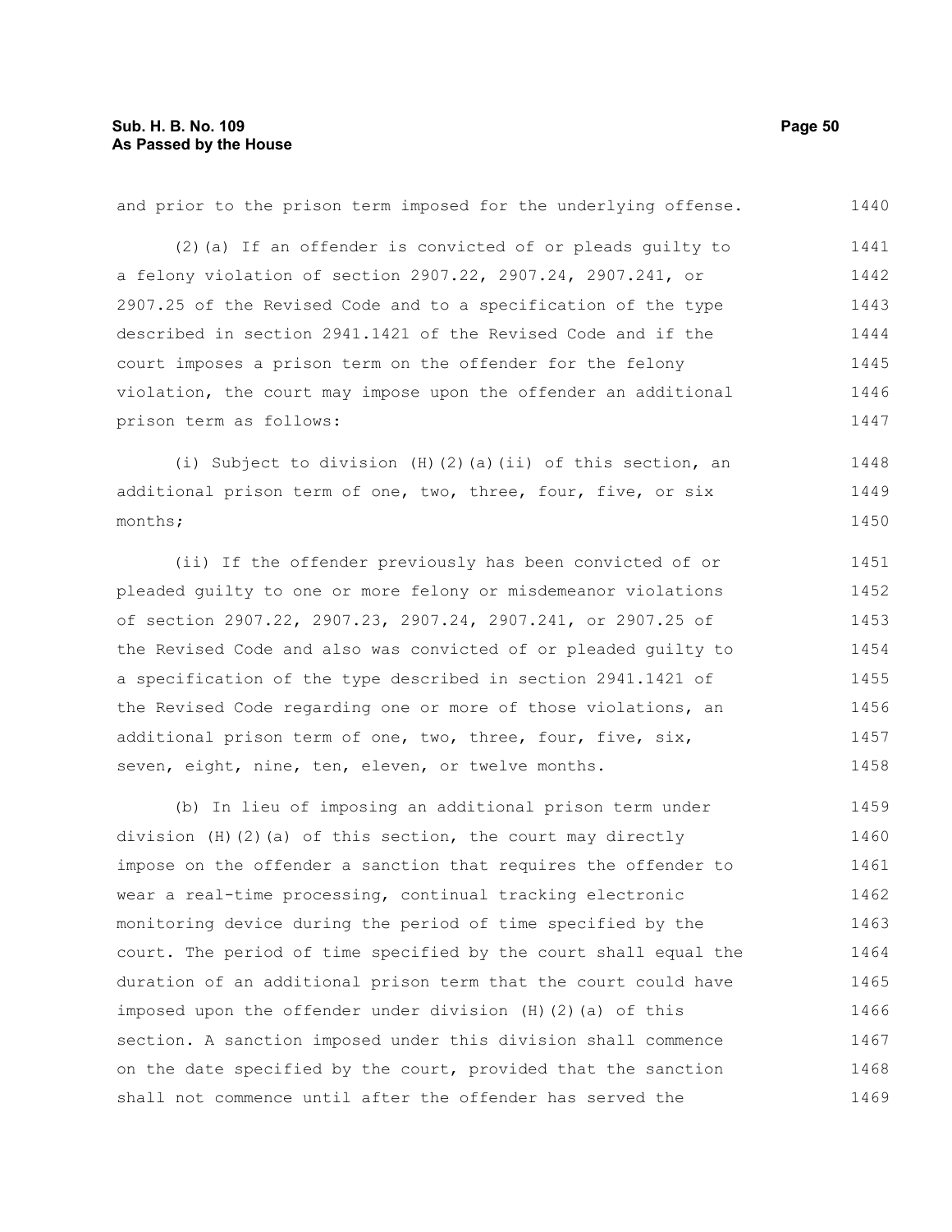and prior to the prison term imposed for the underlying offense.

(2)(a) If an offender is convicted of or pleads guilty to a felony violation of section 2907.22, 2907.24, 2907.241, or 2907.25 of the Revised Code and to a specification of the type described in section 2941.1421 of the Revised Code and if the court imposes a prison term on the offender for the felony violation, the court may impose upon the offender an additional prison term as follows:

(i) Subject to division (H)(2)(a)(ii) of this section, an additional prison term of one, two, three, four, five, or six months;

(ii) If the offender previously has been convicted of or pleaded guilty to one or more felony or misdemeanor violations of section 2907.22, 2907.23, 2907.24, 2907.241, or 2907.25 of the Revised Code and also was convicted of or pleaded guilty to a specification of the type described in section 2941.1421 of the Revised Code regarding one or more of those violations, an additional prison term of one, two, three, four, five, six, seven, eight, nine, ten, eleven, or twelve months.

(b) In lieu of imposing an additional prison term under division (H)(2)(a) of this section, the court may directly impose on the offender a sanction that requires the offender to wear a real-time processing, continual tracking electronic monitoring device during the period of time specified by the court. The period of time specified by the court shall equal the duration of an additional prison term that the court could have imposed upon the offender under division (H)(2)(a) of this section. A sanction imposed under this division shall commence on the date specified by the court, provided that the sanction shall not commence until after the offender has served the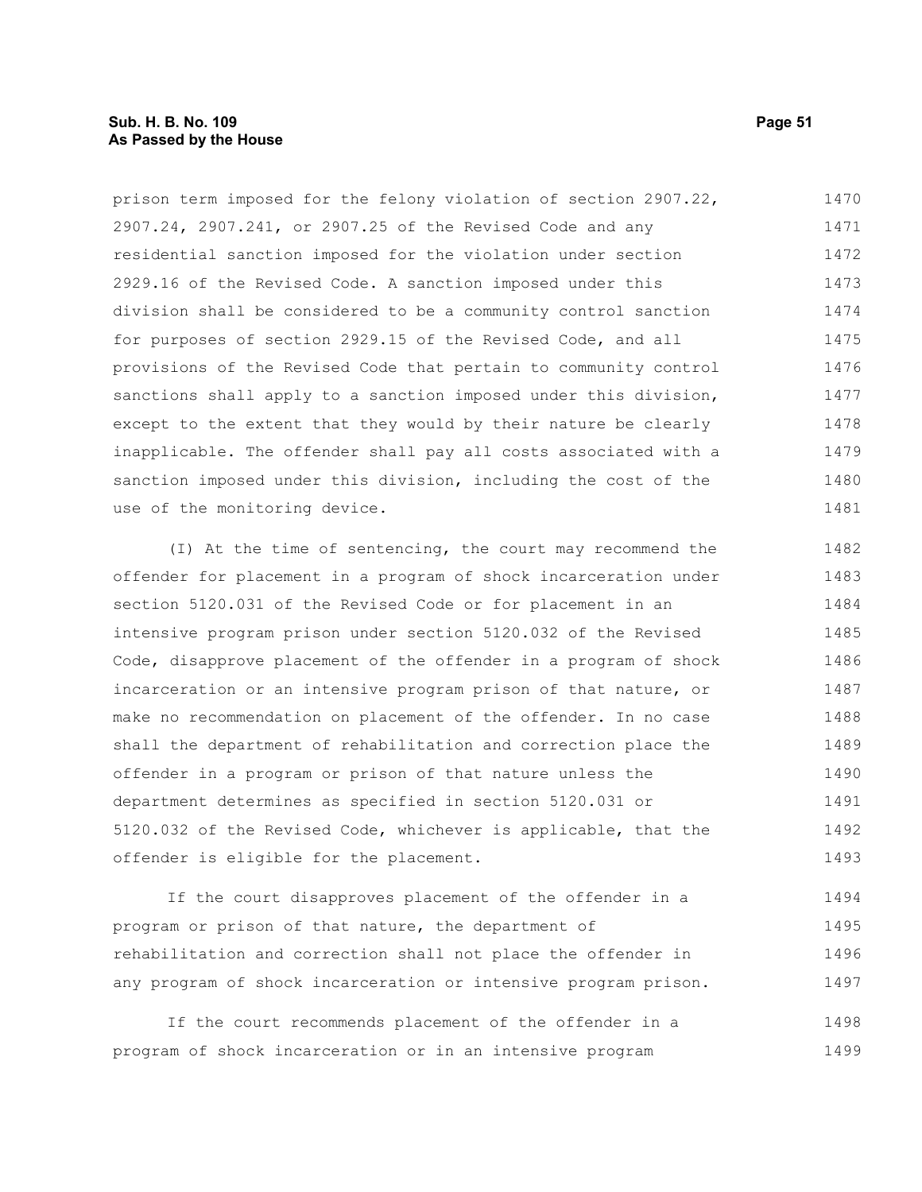prison term imposed for the felony violation of section 2907.22, 2907.24, 2907.241, or 2907.25 of the Revised Code and any residential sanction imposed for the violation under section 2929.16 of the Revised Code. A sanction imposed under this division shall be considered to be a community control sanction for purposes of section 2929.15 of the Revised Code, and all provisions of the Revised Code that pertain to community control sanctions shall apply to a sanction imposed under this division, except to the extent that they would by their nature be clearly inapplicable. The offender shall pay all costs associated with a sanction imposed under this division, including the cost of the use of the monitoring device.

(I) At the time of sentencing, the court may recommend the offender for placement in a program of shock incarceration under section 5120.031 of the Revised Code or for placement in an intensive program prison under section 5120.032 of the Revised Code, disapprove placement of the offender in a program of shock incarceration or an intensive program prison of that nature, or make no recommendation on placement of the offender. In no case shall the department of rehabilitation and correction place the offender in a program or prison of that nature unless the department determines as specified in section 5120.031 or 5120.032 of the Revised Code, whichever is applicable, that the offender is eligible for the placement.

If the court disapproves placement of the offender in a program or prison of that nature, the department of rehabilitation and correction shall not place the offender in any program of shock incarceration or intensive program prison.

If the court recommends placement of the offender in a program of shock incarceration or in an intensive program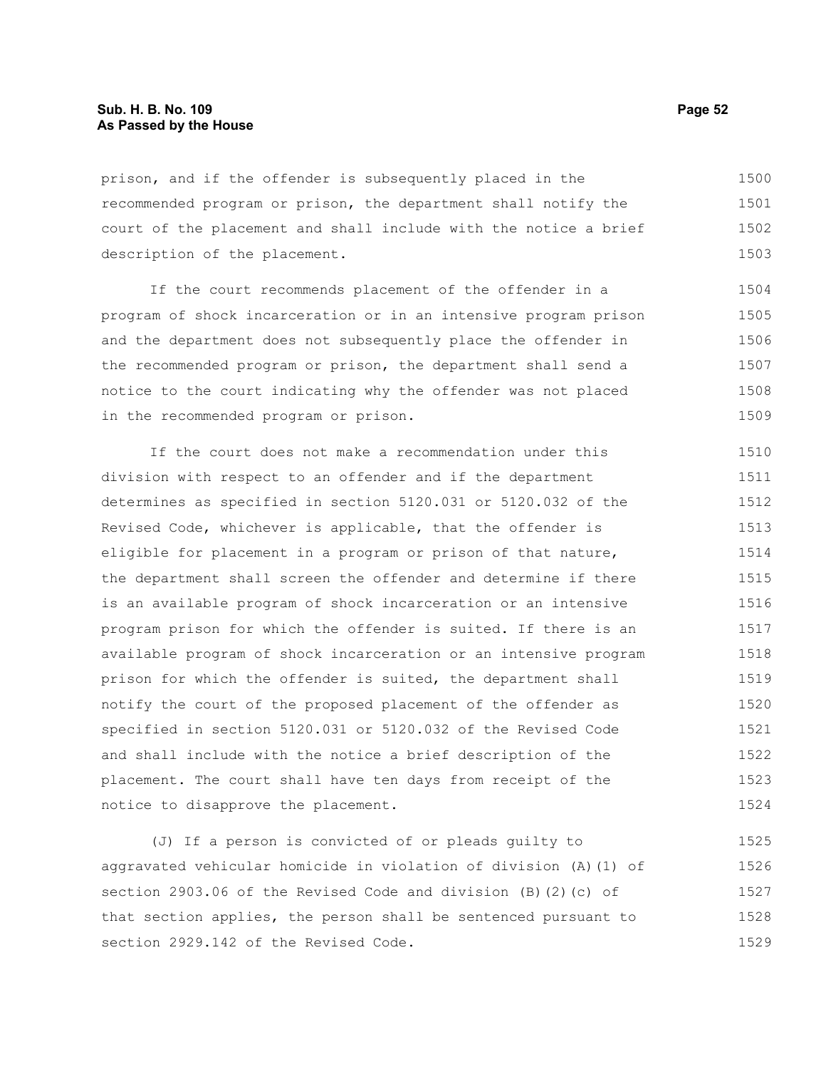prison, and if the offender is subsequently placed in the recommended program or prison, the department shall notify the court of the placement and shall include with the notice a brief description of the placement.

If the court recommends placement of the offender in a program of shock incarceration or in an intensive program prison and the department does not subsequently place the offender in the recommended program or prison, the department shall send a notice to the court indicating why the offender was not placed in the recommended program or prison.

If the court does not make a recommendation under this division with respect to an offender and if the department determines as specified in section 5120.031 or 5120.032 of the Revised Code, whichever is applicable, that the offender is eligible for placement in a program or prison of that nature, the department shall screen the offender and determine if there is an available program of shock incarceration or an intensive program prison for which the offender is suited. If there is an available program of shock incarceration or an intensive program prison for which the offender is suited, the department shall notify the court of the proposed placement of the offender as specified in section 5120.031 or 5120.032 of the Revised Code and shall include with the notice a brief description of the placement. The court shall have ten days from receipt of the notice to disapprove the placement.

(J) If a person is convicted of or pleads guilty to aggravated vehicular homicide in violation of division (A)(1) of section 2903.06 of the Revised Code and division (B)(2)(c) of that section applies, the person shall be sentenced pursuant to section 2929.142 of the Revised Code.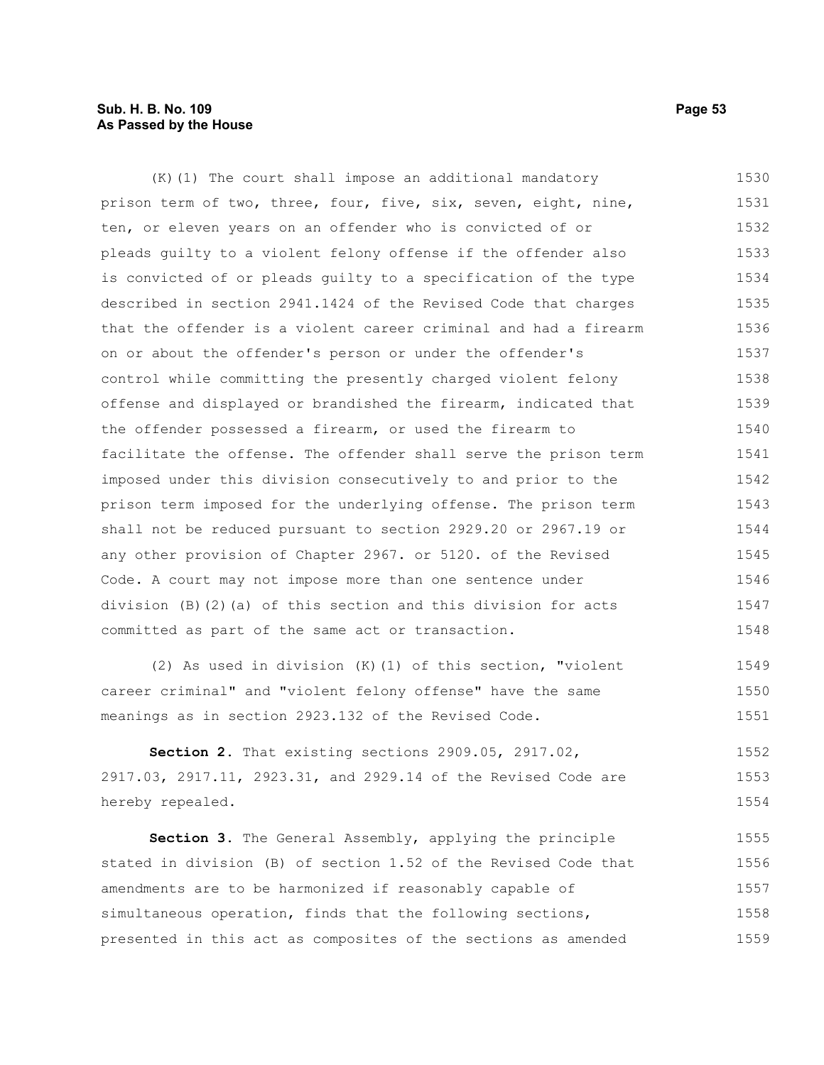(K)(1) The court shall impose an additional mandatory prison term of two, three, four, five, six, seven, eight, nine, ten, or eleven years on an offender who is convicted of or pleads guilty to a violent felony offense if the offender also is convicted of or pleads guilty to a specification of the type described in section 2941.1424 of the Revised Code that charges that the offender is a violent career criminal and had a firearm on or about the offender's person or under the offender's control while committing the presently charged violent felony offense and displayed or brandished the firearm, indicated that the offender possessed a firearm, or used the firearm to facilitate the offense. The offender shall serve the prison term imposed under this division consecutively to and prior to the prison term imposed for the underlying offense. The prison term shall not be reduced pursuant to section 2929.20 or 2967.19 or any other provision of Chapter 2967. or 5120. of the Revised Code. A court may not impose more than one sentence under division (B)(2)(a) of this section and this division for acts committed as part of the same act or transaction.

(2) As used in division (K)(1) of this section, "violent career criminal" and "violent felony offense" have the same meanings as in section 2923.132 of the Revised Code.

**Section 2.** That existing sections 2909.05, 2917.02, 2917.03, 2917.11, 2923.31, and 2929.14 of the Revised Code are hereby repealed.

**Section 3.** The General Assembly, applying the principle stated in division (B) of section 1.52 of the Revised Code that amendments are to be harmonized if reasonably capable of simultaneous operation, finds that the following sections, presented in this act as composites of the sections as amended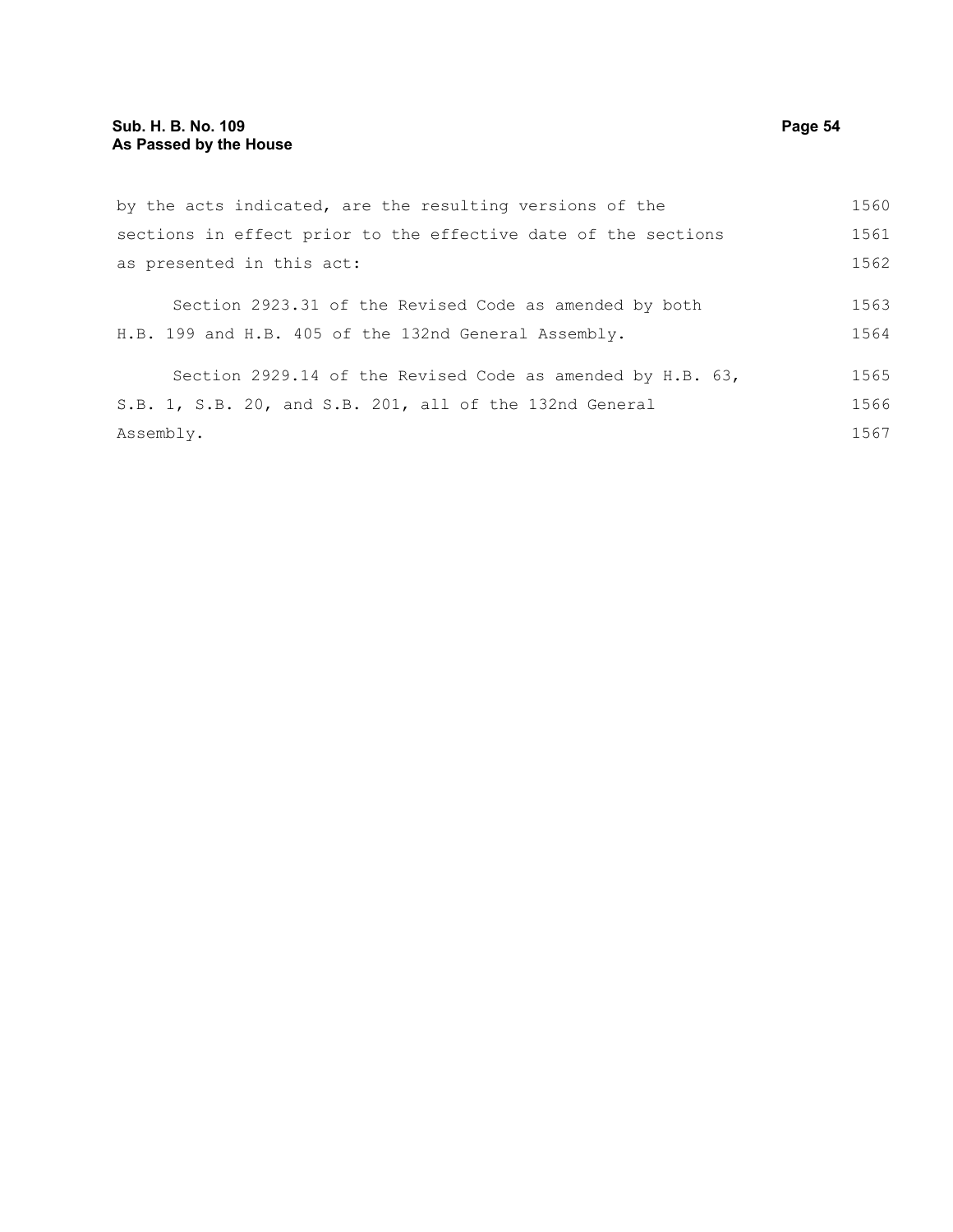by the acts indicated, are the resulting versions of the sections in effect prior to the effective date of the sections as presented in this act:

Section 2923.31 of the Revised Code as amended by both H.B. 199 and H.B. 405 of the 132nd General Assembly.

Section 2929.14 of the Revised Code as amended by H.B. 63, S.B. 1, S.B. 20, and S.B. 201, all of the 132nd General Assembly.